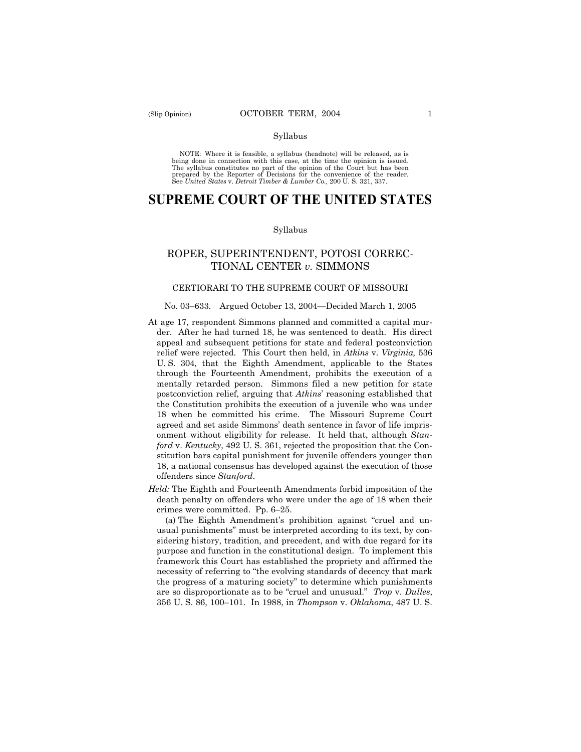Syllabus

NOTE: Where it is feasible, a syllabus (headnote) will be released, as is being done in connection with this case, at the time the opinion is issued. The syllabus constitutes no part of the opinion of the Court but has been prepared by the Reporter of Decisions for the convenience of the reader. See *United States* v. *Detroit Timber & Lumber Co.,* 200 U. S. 321, 337.

# SUPREME COURT OF THE UNITED STATES

Syllabus

## ROPER, SUPERINTENDENT, POTOSI CORRECTIONAL CENTER *v.* SIMMONS

CERTIORARI TO THE SUPREME COURT OF MISSOURI

No. 03–633. Argued October 13, 2004—Decided March 1, 2005

At age 17, respondent Simmons planned and committed a capital murder. After he had turned 18, he was sentenced to death. His direct appeal and subsequent petitions for state and federal postconviction relief were rejected. This Court then held, in *Atkins* v. *Virginia,* 536 U. S. 304, that the Eighth Amendment, applicable to the States through the Fourteenth Amendment, prohibits the execution of a mentally retarded person. Simmons filed a new petition for state postconviction relief, arguing that *Atkins*' reasoning established that the Constitution prohibits the execution of a juvenile who was under 18 when he committed his crime. The Missouri Supreme Court agreed and set aside Simmons' death sentence in favor of life imprisonment without eligibility for release. It held that, although *Stanford* v. *Kentucky*, 492 U. S. 361, rejected the proposition that the Constitution bars capital punishment for juvenile offenders younger than 18, a national consensus has developed against the execution of those offenders since *Stanford*.

*Held:* The Eighth and Fourteenth Amendments forbid imposition of the death penalty on offenders who were under the age of 18 when their crimes were committed. Pp. 6–25.

(a) The Eighth Amendment's prohibition against "cruel and unusual punishments" must be interpreted according to its text, by considering history, tradition, and precedent, and with due regard for its purpose and function in the constitutional design. To implement this framework this Court has established the propriety and affirmed the necessity of referring to "the evolving standards of decency that mark the progress of a maturing society" to determine which punishments are so disproportionate as to be "cruel and unusual." *Trop* v. *Dulles*, 356 U. S. 86, 100–101. In 1988, in *Thompson* v. *Oklahoma*, 487 U. S.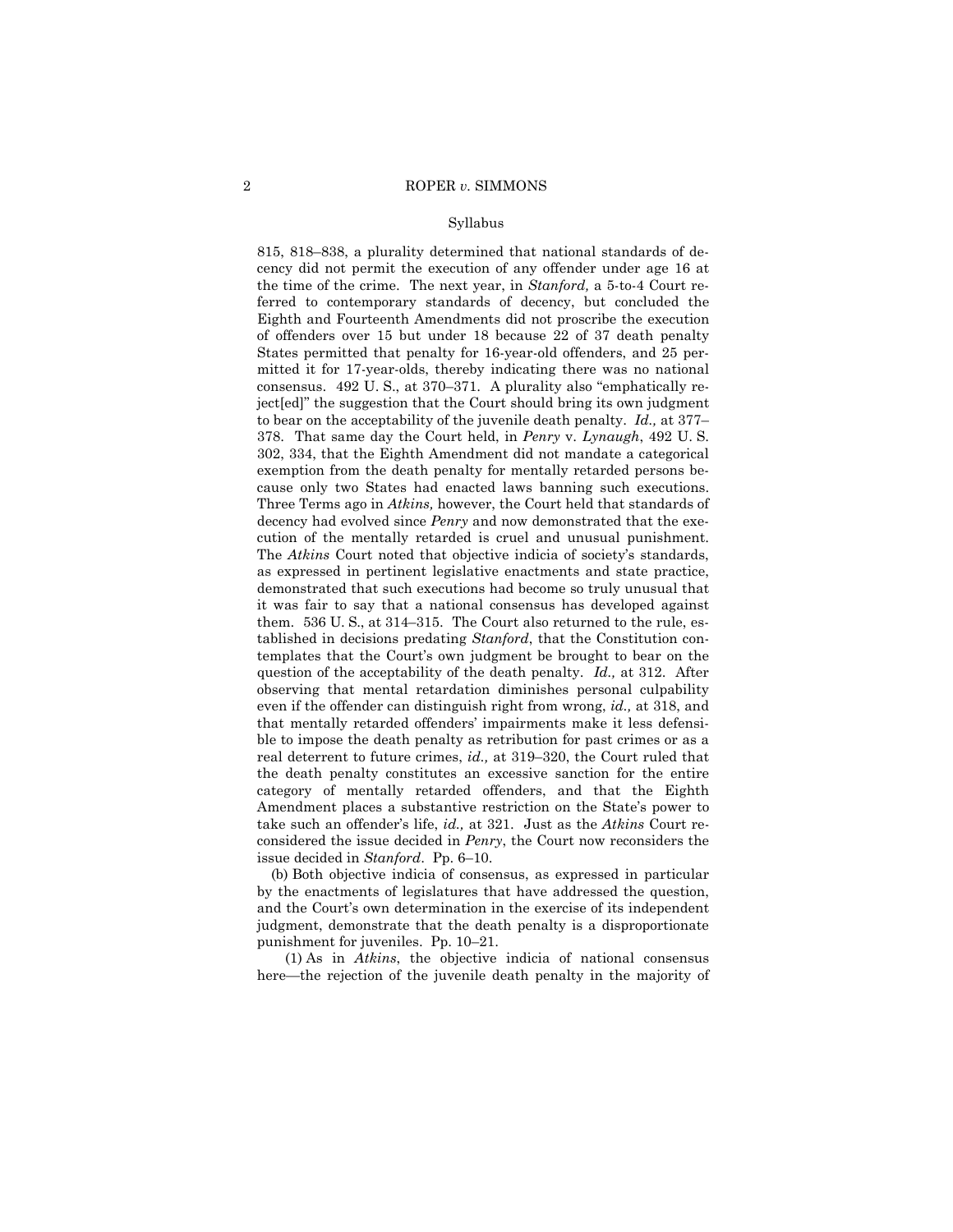815, 818–838, a plurality determined that national standards of decency did not permit the execution of any offender under age 16 at the time of the crime. The next year, in *Stanford,* a 5-to-4 Court referred to contemporary standards of decency, but concluded the Eighth and Fourteenth Amendments did not proscribe the execution of offenders over 15 but under 18 because 22 of 37 death penalty States permitted that penalty for 16-year-old offenders, and 25 permitted it for 17-year-olds, thereby indicating there was no national consensus. 492 U. S., at 370–371. A plurality also "emphatically reject[ed]" the suggestion that the Court should bring its own judgment to bear on the acceptability of the juvenile death penalty. *Id.,* at 377–378. That same day the Court held, in *Penry* v. *Lynaugh*, 492 U. S. 302, 334, that the Eighth Amendment did not mandate a categorical exemption from the death penalty for mentally retarded persons because only two States had enacted laws banning such executions. Three Terms ago in *Atkins,* however, the Court held that standards of decency had evolved since *Penry* and now demonstrated that the execution of the mentally retarded is cruel and unusual punishment. The *Atkins* Court noted that objective indicia of society's standards, as expressed in pertinent legislative enactments and state practice, demonstrated that such executions had become so truly unusual that it was fair to say that a national consensus has developed against them. 536 U. S., at 314–315. The Court also returned to the rule, established in decisions predating *Stanford*, that the Constitution contemplates that the Court's own judgment be brought to bear on the question of the acceptability of the death penalty. *Id.,* at 312. After observing that mental retardation diminishes personal culpability even if the offender can distinguish right from wrong, *id.,* at 318, and that mentally retarded offenders' impairments make it less defensible to impose the death penalty as retribution for past crimes or as a real deterrent to future crimes, *id.,* at 319–320, the Court ruled that the death penalty constitutes an excessive sanction for the entire category of mentally retarded offenders, and that the Eighth Amendment places a substantive restriction on the State's power to take such an offender's life, *id.,* at 321. Just as the *Atkins* Court reconsidered the issue decided in *Penry*, the Court now reconsiders the issue decided in *Stanford*. Pp. 6–10.

(b) Both objective indicia of consensus, as expressed in particular by the enactments of legislatures that have addressed the question, and the Court's own determination in the exercise of its independent judgment, demonstrate that the death penalty is a disproportionate punishment for juveniles. Pp. 10–21.

(1) As in *Atkins*, the objective indicia of national consensus here—the rejection of the juvenile death penalty in the majority of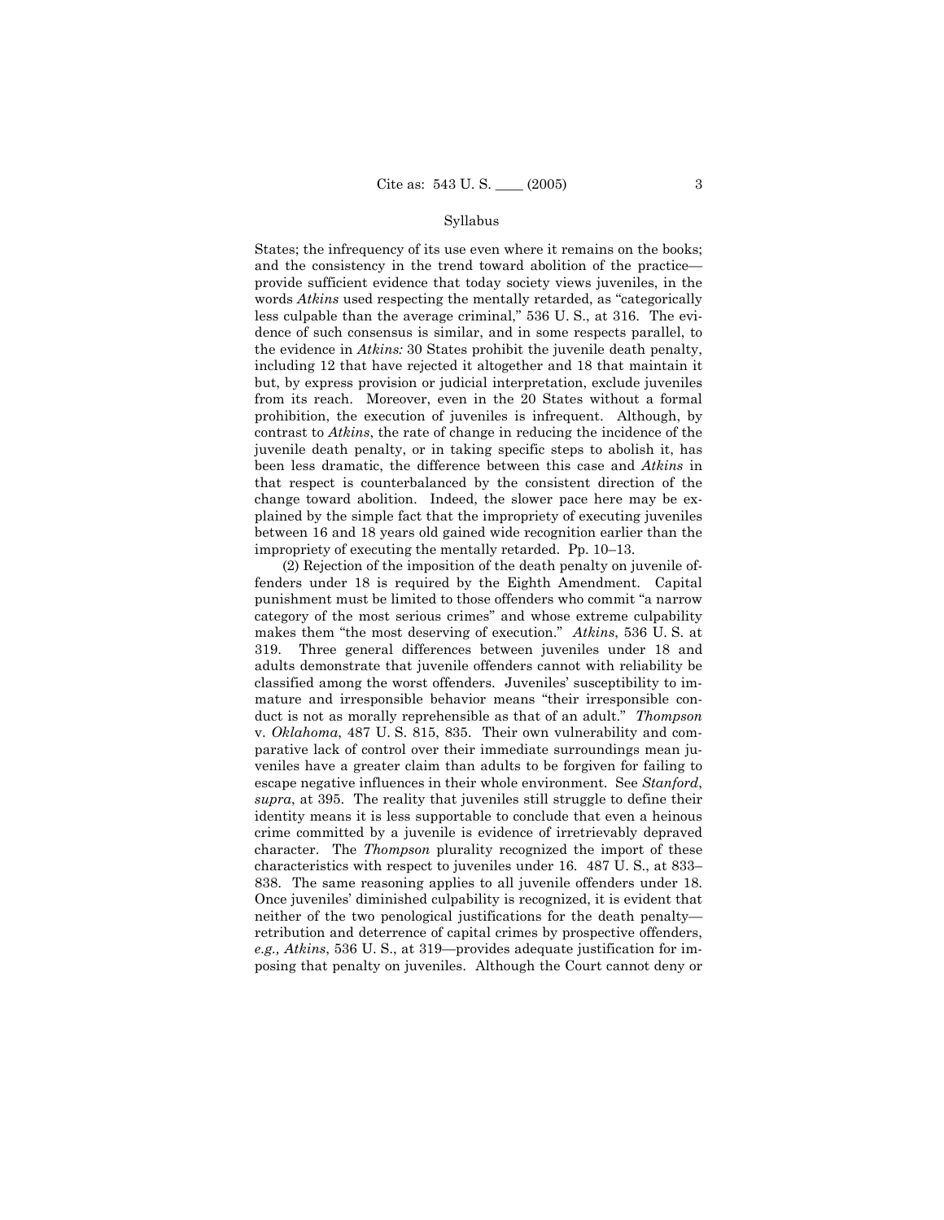States; the infrequency of its use even where it remains on the books; and the consistency in the trend toward abolition of the practice—provide sufficient evidence that today society views juveniles, in the words *Atkins* used respecting the mentally retarded, as "categorically less culpable than the average criminal," 536 U. S., at 316. The evidence of such consensus is similar, and in some respects parallel, to the evidence in *Atkins:* 30 States prohibit the juvenile death penalty, including 12 that have rejected it altogether and 18 that maintain it but, by express provision or judicial interpretation, exclude juveniles from its reach. Moreover, even in the 20 States without a formal prohibition, the execution of juveniles is infrequent. Although, by contrast to *Atkins*, the rate of change in reducing the incidence of the juvenile death penalty, or in taking specific steps to abolish it, has been less dramatic, the difference between this case and *Atkins* in that respect is counterbalanced by the consistent direction of the change toward abolition. Indeed, the slower pace here may be explained by the simple fact that the impropriety of executing juveniles between 16 and 18 years old gained wide recognition earlier than the impropriety of executing the mentally retarded. Pp. 10–13.

(2) Rejection of the imposition of the death penalty on juvenile offenders under 18 is required by the Eighth Amendment. Capital punishment must be limited to those offenders who commit "a narrow category of the most serious crimes" and whose extreme culpability makes them "the most deserving of execution." *Atkins*, 536 U. S. at 319. Three general differences between juveniles under 18 and adults demonstrate that juvenile offenders cannot with reliability be classified among the worst offenders. Juveniles' susceptibility to immature and irresponsible behavior means "their irresponsible conduct is not as morally reprehensible as that of an adult." *Thompson* v. *Oklahoma*, 487 U. S. 815, 835. Their own vulnerability and comparative lack of control over their immediate surroundings mean juveniles have a greater claim than adults to be forgiven for failing to escape negative influences in their whole environment. See *Stanford*, *supra*, at 395. The reality that juveniles still struggle to define their identity means it is less supportable to conclude that even a heinous crime committed by a juvenile is evidence of irretrievably depraved character. The *Thompson* plurality recognized the import of these characteristics with respect to juveniles under 16. 487 U. S., at 833–838. The same reasoning applies to all juvenile offenders under 18. Once juveniles' diminished culpability is recognized, it is evident that neither of the two penological justifications for the death penalty—retribution and deterrence of capital crimes by prospective offenders, *e.g., Atkins*, 536 U. S., at 319—provides adequate justification for imposing that penalty on juveniles. Although the Court cannot deny or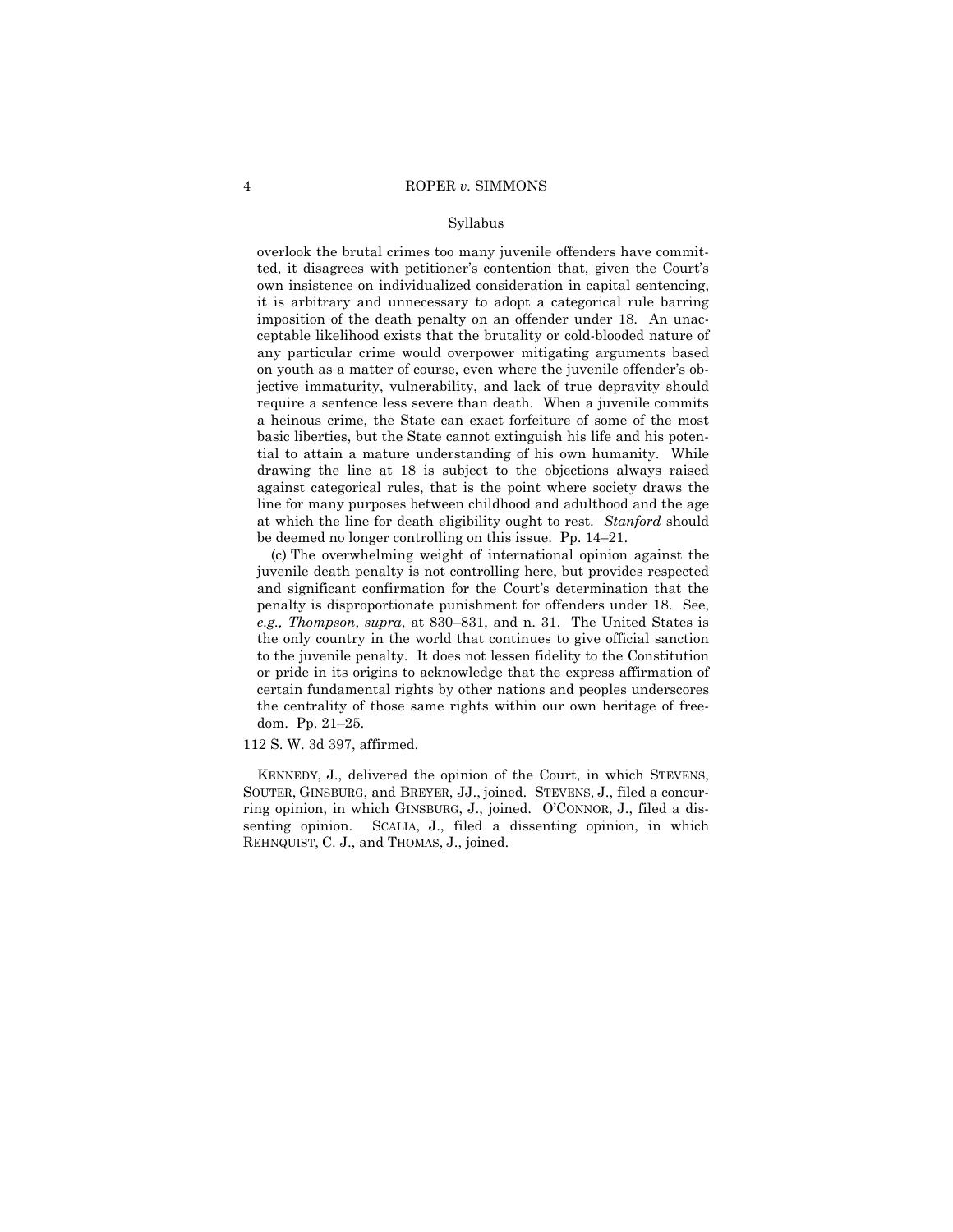overlook the brutal crimes too many juvenile offenders have committed, it disagrees with petitioner's contention that, given the Court's own insistence on individualized consideration in capital sentencing, it is arbitrary and unnecessary to adopt a categorical rule barring imposition of the death penalty on an offender under 18. An unacceptable likelihood exists that the brutality or cold-blooded nature of any particular crime would overpower mitigating arguments based on youth as a matter of course, even where the juvenile offender's objective immaturity, vulnerability, and lack of true depravity should require a sentence less severe than death. When a juvenile commits a heinous crime, the State can exact forfeiture of some of the most basic liberties, but the State cannot extinguish his life and his potential to attain a mature understanding of his own humanity. While drawing the line at 18 is subject to the objections always raised against categorical rules, that is the point where society draws the line for many purposes between childhood and adulthood and the age at which the line for death eligibility ought to rest. *Stanford* should be deemed no longer controlling on this issue. Pp. 14–21.

(c) The overwhelming weight of international opinion against the juvenile death penalty is not controlling here, but provides respected and significant confirmation for the Court's determination that the penalty is disproportionate punishment for offenders under 18. See, *e.g., Thompson*, *supra*, at 830–831, and n. 31. The United States is the only country in the world that continues to give official sanction to the juvenile penalty. It does not lessen fidelity to the Constitution or pride in its origins to acknowledge that the express affirmation of certain fundamental rights by other nations and peoples underscores the centrality of those same rights within our own heritage of freedom. Pp. 21–25.

112 S. W. 3d 397, affirmed.

KENNEDY, J., delivered the opinion of the Court, in which STEVENS, SOUTER, GINSBURG, and BREYER, JJ., joined. STEVENS, J., filed a concurring opinion, in which GINSBURG, J., joined. O'CONNOR, J., filed a dissenting opinion. SCALIA, J., filed a dissenting opinion, in which REHNQUIST, C. J., and THOMAS, J., joined.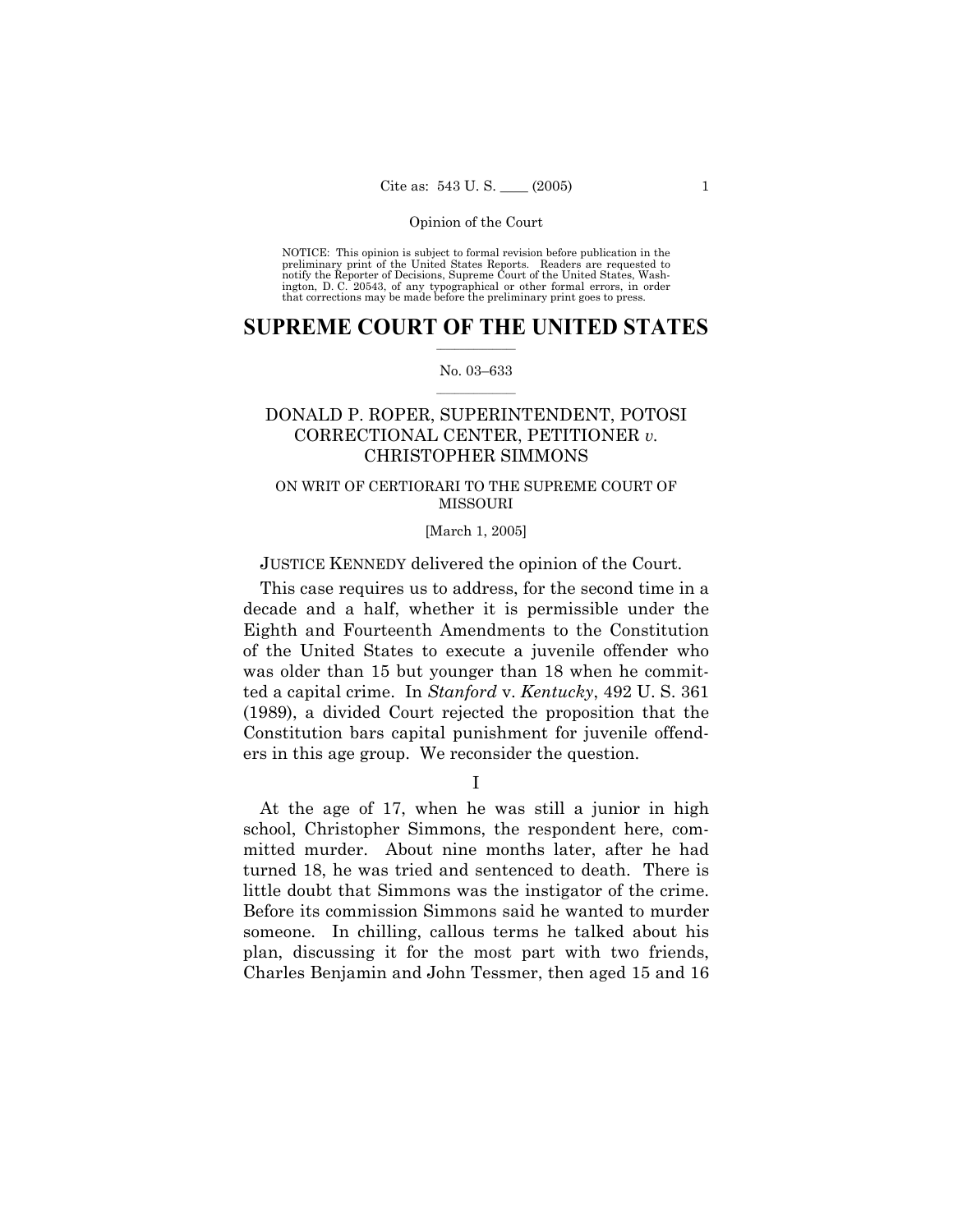NOTICE: This opinion is subject to formal revision before publication in the preliminary print of the United States Reports. Readers are requested to notify the Reporter of Decisions, Supreme Court of the United States, Washington, D. C. 20543, of any typographical or other formal errors, in order that corrections may be made before the preliminary print goes to press.

# SUPREME COURT OF THE UNITED STATES

No. 03–633

## DONALD P. ROPER, SUPERINTENDENT, POTOSI CORRECTIONAL CENTER, PETITIONER *v.* CHRISTOPHER SIMMONS

ON WRIT OF CERTIORARI TO THE SUPREME COURT OF MISSOURI

[March 1, 2005]

JUSTICE KENNEDY delivered the opinion of the Court.

This case requires us to address, for the second time in a decade and a half, whether it is permissible under the Eighth and Fourteenth Amendments to the Constitution of the United States to execute a juvenile offender who was older than 15 but younger than 18 when he committed a capital crime. In *Stanford* v. *Kentucky*, 492 U. S. 361 (1989), a divided Court rejected the proposition that the Constitution bars capital punishment for juvenile offenders in this age group. We reconsider the question.

I

At the age of 17, when he was still a junior in high school, Christopher Simmons, the respondent here, committed murder. About nine months later, after he had turned 18, he was tried and sentenced to death. There is little doubt that Simmons was the instigator of the crime. Before its commission Simmons said he wanted to murder someone. In chilling, callous terms he talked about his plan, discussing it for the most part with two friends, Charles Benjamin and John Tessmer, then aged 15 and 16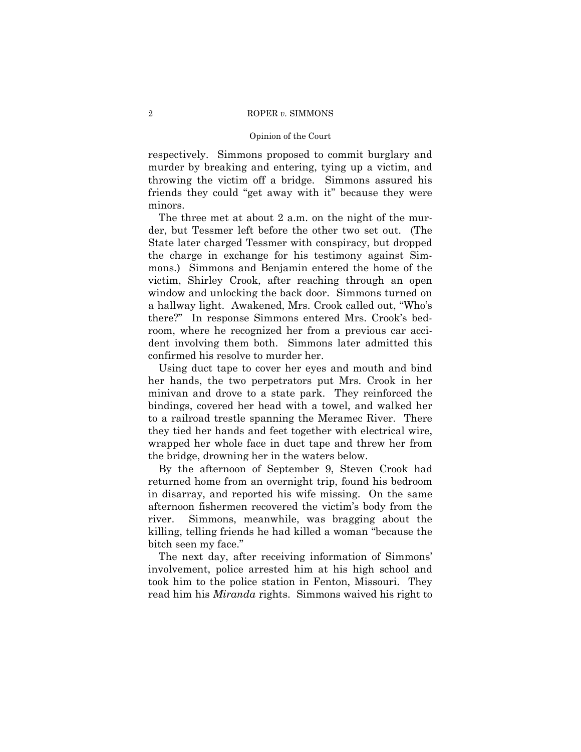respectively. Simmons proposed to commit burglary and murder by breaking and entering, tying up a victim, and throwing the victim off a bridge. Simmons assured his friends they could "get away with it" because they were minors.

The three met at about 2 a.m. on the night of the murder, but Tessmer left before the other two set out. (The State later charged Tessmer with conspiracy, but dropped the charge in exchange for his testimony against Simmons.) Simmons and Benjamin entered the home of the victim, Shirley Crook, after reaching through an open window and unlocking the back door. Simmons turned on a hallway light. Awakened, Mrs. Crook called out, "Who's there?" In response Simmons entered Mrs. Crook's bedroom, where he recognized her from a previous car accident involving them both. Simmons later admitted this confirmed his resolve to murder her.

Using duct tape to cover her eyes and mouth and bind her hands, the two perpetrators put Mrs. Crook in her minivan and drove to a state park. They reinforced the bindings, covered her head with a towel, and walked her to a railroad trestle spanning the Meramec River. There they tied her hands and feet together with electrical wire, wrapped her whole face in duct tape and threw her from the bridge, drowning her in the waters below.

By the afternoon of September 9, Steven Crook had returned home from an overnight trip, found his bedroom in disarray, and reported his wife missing. On the same afternoon fishermen recovered the victim's body from the river. Simmons, meanwhile, was bragging about the killing, telling friends he had killed a woman "because the bitch seen my face."

The next day, after receiving information of Simmons' involvement, police arrested him at his high school and took him to the police station in Fenton, Missouri. They read him his *Miranda* rights. Simmons waived his right to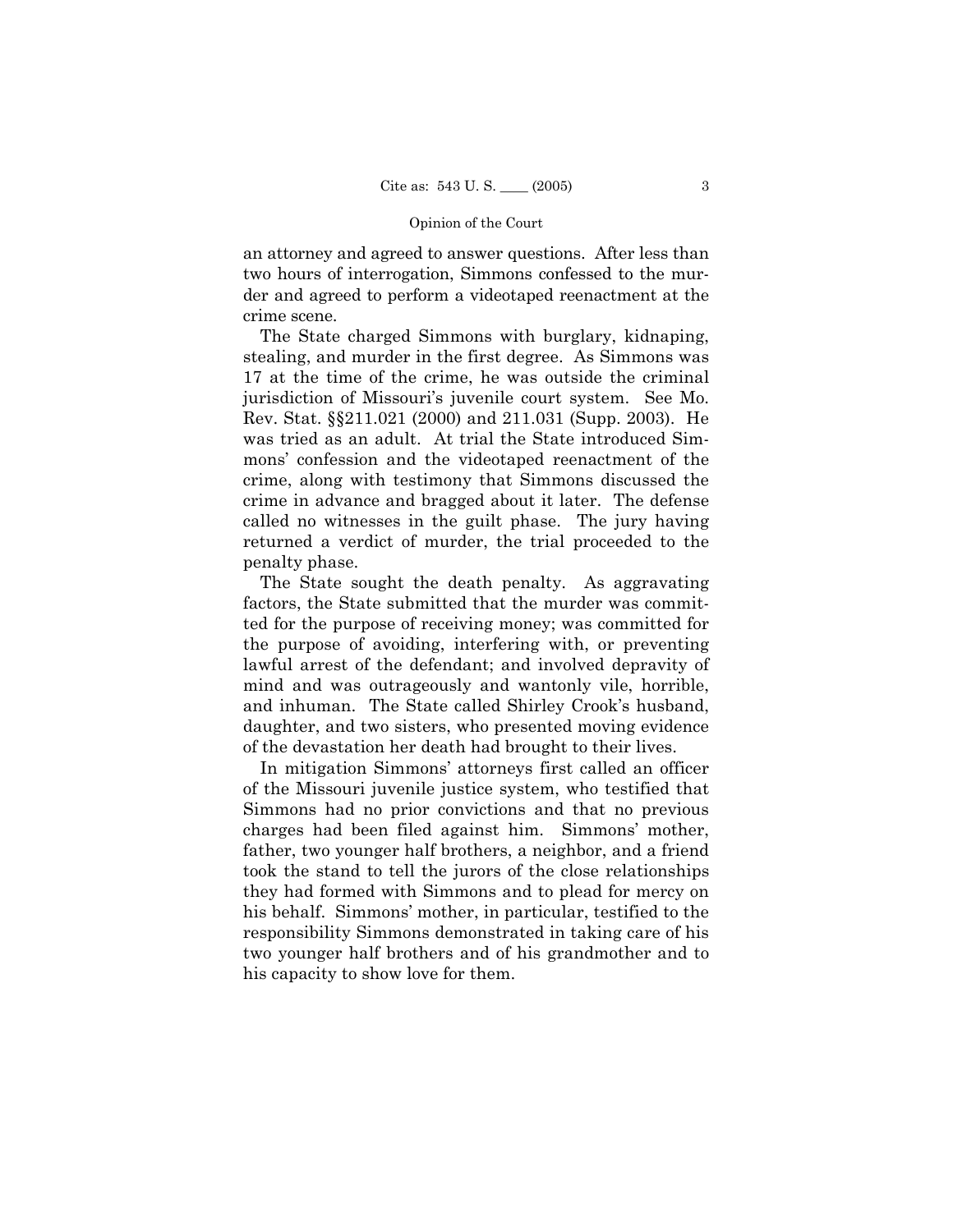an attorney and agreed to answer questions. After less than two hours of interrogation, Simmons confessed to the murder and agreed to perform a videotaped reenactment at the crime scene.

The State charged Simmons with burglary, kidnaping, stealing, and murder in the first degree. As Simmons was 17 at the time of the crime, he was outside the criminal jurisdiction of Missouri's juvenile court system. See Mo. Rev. Stat. §§211.021 (2000) and 211.031 (Supp. 2003). He was tried as an adult. At trial the State introduced Simmons' confession and the videotaped reenactment of the crime, along with testimony that Simmons discussed the crime in advance and bragged about it later. The defense called no witnesses in the guilt phase. The jury having returned a verdict of murder, the trial proceeded to the penalty phase.

The State sought the death penalty. As aggravating factors, the State submitted that the murder was committed for the purpose of receiving money; was committed for the purpose of avoiding, interfering with, or preventing lawful arrest of the defendant; and involved depravity of mind and was outrageously and wantonly vile, horrible, and inhuman. The State called Shirley Crook's husband, daughter, and two sisters, who presented moving evidence of the devastation her death had brought to their lives.

In mitigation Simmons' attorneys first called an officer of the Missouri juvenile justice system, who testified that Simmons had no prior convictions and that no previous charges had been filed against him. Simmons' mother, father, two younger half brothers, a neighbor, and a friend took the stand to tell the jurors of the close relationships they had formed with Simmons and to plead for mercy on his behalf. Simmons' mother, in particular, testified to the responsibility Simmons demonstrated in taking care of his two younger half brothers and of his grandmother and to his capacity to show love for them.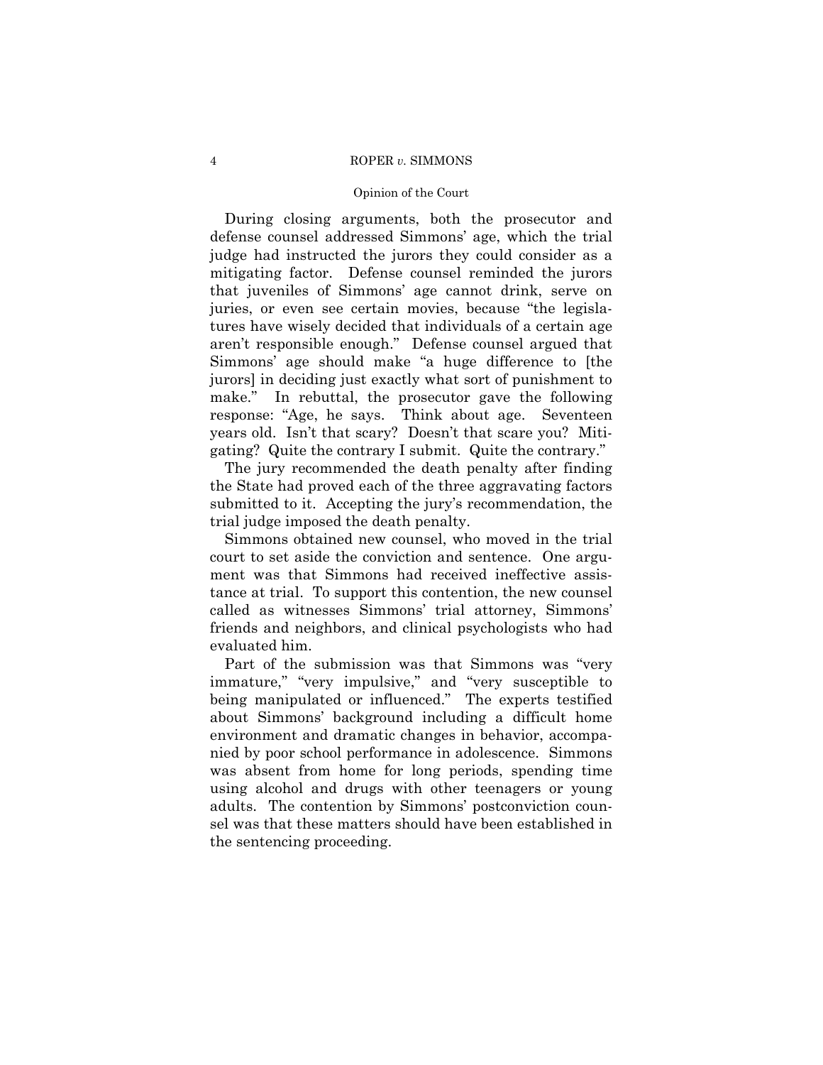During closing arguments, both the prosecutor and defense counsel addressed Simmons' age, which the trial judge had instructed the jurors they could consider as a mitigating factor. Defense counsel reminded the jurors that juveniles of Simmons' age cannot drink, serve on juries, or even see certain movies, because "the legislatures have wisely decided that individuals of a certain age aren't responsible enough." Defense counsel argued that Simmons' age should make "a huge difference to [the jurors] in deciding just exactly what sort of punishment to make." In rebuttal, the prosecutor gave the following response: "Age, he says. Think about age. Seventeen years old. Isn't that scary? Doesn't that scare you? Mitigating? Quite the contrary I submit. Quite the contrary."

The jury recommended the death penalty after finding the State had proved each of the three aggravating factors submitted to it. Accepting the jury's recommendation, the trial judge imposed the death penalty.

Simmons obtained new counsel, who moved in the trial court to set aside the conviction and sentence. One argument was that Simmons had received ineffective assistance at trial. To support this contention, the new counsel called as witnesses Simmons' trial attorney, Simmons' friends and neighbors, and clinical psychologists who had evaluated him.

Part of the submission was that Simmons was "very immature," "very impulsive," and "very susceptible to being manipulated or influenced." The experts testified about Simmons' background including a difficult home environment and dramatic changes in behavior, accompanied by poor school performance in adolescence. Simmons was absent from home for long periods, spending time using alcohol and drugs with other teenagers or young adults. The contention by Simmons' postconviction counsel was that these matters should have been established in the sentencing proceeding.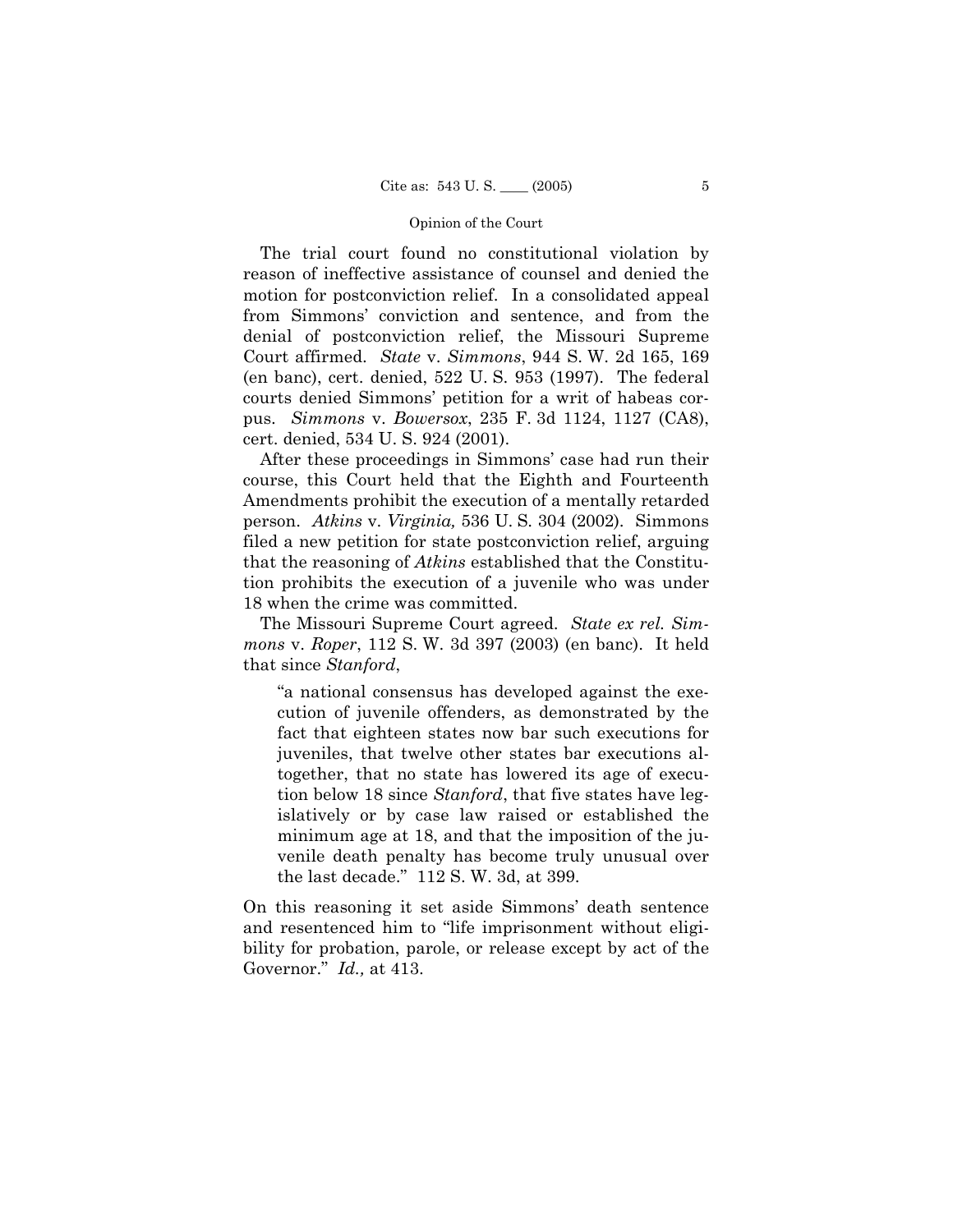The trial court found no constitutional violation by reason of ineffective assistance of counsel and denied the motion for postconviction relief. In a consolidated appeal from Simmons' conviction and sentence, and from the denial of postconviction relief, the Missouri Supreme Court affirmed. *State* v. *Simmons*, 944 S. W. 2d 165, 169 (en banc), cert. denied, 522 U. S. 953 (1997). The federal courts denied Simmons' petition for a writ of habeas corpus. *Simmons* v. *Bowersox*, 235 F. 3d 1124, 1127 (CA8), cert. denied, 534 U. S. 924 (2001).

After these proceedings in Simmons' case had run their course, this Court held that the Eighth and Fourteenth Amendments prohibit the execution of a mentally retarded person. *Atkins* v. *Virginia,* 536 U. S. 304 (2002). Simmons filed a new petition for state postconviction relief, arguing that the reasoning of *Atkins* established that the Constitution prohibits the execution of a juvenile who was under 18 when the crime was committed.

The Missouri Supreme Court agreed. *State ex rel. Simmons* v. *Roper*, 112 S. W. 3d 397 (2003) (en banc). It held that since *Stanford*,

> "a national consensus has developed against the execution of juvenile offenders, as demonstrated by the fact that eighteen states now bar such executions for juveniles, that twelve other states bar executions altogether, that no state has lowered its age of execution below 18 since *Stanford*, that five states have legislatively or by case law raised or established the minimum age at 18, and that the imposition of the juvenile death penalty has become truly unusual over the last decade." 112 S. W. 3d, at 399.

On this reasoning it set aside Simmons' death sentence and resentenced him to "life imprisonment without eligibility for probation, parole, or release except by act of the Governor." *Id.,* at 413.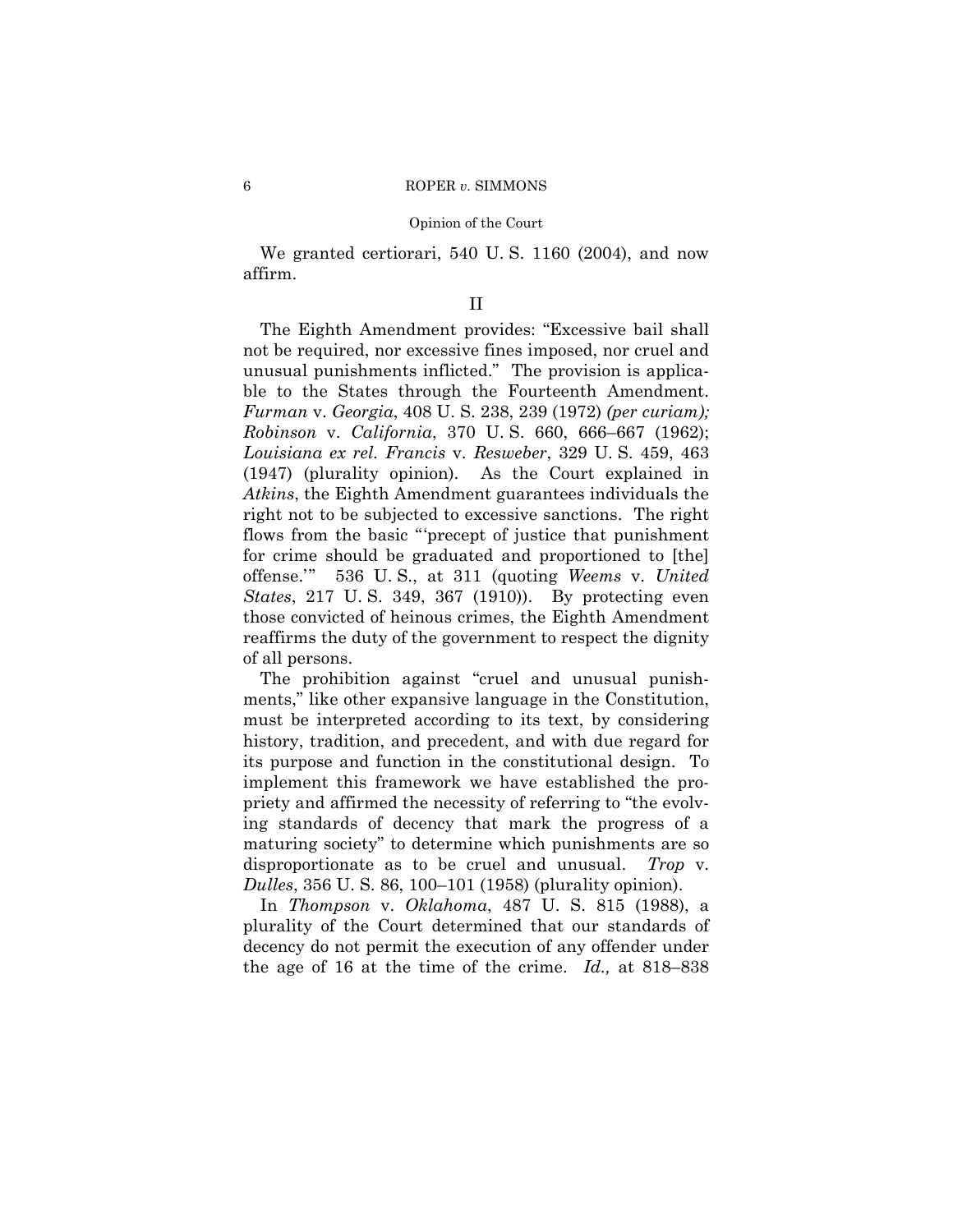We granted certiorari, 540 U. S. 1160 (2004), and now affirm.

## II

The Eighth Amendment provides: "Excessive bail shall not be required, nor excessive fines imposed, nor cruel and unusual punishments inflicted." The provision is applicable to the States through the Fourteenth Amendment. *Furman* v. *Georgia*, 408 U. S. 238, 239 (1972) *(per curiam); Robinson* v. *California*, 370 U. S. 660, 666–667 (1962); *Louisiana ex rel. Francis* v. *Resweber*, 329 U. S. 459, 463 (1947) (plurality opinion). As the Court explained in *Atkins*, the Eighth Amendment guarantees individuals the right not to be subjected to excessive sanctions. The right flows from the basic "'precept of justice that punishment for crime should be graduated and proportioned to [the] offense.'" 536 U. S., at 311 (quoting *Weems* v. *United States*, 217 U. S. 349, 367 (1910)). By protecting even those convicted of heinous crimes, the Eighth Amendment reaffirms the duty of the government to respect the dignity of all persons.

The prohibition against "cruel and unusual punishments," like other expansive language in the Constitution, must be interpreted according to its text, by considering history, tradition, and precedent, and with due regard for its purpose and function in the constitutional design. To implement this framework we have established the propriety and affirmed the necessity of referring to "the evolving standards of decency that mark the progress of a maturing society" to determine which punishments are so disproportionate as to be cruel and unusual. *Trop* v. *Dulles*, 356 U. S. 86, 100–101 (1958) (plurality opinion).

In *Thompson* v. *Oklahoma*, 487 U. S. 815 (1988), a plurality of the Court determined that our standards of decency do not permit the execution of any offender under the age of 16 at the time of the crime. *Id.,* at 818–838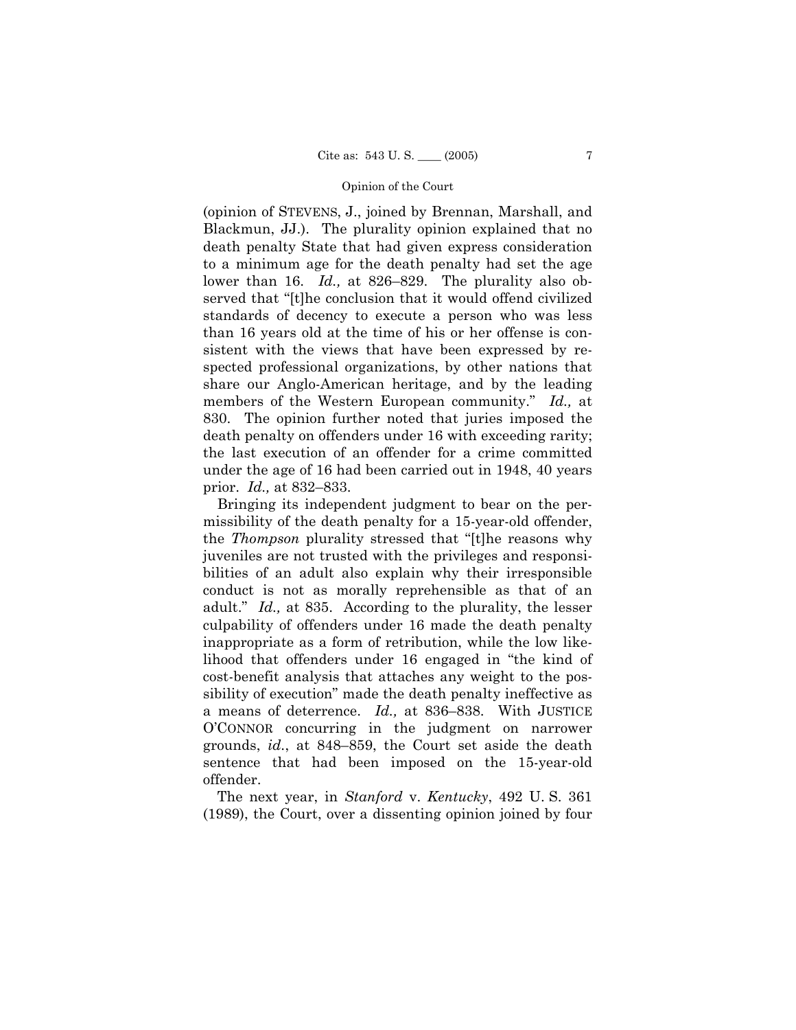(opinion of STEVENS, J., joined by Brennan, Marshall, and Blackmun, JJ.). The plurality opinion explained that no death penalty State that had given express consideration to a minimum age for the death penalty had set the age lower than 16. *Id.,* at 826–829. The plurality also observed that "[t]he conclusion that it would offend civilized standards of decency to execute a person who was less than 16 years old at the time of his or her offense is consistent with the views that have been expressed by respected professional organizations, by other nations that share our Anglo-American heritage, and by the leading members of the Western European community." *Id.,* at 830. The opinion further noted that juries imposed the death penalty on offenders under 16 with exceeding rarity; the last execution of an offender for a crime committed under the age of 16 had been carried out in 1948, 40 years prior. *Id.,* at 832–833.

Bringing its independent judgment to bear on the permissibility of the death penalty for a 15-year-old offender, the *Thompson* plurality stressed that "[t]he reasons why juveniles are not trusted with the privileges and responsibilities of an adult also explain why their irresponsible conduct is not as morally reprehensible as that of an adult." *Id.,* at 835. According to the plurality, the lesser culpability of offenders under 16 made the death penalty inappropriate as a form of retribution, while the low likelihood that offenders under 16 engaged in "the kind of cost-benefit analysis that attaches any weight to the possibility of execution" made the death penalty ineffective as a means of deterrence. *Id.,* at 836–838. With JUSTICE O'CONNOR concurring in the judgment on narrower grounds, *id.*, at 848–859, the Court set aside the death sentence that had been imposed on the 15-year-old offender.

The next year, in *Stanford* v. *Kentucky*, 492 U. S. 361 (1989), the Court, over a dissenting opinion joined by four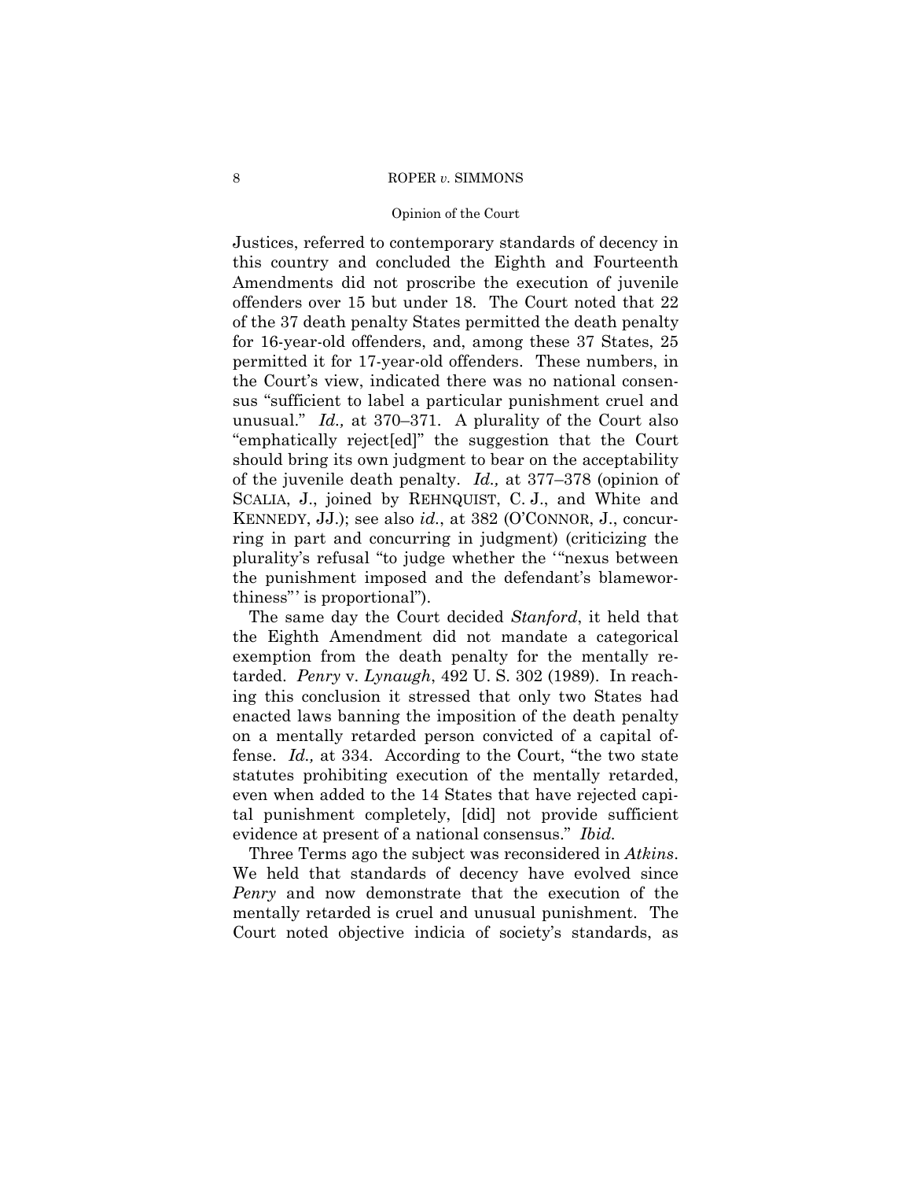Justices, referred to contemporary standards of decency in this country and concluded the Eighth and Fourteenth Amendments did not proscribe the execution of juvenile offenders over 15 but under 18. The Court noted that 22 of the 37 death penalty States permitted the death penalty for 16-year-old offenders, and, among these 37 States, 25 permitted it for 17-year-old offenders. These numbers, in the Court's view, indicated there was no national consensus "sufficient to label a particular punishment cruel and unusual." *Id.,* at 370–371. A plurality of the Court also "emphatically reject[ed]" the suggestion that the Court should bring its own judgment to bear on the acceptability of the juvenile death penalty. *Id.,* at 377–378 (opinion of SCALIA, J., joined by REHNQUIST, C. J., and White and KENNEDY, JJ.); see also *id.*, at 382 (O'CONNOR, J., concurring in part and concurring in judgment) (criticizing the plurality's refusal "to judge whether the '"nexus between the punishment imposed and the defendant's blameworthiness"' is proportional").

The same day the Court decided *Stanford*, it held that the Eighth Amendment did not mandate a categorical exemption from the death penalty for the mentally retarded. *Penry* v. *Lynaugh*, 492 U. S. 302 (1989). In reaching this conclusion it stressed that only two States had enacted laws banning the imposition of the death penalty on a mentally retarded person convicted of a capital offense. *Id.,* at 334. According to the Court, "the two state statutes prohibiting execution of the mentally retarded, even when added to the 14 States that have rejected capital punishment completely, [did] not provide sufficient evidence at present of a national consensus." *Ibid.*

Three Terms ago the subject was reconsidered in *Atkins*. We held that standards of decency have evolved since *Penry* and now demonstrate that the execution of the mentally retarded is cruel and unusual punishment. The Court noted objective indicia of society's standards, as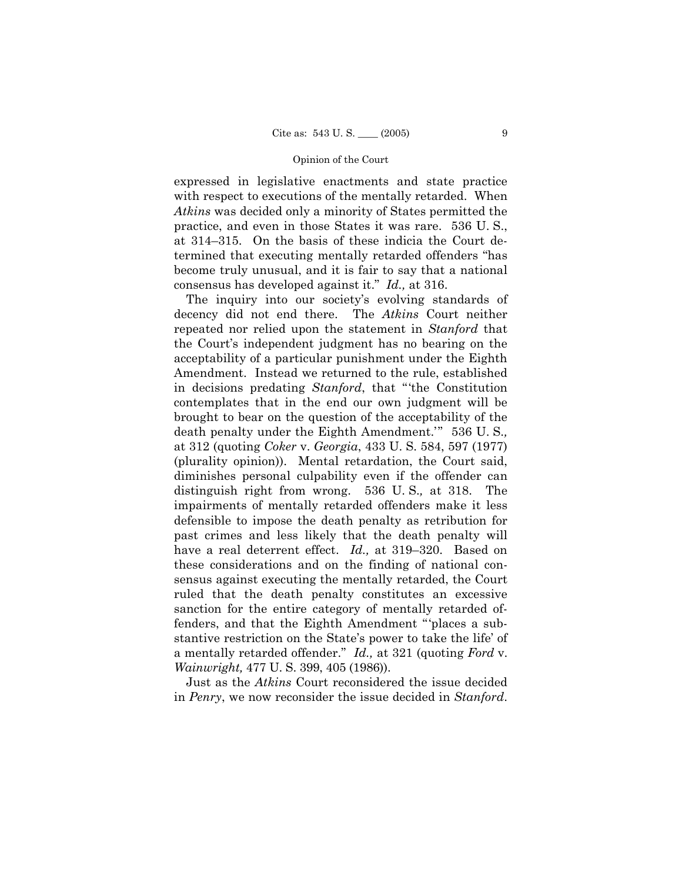expressed in legislative enactments and state practice with respect to executions of the mentally retarded. When *Atkins* was decided only a minority of States permitted the practice, and even in those States it was rare. 536 U. S., at 314–315. On the basis of these indicia the Court determined that executing mentally retarded offenders "has become truly unusual, and it is fair to say that a national consensus has developed against it." *Id.,* at 316.

The inquiry into our society's evolving standards of decency did not end there. The *Atkins* Court neither repeated nor relied upon the statement in *Stanford* that the Court's independent judgment has no bearing on the acceptability of a particular punishment under the Eighth Amendment. Instead we returned to the rule, established in decisions predating *Stanford*, that "'the Constitution contemplates that in the end our own judgment will be brought to bear on the question of the acceptability of the death penalty under the Eighth Amendment.'" 536 U. S.*,* at 312 (quoting *Coker* v. *Georgia*, 433 U. S. 584, 597 (1977) (plurality opinion)). Mental retardation, the Court said, diminishes personal culpability even if the offender can distinguish right from wrong. 536 U. S.*,* at 318. The impairments of mentally retarded offenders make it less defensible to impose the death penalty as retribution for past crimes and less likely that the death penalty will have a real deterrent effect. *Id.,* at 319–320. Based on these considerations and on the finding of national consensus against executing the mentally retarded, the Court ruled that the death penalty constitutes an excessive sanction for the entire category of mentally retarded offenders, and that the Eighth Amendment "'places a substantive restriction on the State's power to take the life' of a mentally retarded offender." *Id.,* at 321 (quoting *Ford* v. *Wainwright,* 477 U. S. 399, 405 (1986)).

Just as the *Atkins* Court reconsidered the issue decided in *Penry*, we now reconsider the issue decided in *Stanford*.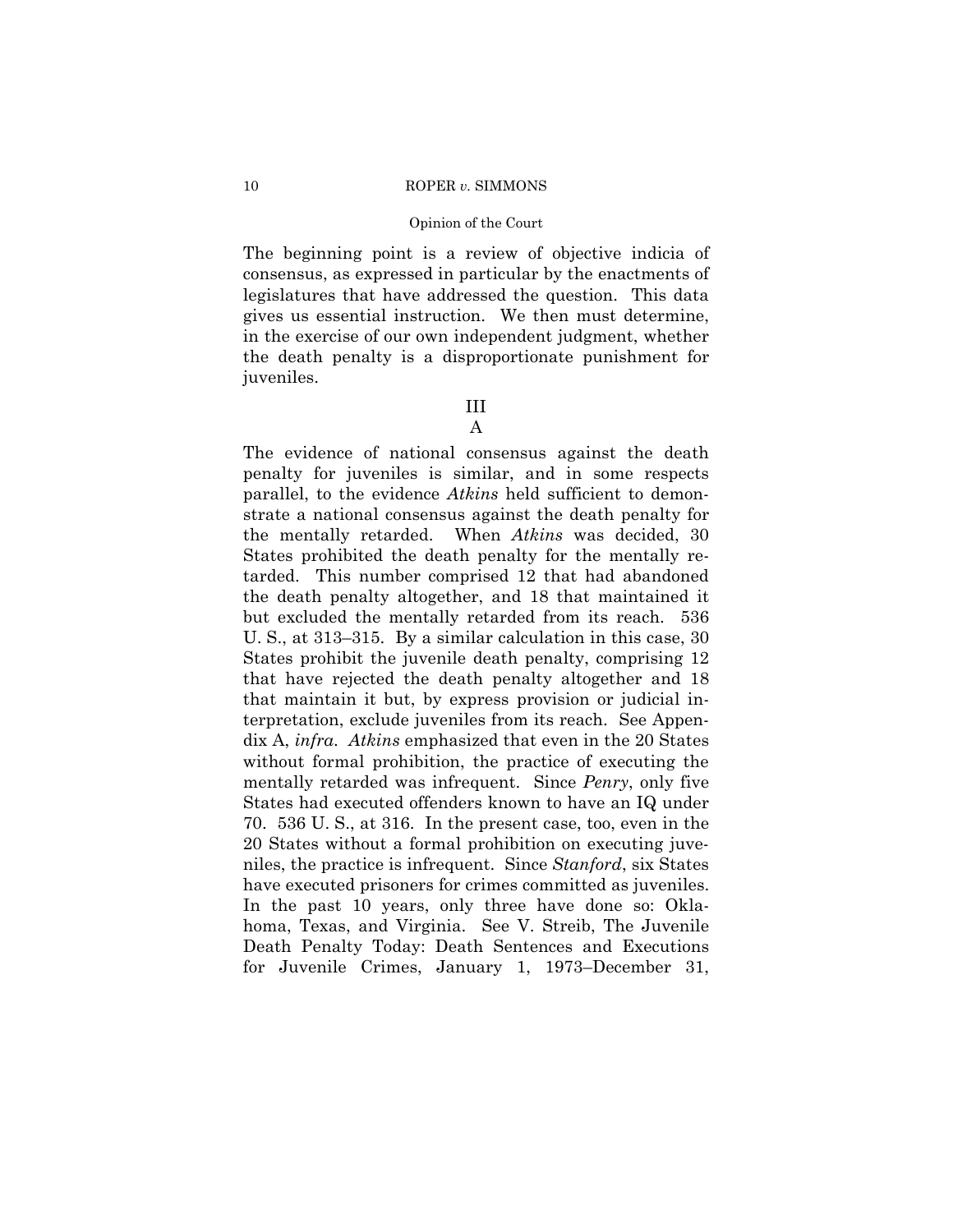The beginning point is a review of objective indicia of consensus, as expressed in particular by the enactments of legislatures that have addressed the question. This data gives us essential instruction. We then must determine, in the exercise of our own independent judgment, whether the death penalty is a disproportionate punishment for juveniles.

## III

### A

The evidence of national consensus against the death penalty for juveniles is similar, and in some respects parallel, to the evidence *Atkins* held sufficient to demonstrate a national consensus against the death penalty for the mentally retarded. When *Atkins* was decided, 30 States prohibited the death penalty for the mentally retarded. This number comprised 12 that had abandoned the death penalty altogether, and 18 that maintained it but excluded the mentally retarded from its reach. 536 U. S., at 313–315. By a similar calculation in this case, 30 States prohibit the juvenile death penalty, comprising 12 that have rejected the death penalty altogether and 18 that maintain it but, by express provision or judicial interpretation, exclude juveniles from its reach. See Appendix A, *infra*. *Atkins* emphasized that even in the 20 States without formal prohibition, the practice of executing the mentally retarded was infrequent. Since *Penry*, only five States had executed offenders known to have an IQ under 70. 536 U. S., at 316. In the present case, too, even in the 20 States without a formal prohibition on executing juveniles, the practice is infrequent. Since *Stanford*, six States have executed prisoners for crimes committed as juveniles. In the past 10 years, only three have done so: Oklahoma, Texas, and Virginia. See V. Streib, The Juvenile Death Penalty Today: Death Sentences and Executions for Juvenile Crimes, January 1, 1973–December 31,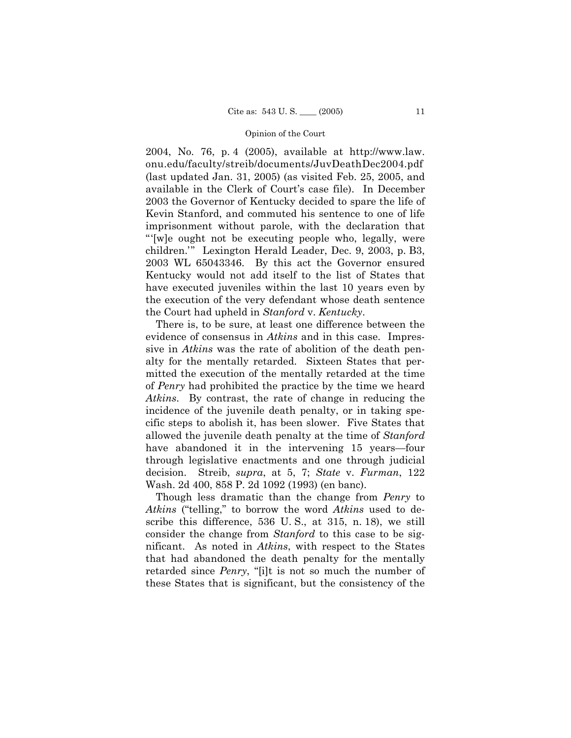2004, No. 76, p. 4 (2005), available at http://www.law.onu.edu/faculty/streib/documents/JuvDeathDec2004.pdf (last updated Jan. 31, 2005) (as visited Feb. 25, 2005, and available in the Clerk of Court's case file). In December 2003 the Governor of Kentucky decided to spare the life of Kevin Stanford, and commuted his sentence to one of life imprisonment without parole, with the declaration that "'[w]e ought not be executing people who, legally, were children.'" Lexington Herald Leader, Dec. 9, 2003, p. B3, 2003 WL 65043346. By this act the Governor ensured Kentucky would not add itself to the list of States that have executed juveniles within the last 10 years even by the execution of the very defendant whose death sentence the Court had upheld in *Stanford* v. *Kentucky*.

There is, to be sure, at least one difference between the evidence of consensus in *Atkins* and in this case. Impressive in *Atkins* was the rate of abolition of the death penalty for the mentally retarded. Sixteen States that permitted the execution of the mentally retarded at the time of *Penry* had prohibited the practice by the time we heard *Atkins*. By contrast, the rate of change in reducing the incidence of the juvenile death penalty, or in taking specific steps to abolish it, has been slower. Five States that allowed the juvenile death penalty at the time of *Stanford* have abandoned it in the intervening 15 years—four through legislative enactments and one through judicial decision. Streib, *supra*, at 5, 7; *State* v. *Furman*, 122 Wash. 2d 400, 858 P. 2d 1092 (1993) (en banc).

Though less dramatic than the change from *Penry* to *Atkins* ("telling," to borrow the word *Atkins* used to describe this difference, 536 U. S., at 315, n. 18), we still consider the change from *Stanford* to this case to be significant. As noted in *Atkins*, with respect to the States that had abandoned the death penalty for the mentally retarded since *Penry*, "[i]t is not so much the number of these States that is significant, but the consistency of the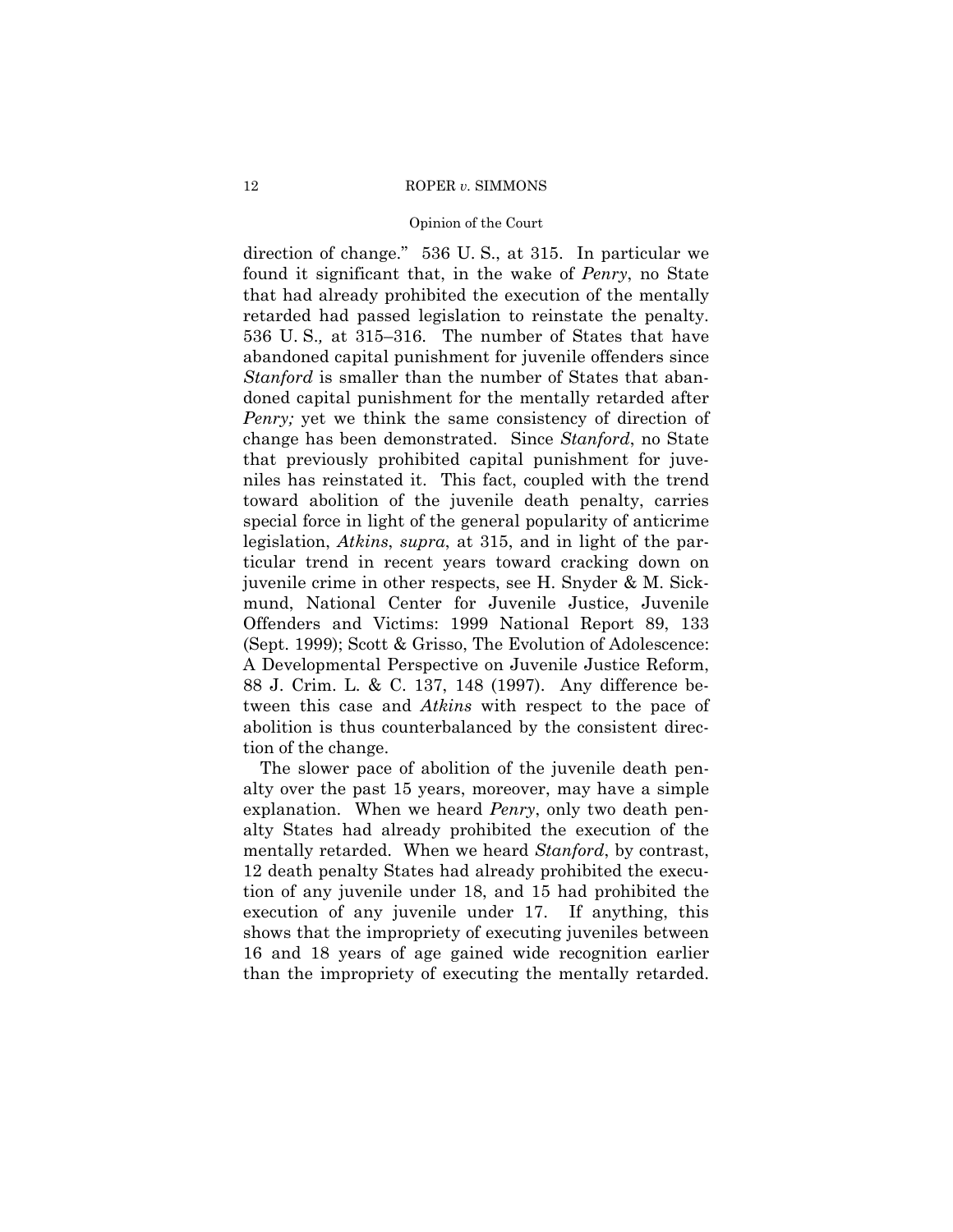direction of change." 536 U. S., at 315. In particular we found it significant that, in the wake of *Penry*, no State that had already prohibited the execution of the mentally retarded had passed legislation to reinstate the penalty. 536 U. S., at 315–316. The number of States that have abandoned capital punishment for juvenile offenders since *Stanford* is smaller than the number of States that abandoned capital punishment for the mentally retarded after *Penry;* yet we think the same consistency of direction of change has been demonstrated. Since *Stanford*, no State that previously prohibited capital punishment for juveniles has reinstated it. This fact, coupled with the trend toward abolition of the juvenile death penalty, carries special force in light of the general popularity of anticrime legislation, *Atkins*, *supra*, at 315, and in light of the particular trend in recent years toward cracking down on juvenile crime in other respects, see H. Snyder & M. Sickmund, National Center for Juvenile Justice, Juvenile Offenders and Victims: 1999 National Report 89, 133 (Sept. 1999); Scott & Grisso, The Evolution of Adolescence: A Developmental Perspective on Juvenile Justice Reform, 88 J. Crim. L. & C. 137, 148 (1997). Any difference between this case and *Atkins* with respect to the pace of abolition is thus counterbalanced by the consistent direction of the change.

The slower pace of abolition of the juvenile death penalty over the past 15 years, moreover, may have a simple explanation. When we heard *Penry*, only two death penalty States had already prohibited the execution of the mentally retarded. When we heard *Stanford*, by contrast, 12 death penalty States had already prohibited the execution of any juvenile under 18, and 15 had prohibited the execution of any juvenile under 17. If anything, this shows that the impropriety of executing juveniles between 16 and 18 years of age gained wide recognition earlier than the impropriety of executing the mentally retarded.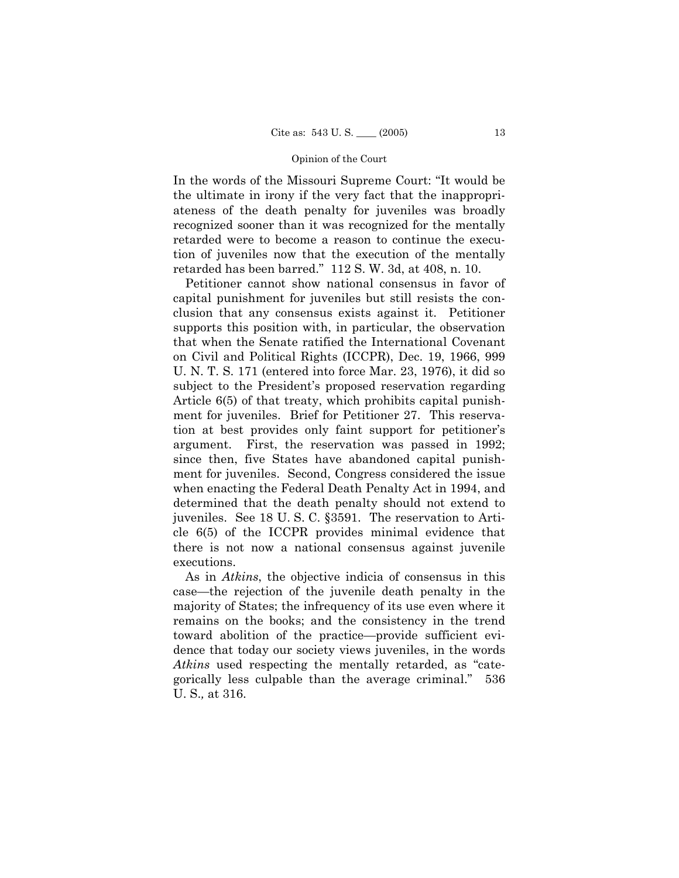In the words of the Missouri Supreme Court: "It would be the ultimate in irony if the very fact that the inappropriateness of the death penalty for juveniles was broadly recognized sooner than it was recognized for the mentally retarded were to become a reason to continue the execution of juveniles now that the execution of the mentally retarded has been barred." 112 S. W. 3d, at 408, n. 10.

Petitioner cannot show national consensus in favor of capital punishment for juveniles but still resists the conclusion that any consensus exists against it. Petitioner supports this position with, in particular, the observation that when the Senate ratified the International Covenant on Civil and Political Rights (ICCPR), Dec. 19, 1966, 999 U. N. T. S. 171 (entered into force Mar. 23, 1976), it did so subject to the President's proposed reservation regarding Article 6(5) of that treaty, which prohibits capital punishment for juveniles. Brief for Petitioner 27. This reservation at best provides only faint support for petitioner's argument. First, the reservation was passed in 1992; since then, five States have abandoned capital punishment for juveniles. Second, Congress considered the issue when enacting the Federal Death Penalty Act in 1994, and determined that the death penalty should not extend to juveniles. See 18 U. S. C. §3591. The reservation to Article 6(5) of the ICCPR provides minimal evidence that there is not now a national consensus against juvenile executions.

As in *Atkins*, the objective indicia of consensus in this case—the rejection of the juvenile death penalty in the majority of States; the infrequency of its use even where it remains on the books; and the consistency in the trend toward abolition of the practice—provide sufficient evidence that today our society views juveniles, in the words *Atkins* used respecting the mentally retarded, as "categorically less culpable than the average criminal." 536 U. S., at 316.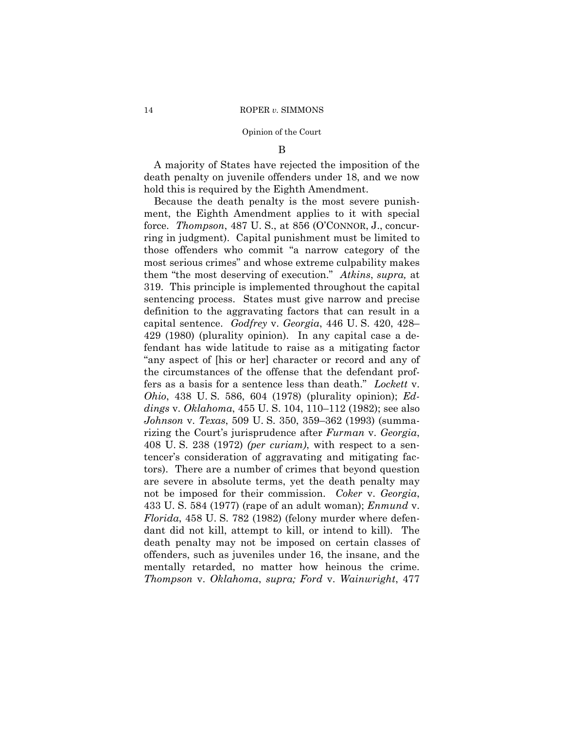### B

A majority of States have rejected the imposition of the death penalty on juvenile offenders under 18, and we now hold this is required by the Eighth Amendment.

Because the death penalty is the most severe punishment, the Eighth Amendment applies to it with special force. *Thompson*, 487 U. S., at 856 (O'CONNOR, J., concurring in judgment). Capital punishment must be limited to those offenders who commit "a narrow category of the most serious crimes" and whose extreme culpability makes them "the most deserving of execution." *Atkins*, *supra,* at 319. This principle is implemented throughout the capital sentencing process. States must give narrow and precise definition to the aggravating factors that can result in a capital sentence. *Godfrey* v. *Georgia*, 446 U. S. 420, 428–429 (1980) (plurality opinion). In any capital case a defendant has wide latitude to raise as a mitigating factor "any aspect of [his or her] character or record and any of the circumstances of the offense that the defendant proffers as a basis for a sentence less than death." *Lockett* v. *Ohio*, 438 U. S. 586, 604 (1978) (plurality opinion); *Eddings* v. *Oklahoma*, 455 U. S. 104, 110–112 (1982); see also *Johnson* v. *Texas*, 509 U. S. 350, 359–362 (1993) (summarizing the Court's jurisprudence after *Furman* v. *Georgia*, 408 U. S. 238 (1972) *(per curiam)*, with respect to a sentencer's consideration of aggravating and mitigating factors). There are a number of crimes that beyond question are severe in absolute terms, yet the death penalty may not be imposed for their commission. *Coker* v. *Georgia*, 433 U. S. 584 (1977) (rape of an adult woman); *Enmund* v. *Florida*, 458 U. S. 782 (1982) (felony murder where defendant did not kill, attempt to kill, or intend to kill). The death penalty may not be imposed on certain classes of offenders, such as juveniles under 16, the insane, and the mentally retarded, no matter how heinous the crime. *Thompson* v. *Oklahoma*, *supra; Ford* v. *Wainwright*, 477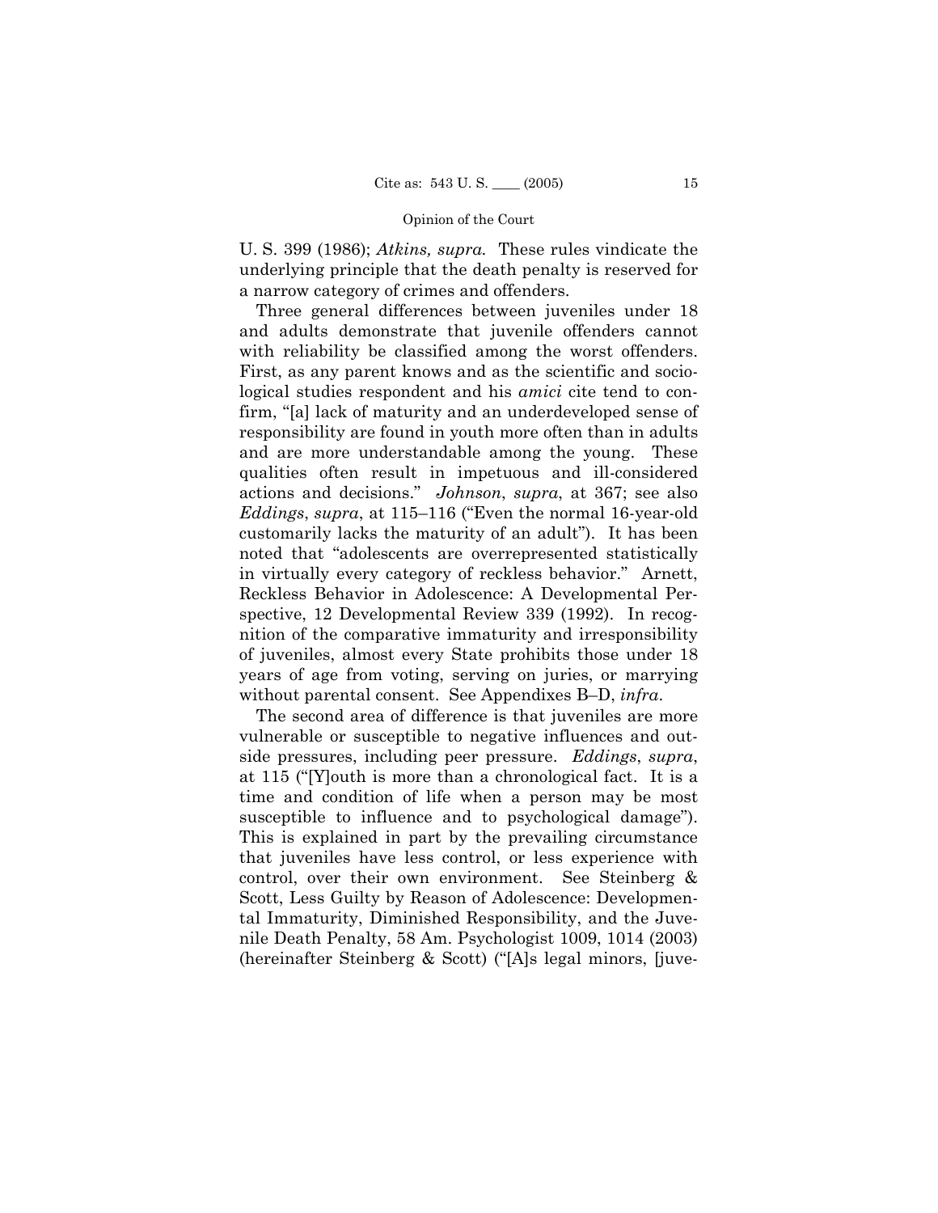U. S. 399 (1986); *Atkins, supra.* These rules vindicate the underlying principle that the death penalty is reserved for a narrow category of crimes and offenders.

Three general differences between juveniles under 18 and adults demonstrate that juvenile offenders cannot with reliability be classified among the worst offenders. First, as any parent knows and as the scientific and sociological studies respondent and his *amici* cite tend to confirm, "[a] lack of maturity and an underdeveloped sense of responsibility are found in youth more often than in adults and are more understandable among the young. These qualities often result in impetuous and ill-considered actions and decisions." *Johnson*, *supra*, at 367; see also *Eddings*, *supra*, at 115–116 ("Even the normal 16-year-old customarily lacks the maturity of an adult"). It has been noted that "adolescents are overrepresented statistically in virtually every category of reckless behavior." Arnett, Reckless Behavior in Adolescence: A Developmental Perspective, 12 Developmental Review 339 (1992). In recognition of the comparative immaturity and irresponsibility of juveniles, almost every State prohibits those under 18 years of age from voting, serving on juries, or marrying without parental consent. See Appendixes B–D, *infra*.

The second area of difference is that juveniles are more vulnerable or susceptible to negative influences and outside pressures, including peer pressure. *Eddings*, *supra*, at 115 ("[Y]outh is more than a chronological fact. It is a time and condition of life when a person may be most susceptible to influence and to psychological damage"). This is explained in part by the prevailing circumstance that juveniles have less control, or less experience with control, over their own environment. See Steinberg & Scott, Less Guilty by Reason of Adolescence: Developmental Immaturity, Diminished Responsibility, and the Juvenile Death Penalty, 58 Am. Psychologist 1009, 1014 (2003) (hereinafter Steinberg & Scott) ("[A]s legal minors, [juve-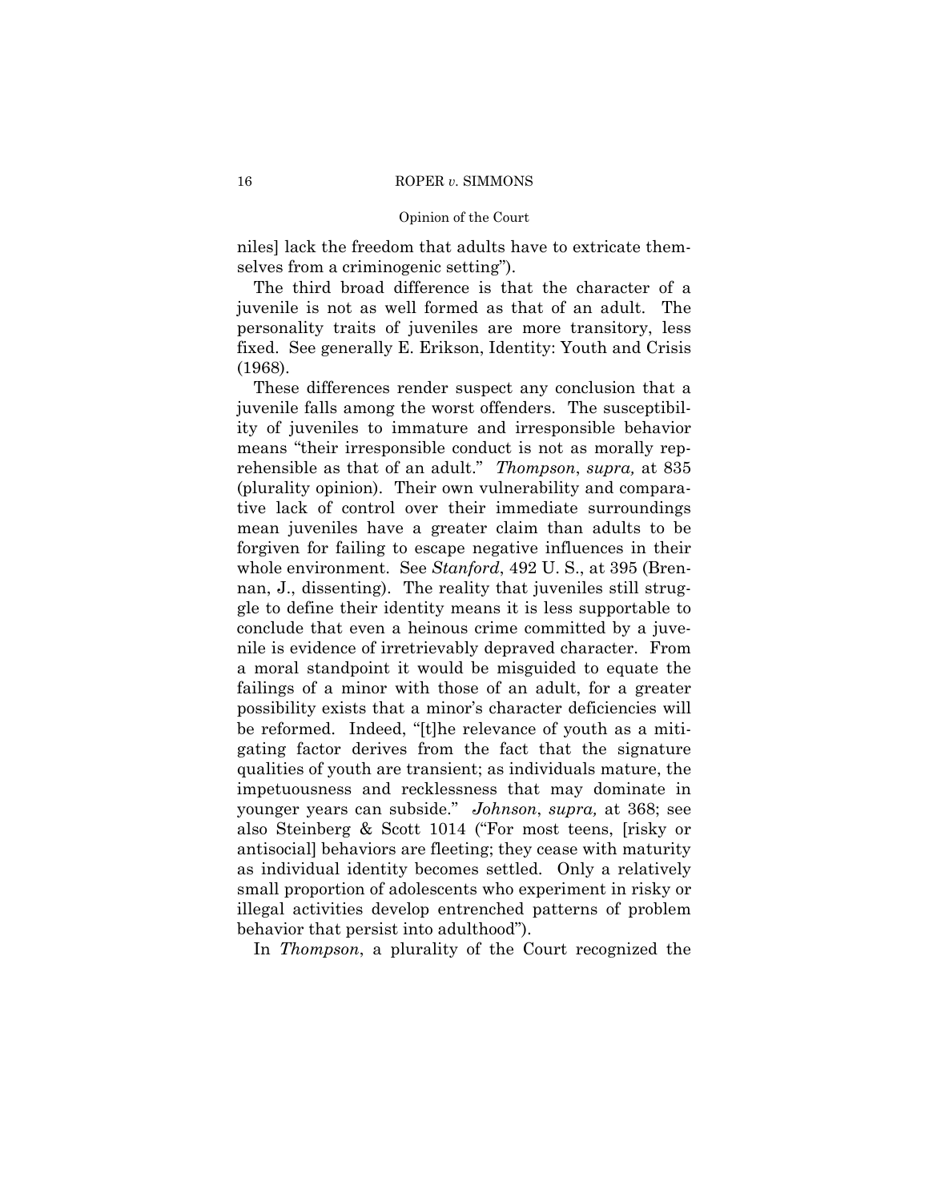niles] lack the freedom that adults have to extricate themselves from a criminogenic setting").

The third broad difference is that the character of a juvenile is not as well formed as that of an adult. The personality traits of juveniles are more transitory, less fixed. See generally E. Erikson, Identity: Youth and Crisis (1968).

These differences render suspect any conclusion that a juvenile falls among the worst offenders. The susceptibility of juveniles to immature and irresponsible behavior means "their irresponsible conduct is not as morally reprehensible as that of an adult." *Thompson*, *supra,* at 835 (plurality opinion). Their own vulnerability and comparative lack of control over their immediate surroundings mean juveniles have a greater claim than adults to be forgiven for failing to escape negative influences in their whole environment. See *Stanford*, 492 U. S., at 395 (Brennan, J., dissenting). The reality that juveniles still struggle to define their identity means it is less supportable to conclude that even a heinous crime committed by a juvenile is evidence of irretrievably depraved character. From a moral standpoint it would be misguided to equate the failings of a minor with those of an adult, for a greater possibility exists that a minor's character deficiencies will be reformed. Indeed, "[t]he relevance of youth as a mitigating factor derives from the fact that the signature qualities of youth are transient; as individuals mature, the impetuousness and recklessness that may dominate in younger years can subside." *Johnson*, *supra,* at 368; see also Steinberg & Scott 1014 ("For most teens, [risky or antisocial] behaviors are fleeting; they cease with maturity as individual identity becomes settled. Only a relatively small proportion of adolescents who experiment in risky or illegal activities develop entrenched patterns of problem behavior that persist into adulthood").

In *Thompson*, a plurality of the Court recognized the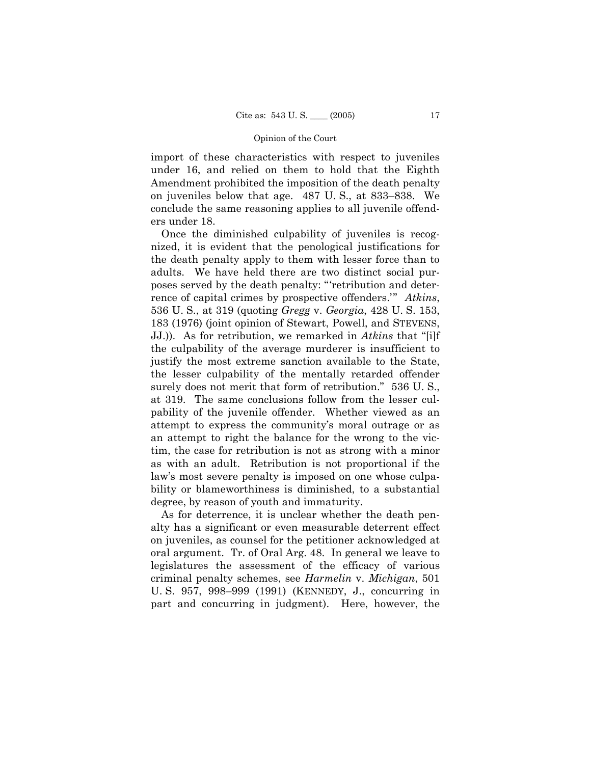import of these characteristics with respect to juveniles under 16, and relied on them to hold that the Eighth Amendment prohibited the imposition of the death penalty on juveniles below that age. 487 U. S., at 833–838. We conclude the same reasoning applies to all juvenile offenders under 18.

Once the diminished culpability of juveniles is recognized, it is evident that the penological justifications for the death penalty apply to them with lesser force than to adults. We have held there are two distinct social purposes served by the death penalty: "'retribution and deterrence of capital crimes by prospective offenders.'" *Atkins*, 536 U. S., at 319 (quoting *Gregg* v. *Georgia*, 428 U. S. 153, 183 (1976) (joint opinion of Stewart, Powell, and STEVENS, JJ.)). As for retribution, we remarked in *Atkins* that "[i]f the culpability of the average murderer is insufficient to justify the most extreme sanction available to the State, the lesser culpability of the mentally retarded offender surely does not merit that form of retribution." 536 U. S., at 319. The same conclusions follow from the lesser culpability of the juvenile offender. Whether viewed as an attempt to express the community's moral outrage or as an attempt to right the balance for the wrong to the victim, the case for retribution is not as strong with a minor as with an adult. Retribution is not proportional if the law's most severe penalty is imposed on one whose culpability or blameworthiness is diminished, to a substantial degree, by reason of youth and immaturity.

As for deterrence, it is unclear whether the death penalty has a significant or even measurable deterrent effect on juveniles, as counsel for the petitioner acknowledged at oral argument. Tr. of Oral Arg. 48. In general we leave to legislatures the assessment of the efficacy of various criminal penalty schemes, see *Harmelin* v. *Michigan*, 501 U. S. 957, 998–999 (1991) (KENNEDY, J., concurring in part and concurring in judgment). Here, however, the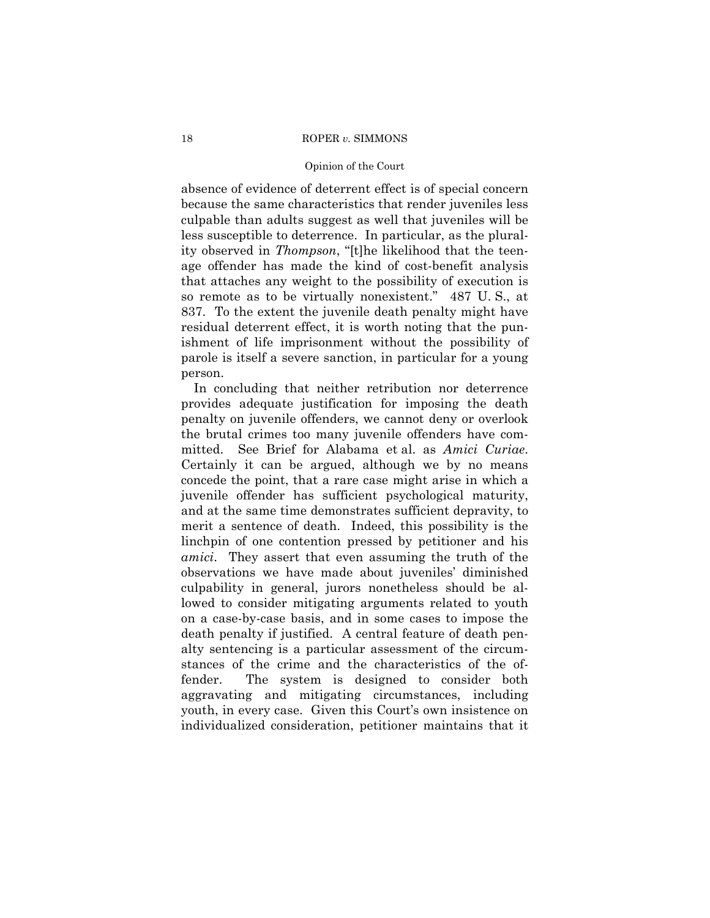absence of evidence of deterrent effect is of special concern because the same characteristics that render juveniles less culpable than adults suggest as well that juveniles will be less susceptible to deterrence. In particular, as the plurality observed in *Thompson*, "[t]he likelihood that the teenage offender has made the kind of cost-benefit analysis that attaches any weight to the possibility of execution is so remote as to be virtually nonexistent." 487 U. S., at 837. To the extent the juvenile death penalty might have residual deterrent effect, it is worth noting that the punishment of life imprisonment without the possibility of parole is itself a severe sanction, in particular for a young person.

In concluding that neither retribution nor deterrence provides adequate justification for imposing the death penalty on juvenile offenders, we cannot deny or overlook the brutal crimes too many juvenile offenders have committed. See Brief for Alabama et al. as *Amici Curiae*. Certainly it can be argued, although we by no means concede the point, that a rare case might arise in which a juvenile offender has sufficient psychological maturity, and at the same time demonstrates sufficient depravity, to merit a sentence of death. Indeed, this possibility is the linchpin of one contention pressed by petitioner and his *amici*. They assert that even assuming the truth of the observations we have made about juveniles' diminished culpability in general, jurors nonetheless should be allowed to consider mitigating arguments related to youth on a case-by-case basis, and in some cases to impose the death penalty if justified. A central feature of death penalty sentencing is a particular assessment of the circumstances of the crime and the characteristics of the offender. The system is designed to consider both aggravating and mitigating circumstances, including youth, in every case. Given this Court's own insistence on individualized consideration, petitioner maintains that it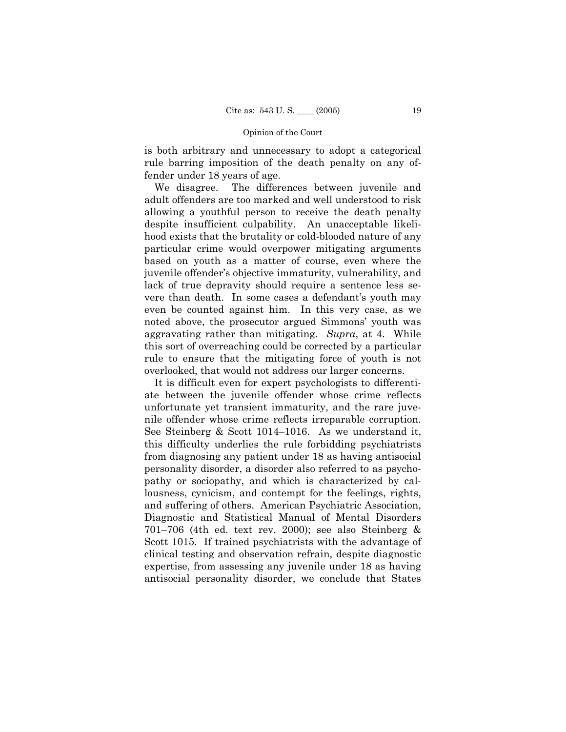is both arbitrary and unnecessary to adopt a categorical rule barring imposition of the death penalty on any offender under 18 years of age.

We disagree. The differences between juvenile and adult offenders are too marked and well understood to risk allowing a youthful person to receive the death penalty despite insufficient culpability. An unacceptable likelihood exists that the brutality or cold-blooded nature of any particular crime would overpower mitigating arguments based on youth as a matter of course, even where the juvenile offender's objective immaturity, vulnerability, and lack of true depravity should require a sentence less severe than death. In some cases a defendant's youth may even be counted against him. In this very case, as we noted above, the prosecutor argued Simmons' youth was aggravating rather than mitigating. *Supra*, at 4. While this sort of overreaching could be corrected by a particular rule to ensure that the mitigating force of youth is not overlooked, that would not address our larger concerns.

It is difficult even for expert psychologists to differentiate between the juvenile offender whose crime reflects unfortunate yet transient immaturity, and the rare juvenile offender whose crime reflects irreparable corruption. See Steinberg & Scott 1014–1016. As we understand it, this difficulty underlies the rule forbidding psychiatrists from diagnosing any patient under 18 as having antisocial personality disorder, a disorder also referred to as psychopathy or sociopathy, and which is characterized by callousness, cynicism, and contempt for the feelings, rights, and suffering of others. American Psychiatric Association, Diagnostic and Statistical Manual of Mental Disorders 701–706 (4th ed. text rev. 2000); see also Steinberg & Scott 1015. If trained psychiatrists with the advantage of clinical testing and observation refrain, despite diagnostic expertise, from assessing any juvenile under 18 as having antisocial personality disorder, we conclude that States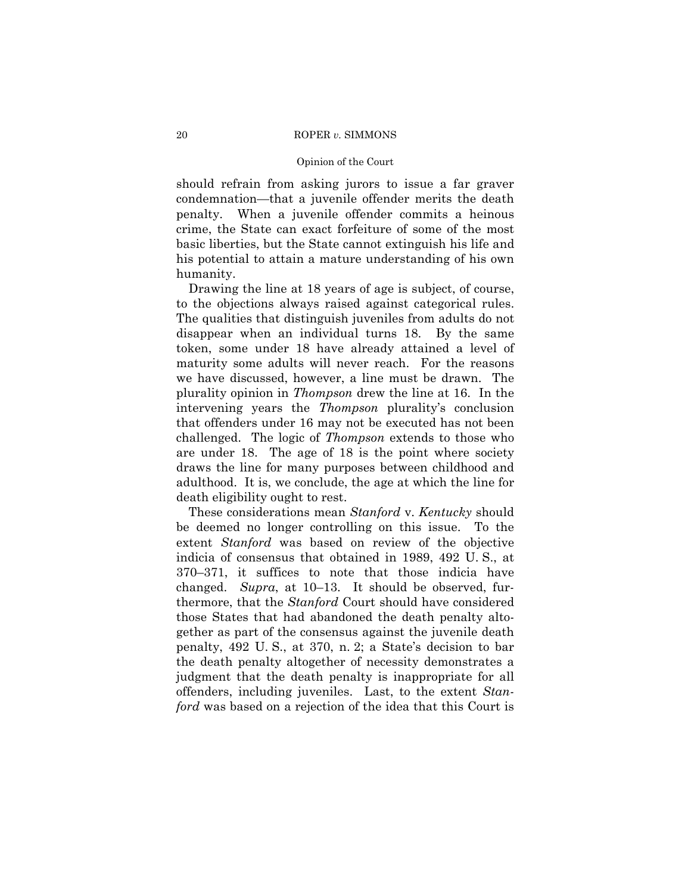should refrain from asking jurors to issue a far graver condemnation—that a juvenile offender merits the death penalty. When a juvenile offender commits a heinous crime, the State can exact forfeiture of some of the most basic liberties, but the State cannot extinguish his life and his potential to attain a mature understanding of his own humanity.

Drawing the line at 18 years of age is subject, of course, to the objections always raised against categorical rules. The qualities that distinguish juveniles from adults do not disappear when an individual turns 18. By the same token, some under 18 have already attained a level of maturity some adults will never reach. For the reasons we have discussed, however, a line must be drawn. The plurality opinion in *Thompson* drew the line at 16. In the intervening years the *Thompson* plurality's conclusion that offenders under 16 may not be executed has not been challenged. The logic of *Thompson* extends to those who are under 18. The age of 18 is the point where society draws the line for many purposes between childhood and adulthood. It is, we conclude, the age at which the line for death eligibility ought to rest.

These considerations mean *Stanford* v. *Kentucky* should be deemed no longer controlling on this issue. To the extent *Stanford* was based on review of the objective indicia of consensus that obtained in 1989, 492 U. S., at 370–371, it suffices to note that those indicia have changed. *Supra*, at 10–13. It should be observed, furthermore, that the *Stanford* Court should have considered those States that had abandoned the death penalty altogether as part of the consensus against the juvenile death penalty, 492 U. S., at 370, n. 2; a State's decision to bar the death penalty altogether of necessity demonstrates a judgment that the death penalty is inappropriate for all offenders, including juveniles. Last, to the extent *Stanford* was based on a rejection of the idea that this Court is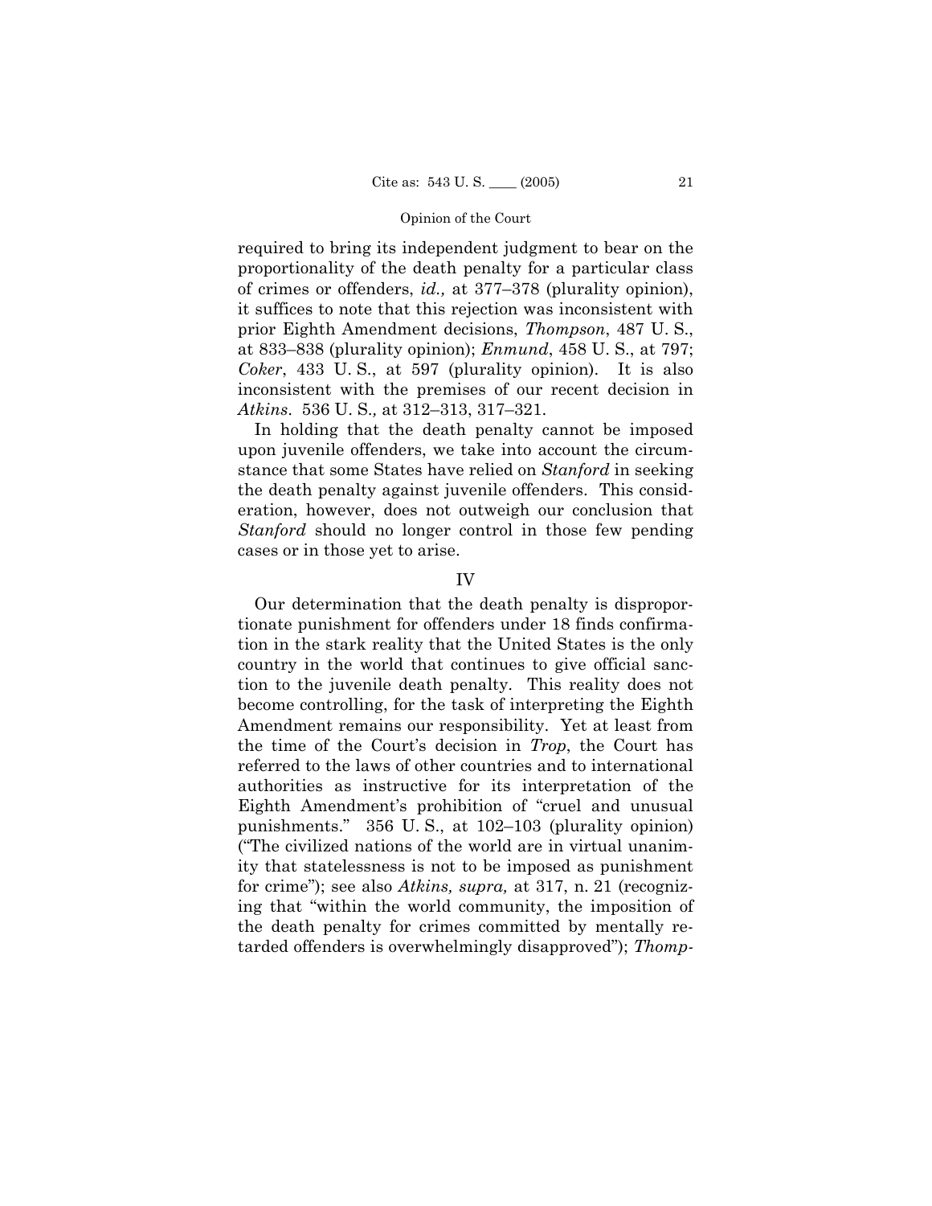required to bring its independent judgment to bear on the proportionality of the death penalty for a particular class of crimes or offenders, *id.,* at 377–378 (plurality opinion), it suffices to note that this rejection was inconsistent with prior Eighth Amendment decisions, *Thompson*, 487 U. S., at 833–838 (plurality opinion); *Enmund*, 458 U. S., at 797; *Coker*, 433 U. S., at 597 (plurality opinion). It is also inconsistent with the premises of our recent decision in *Atkins.* 536 U. S.*,* at 312–313, 317–321.

In holding that the death penalty cannot be imposed upon juvenile offenders, we take into account the circumstance that some States have relied on *Stanford* in seeking the death penalty against juvenile offenders. This consideration, however, does not outweigh our conclusion that *Stanford* should no longer control in those few pending cases or in those yet to arise.

## IV

Our determination that the death penalty is disproportionate punishment for offenders under 18 finds confirmation in the stark reality that the United States is the only country in the world that continues to give official sanction to the juvenile death penalty. This reality does not become controlling, for the task of interpreting the Eighth Amendment remains our responsibility. Yet at least from the time of the Court's decision in *Trop*, the Court has referred to the laws of other countries and to international authorities as instructive for its interpretation of the Eighth Amendment's prohibition of "cruel and unusual punishments." 356 U. S., at 102–103 (plurality opinion) ("The civilized nations of the world are in virtual unanimity that statelessness is not to be imposed as punishment for crime"); see also *Atkins, supra,* at 317, n. 21 (recognizing that "within the world community, the imposition of the death penalty for crimes committed by mentally retarded offenders is overwhelmingly disapproved"); *Thomp-*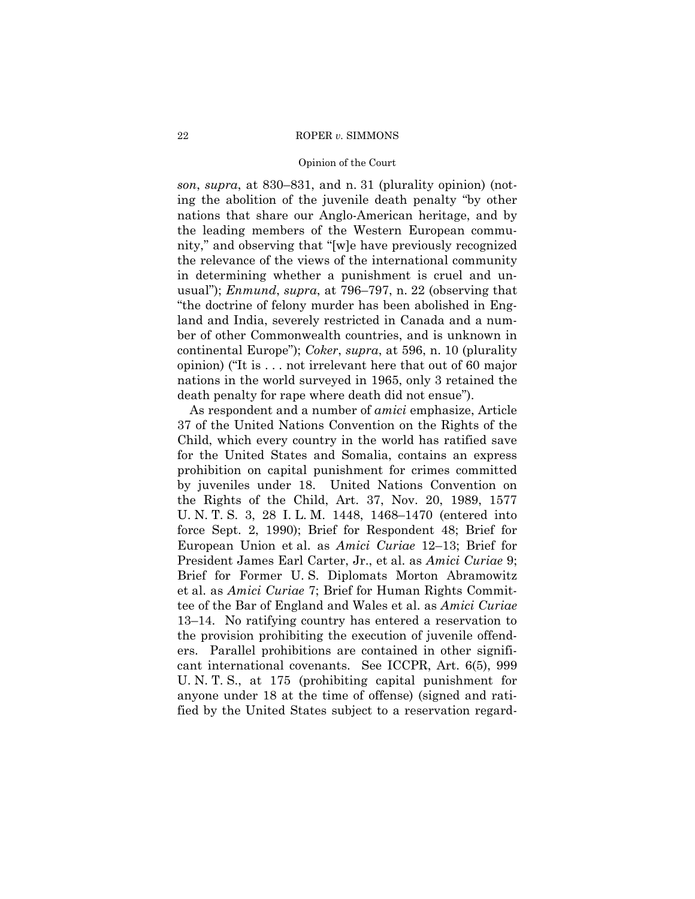*son*, *supra*, at 830–831, and n. 31 (plurality opinion) (noting the abolition of the juvenile death penalty "by other nations that share our Anglo-American heritage, and by the leading members of the Western European community," and observing that "[w]e have previously recognized the relevance of the views of the international community in determining whether a punishment is cruel and unusual"); *Enmund*, *supra*, at 796–797, n. 22 (observing that "the doctrine of felony murder has been abolished in England and India, severely restricted in Canada and a number of other Commonwealth countries, and is unknown in continental Europe"); *Coker*, *supra*, at 596, n. 10 (plurality opinion) ("It is . . . not irrelevant here that out of 60 major nations in the world surveyed in 1965, only 3 retained the death penalty for rape where death did not ensue").

As respondent and a number of *amici* emphasize, Article 37 of the United Nations Convention on the Rights of the Child, which every country in the world has ratified save for the United States and Somalia, contains an express prohibition on capital punishment for crimes committed by juveniles under 18. United Nations Convention on the Rights of the Child, Art. 37, Nov. 20, 1989, 1577 U. N. T. S. 3, 28 I. L. M. 1448, 1468–1470 (entered into force Sept. 2, 1990); Brief for Respondent 48; Brief for European Union et al. as *Amici Curiae* 12–13; Brief for President James Earl Carter, Jr., et al. as *Amici Curiae* 9; Brief for Former U. S. Diplomats Morton Abramowitz et al. as *Amici Curiae* 7; Brief for Human Rights Committee of the Bar of England and Wales et al. as *Amici Curiae* 13–14. No ratifying country has entered a reservation to the provision prohibiting the execution of juvenile offenders. Parallel prohibitions are contained in other significant international covenants. See ICCPR, Art. 6(5), 999 U. N. T. S., at 175 (prohibiting capital punishment for anyone under 18 at the time of offense) (signed and ratified by the United States subject to a reservation regard-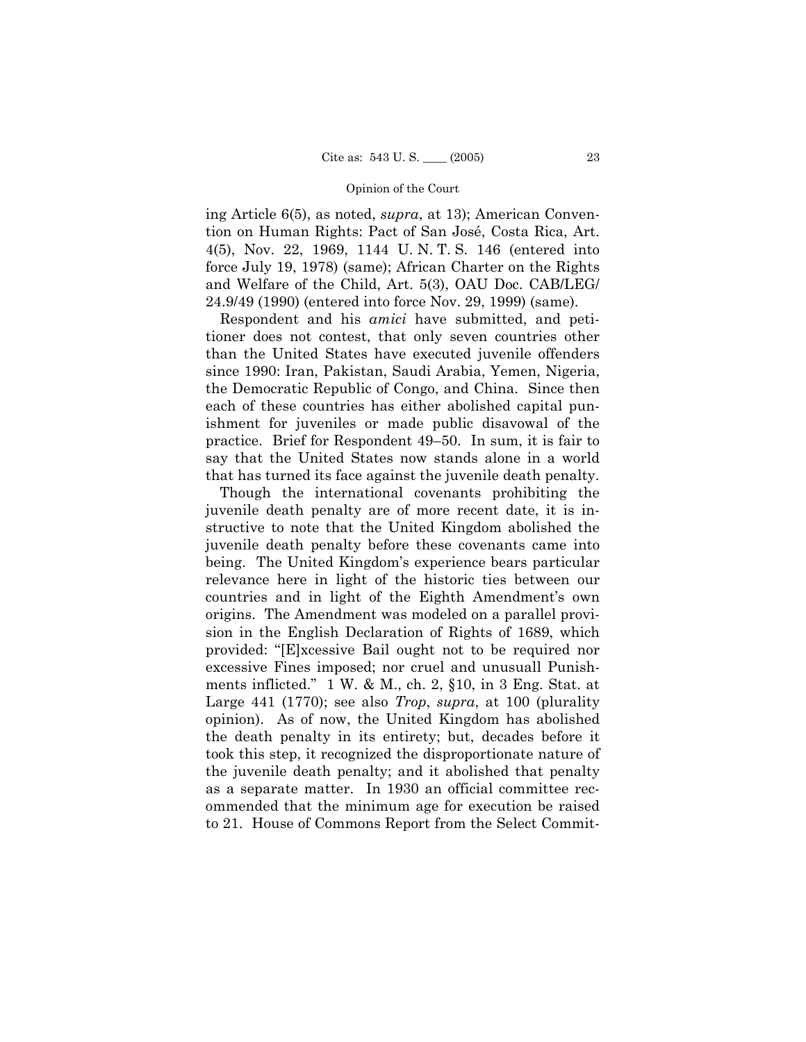ing Article 6(5), as noted, *supra*, at 13); American Convention on Human Rights: Pact of San José, Costa Rica, Art. 4(5), Nov. 22, 1969, 1144 U. N. T. S. 146 (entered into force July 19, 1978) (same); African Charter on the Rights and Welfare of the Child, Art. 5(3), OAU Doc. CAB/LEG/24.9/49 (1990) (entered into force Nov. 29, 1999) (same).

Respondent and his *amici* have submitted, and petitioner does not contest, that only seven countries other than the United States have executed juvenile offenders since 1990: Iran, Pakistan, Saudi Arabia, Yemen, Nigeria, the Democratic Republic of Congo, and China. Since then each of these countries has either abolished capital punishment for juveniles or made public disavowal of the practice. Brief for Respondent 49–50. In sum, it is fair to say that the United States now stands alone in a world that has turned its face against the juvenile death penalty.

Though the international covenants prohibiting the juvenile death penalty are of more recent date, it is instructive to note that the United Kingdom abolished the juvenile death penalty before these covenants came into being. The United Kingdom's experience bears particular relevance here in light of the historic ties between our countries and in light of the Eighth Amendment's own origins. The Amendment was modeled on a parallel provision in the English Declaration of Rights of 1689, which provided: "[E]xcessive Bail ought not to be required nor excessive Fines imposed; nor cruel and unusuall Punishments inflicted." 1 W. & M., ch. 2, §10, in 3 Eng. Stat. at Large 441 (1770); see also *Trop*, *supra*, at 100 (plurality opinion). As of now, the United Kingdom has abolished the death penalty in its entirety; but, decades before it took this step, it recognized the disproportionate nature of the juvenile death penalty; and it abolished that penalty as a separate matter. In 1930 an official committee recommended that the minimum age for execution be raised to 21. House of Commons Report from the Select Commit-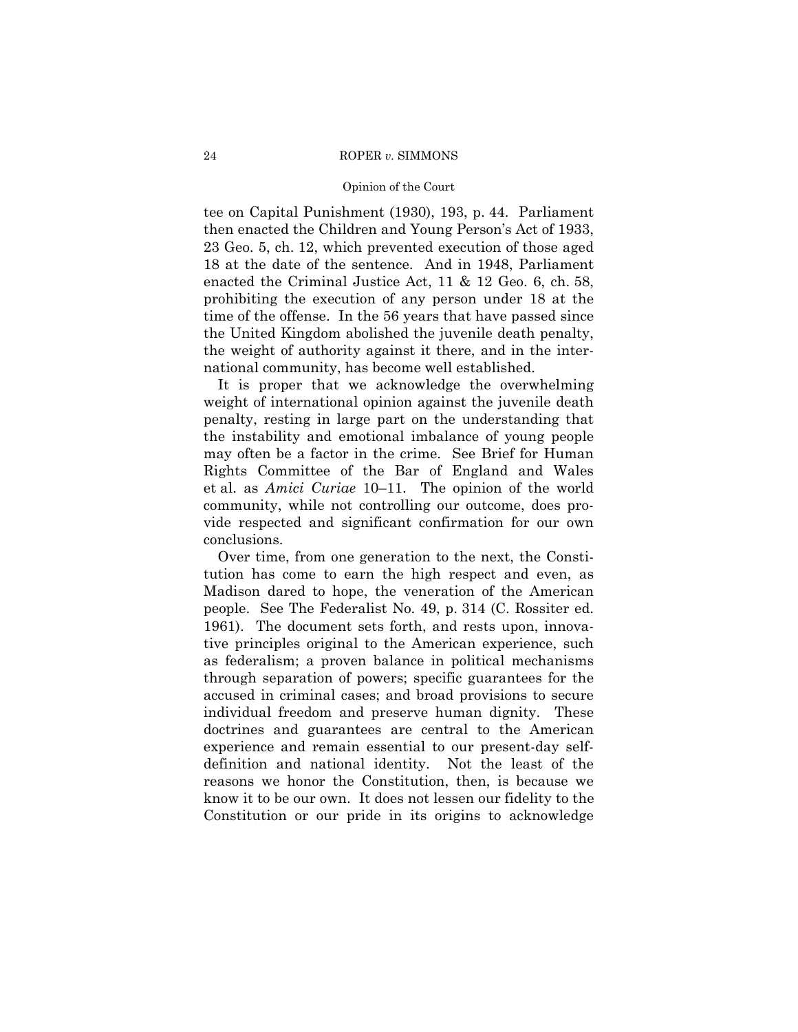tee on Capital Punishment (1930), 193, p. 44. Parliament then enacted the Children and Young Person's Act of 1933, 23 Geo. 5, ch. 12, which prevented execution of those aged 18 at the date of the sentence. And in 1948, Parliament enacted the Criminal Justice Act, 11 & 12 Geo. 6, ch. 58, prohibiting the execution of any person under 18 at the time of the offense. In the 56 years that have passed since the United Kingdom abolished the juvenile death penalty, the weight of authority against it there, and in the international community, has become well established.

It is proper that we acknowledge the overwhelming weight of international opinion against the juvenile death penalty, resting in large part on the understanding that the instability and emotional imbalance of young people may often be a factor in the crime. See Brief for Human Rights Committee of the Bar of England and Wales et al. as *Amici Curiae* 10–11. The opinion of the world community, while not controlling our outcome, does provide respected and significant confirmation for our own conclusions.

Over time, from one generation to the next, the Constitution has come to earn the high respect and even, as Madison dared to hope, the veneration of the American people. See The Federalist No. 49, p. 314 (C. Rossiter ed. 1961). The document sets forth, and rests upon, innovative principles original to the American experience, such as federalism; a proven balance in political mechanisms through separation of powers; specific guarantees for the accused in criminal cases; and broad provisions to secure individual freedom and preserve human dignity. These doctrines and guarantees are central to the American experience and remain essential to our present-day self-definition and national identity. Not the least of the reasons we honor the Constitution, then, is because we know it to be our own. It does not lessen our fidelity to the Constitution or our pride in its origins to acknowledge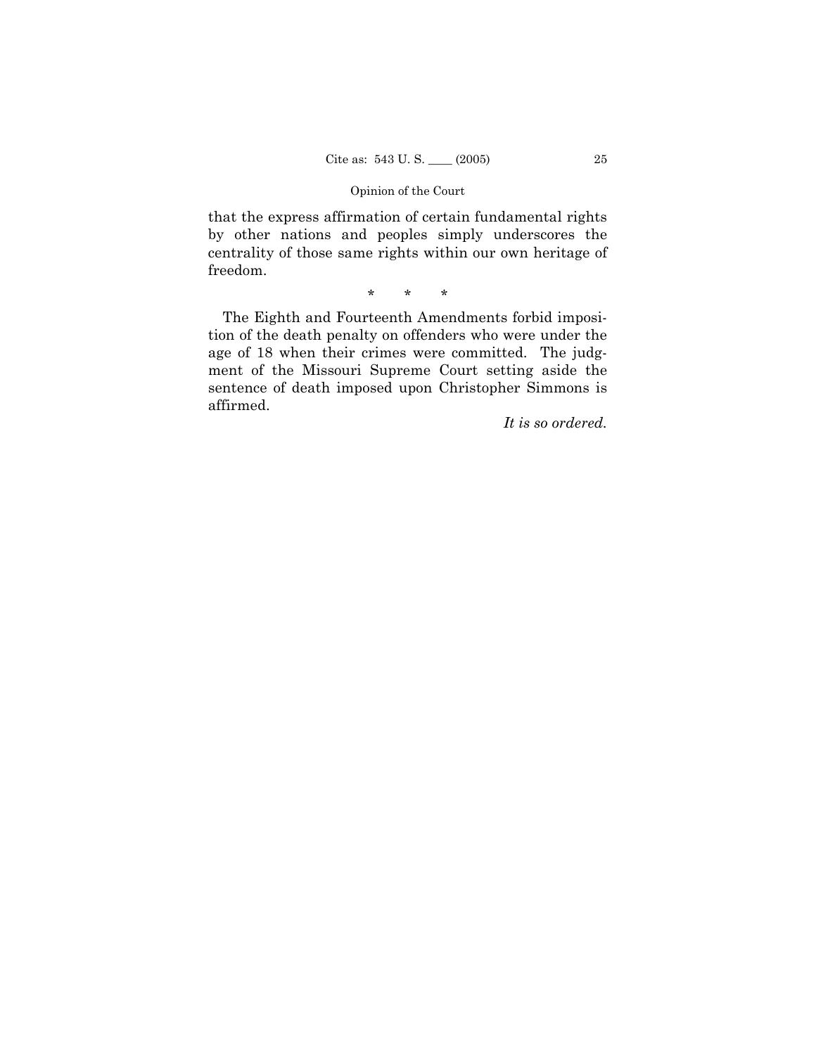that the express affirmation of certain fundamental rights by other nations and peoples simply underscores the centrality of those same rights within our own heritage of freedom.

\* \* \*

The Eighth and Fourteenth Amendments forbid imposition of the death penalty on offenders who were under the age of 18 when their crimes were committed. The judgment of the Missouri Supreme Court setting aside the sentence of death imposed upon Christopher Simmons is affirmed.

*It is so ordered.*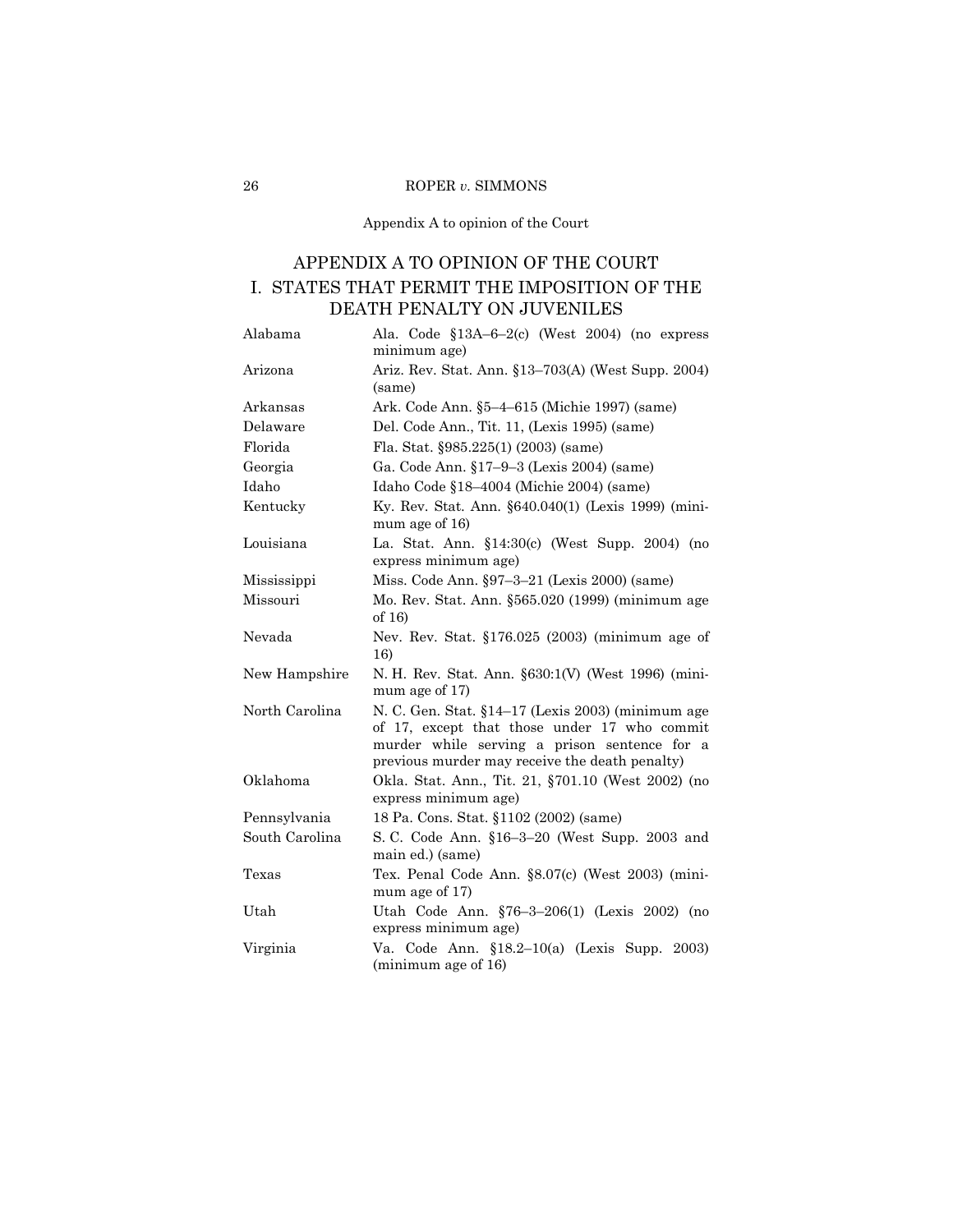## APPENDIX A TO OPINION OF THE COURT

### I. STATES THAT PERMIT THE IMPOSITION OF THE DEATH PENALTY ON JUVENILES

| | |
|---|---|
| Alabama | Ala. Code §13A–6–2(c) (West 2004) (no express minimum age) |
| Arizona | Ariz. Rev. Stat. Ann. §13–703(A) (West Supp. 2004) (same) |
| Arkansas | Ark. Code Ann. §5–4–615 (Michie 1997) (same) |
| Delaware | Del. Code Ann., Tit. 11, (Lexis 1995) (same) |
| Florida | Fla. Stat. §985.225(1) (2003) (same) |
| Georgia | Ga. Code Ann. §17–9–3 (Lexis 2004) (same) |
| Idaho | Idaho Code §18–4004 (Michie 2004) (same) |
| Kentucky | Ky. Rev. Stat. Ann. §640.040(1) (Lexis 1999) (minimum age of 16) |
| Louisiana | La. Stat. Ann. §14:30(c) (West Supp. 2004) (no express minimum age) |
| Mississippi | Miss. Code Ann. §97–3–21 (Lexis 2000) (same) |
| Missouri | Mo. Rev. Stat. Ann. §565.020 (1999) (minimum age of 16) |
| Nevada | Nev. Rev. Stat. §176.025 (2003) (minimum age of 16) |
| New Hampshire | N. H. Rev. Stat. Ann. §630:1(V) (West 1996) (minimum age of 17) |
| North Carolina | N. C. Gen. Stat. §14–17 (Lexis 2003) (minimum age of 17, except that those under 17 who commit murder while serving a prison sentence for a previous murder may receive the death penalty) |
| Oklahoma | Okla. Stat. Ann., Tit. 21, §701.10 (West 2002) (no express minimum age) |
| Pennsylvania | 18 Pa. Cons. Stat. §1102 (2002) (same) |
| South Carolina | S. C. Code Ann. §16–3–20 (West Supp. 2003 and main ed.) (same) |
| Texas | Tex. Penal Code Ann. §8.07(c) (West 2003) (minimum age of 17) |
| Utah | Utah Code Ann. §76–3–206(1) (Lexis 2002) (no express minimum age) |
| Virginia | Va. Code Ann. §18.2–10(a) (Lexis Supp. 2003) (minimum age of 16) |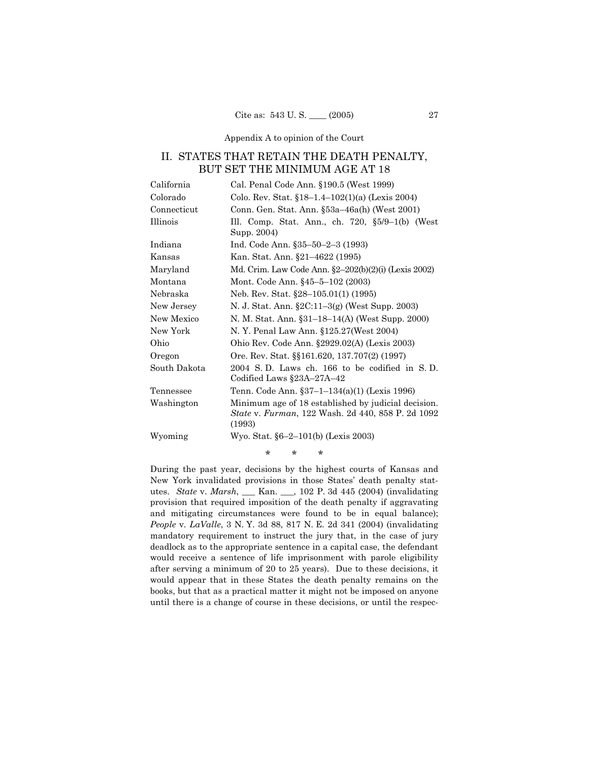Appendix A to opinion of the Court

## II. STATES THAT RETAIN THE DEATH PENALTY, BUT SET THE MINIMUM AGE AT 18

| | |
|---|---|
| California | Cal. Penal Code Ann. §190.5 (West 1999) |
| Colorado | Colo. Rev. Stat. §18–1.4–102(1)(a) (Lexis 2004) |
| Connecticut | Conn. Gen. Stat. Ann. §53a–46a(h) (West 2001) |
| Illinois | Ill. Comp. Stat. Ann., ch. 720, §5/9–1(b) (West Supp. 2004) |
| Indiana | Ind. Code Ann. §35–50–2–3 (1993) |
| Kansas | Kan. Stat. Ann. §21–4622 (1995) |
| Maryland | Md. Crim. Law Code Ann. §2–202(b)(2)(i) (Lexis 2002) |
| Montana | Mont. Code Ann. §45–5–102 (2003) |
| Nebraska | Neb. Rev. Stat. §28–105.01(1) (1995) |
| New Jersey | N. J. Stat. Ann. §2C:11–3(g) (West Supp. 2003) |
| New Mexico | N. M. Stat. Ann. §31–18–14(A) (West Supp. 2000) |
| New York | N. Y. Penal Law Ann. §125.27(West 2004) |
| Ohio | Ohio Rev. Code Ann. §2929.02(A) (Lexis 2003) |
| Oregon | Ore. Rev. Stat. §§161.620, 137.707(2) (1997) |
| South Dakota | 2004 S. D. Laws ch. 166 to be codified in S. D. Codified Laws §23A–27A–42 |
| Tennessee | Tenn. Code Ann. §37–1–134(a)(1) (Lexis 1996) |
| Washington | Minimum age of 18 established by judicial decision. *State* v. *Furman*, 122 Wash. 2d 440, 858 P. 2d 1092 (1993) |
| Wyoming | Wyo. Stat. §6–2–101(b) (Lexis 2003) |

\* \* \*

During the past year, decisions by the highest courts of Kansas and New York invalidated provisions in those States' death penalty statutes. *State* v. *Marsh*, ___ Kan. ___, 102 P. 3d 445 (2004) (invalidating provision that required imposition of the death penalty if aggravating and mitigating circumstances were found to be in equal balance); *People* v. *LaValle*, 3 N. Y. 3d 88, 817 N. E. 2d 341 (2004) (invalidating mandatory requirement to instruct the jury that, in the case of jury deadlock as to the appropriate sentence in a capital case, the defendant would receive a sentence of life imprisonment with parole eligibility after serving a minimum of 20 to 25 years). Due to these decisions, it would appear that in these States the death penalty remains on the books, but that as a practical matter it might not be imposed on anyone until there is a change of course in these decisions, or until the respec-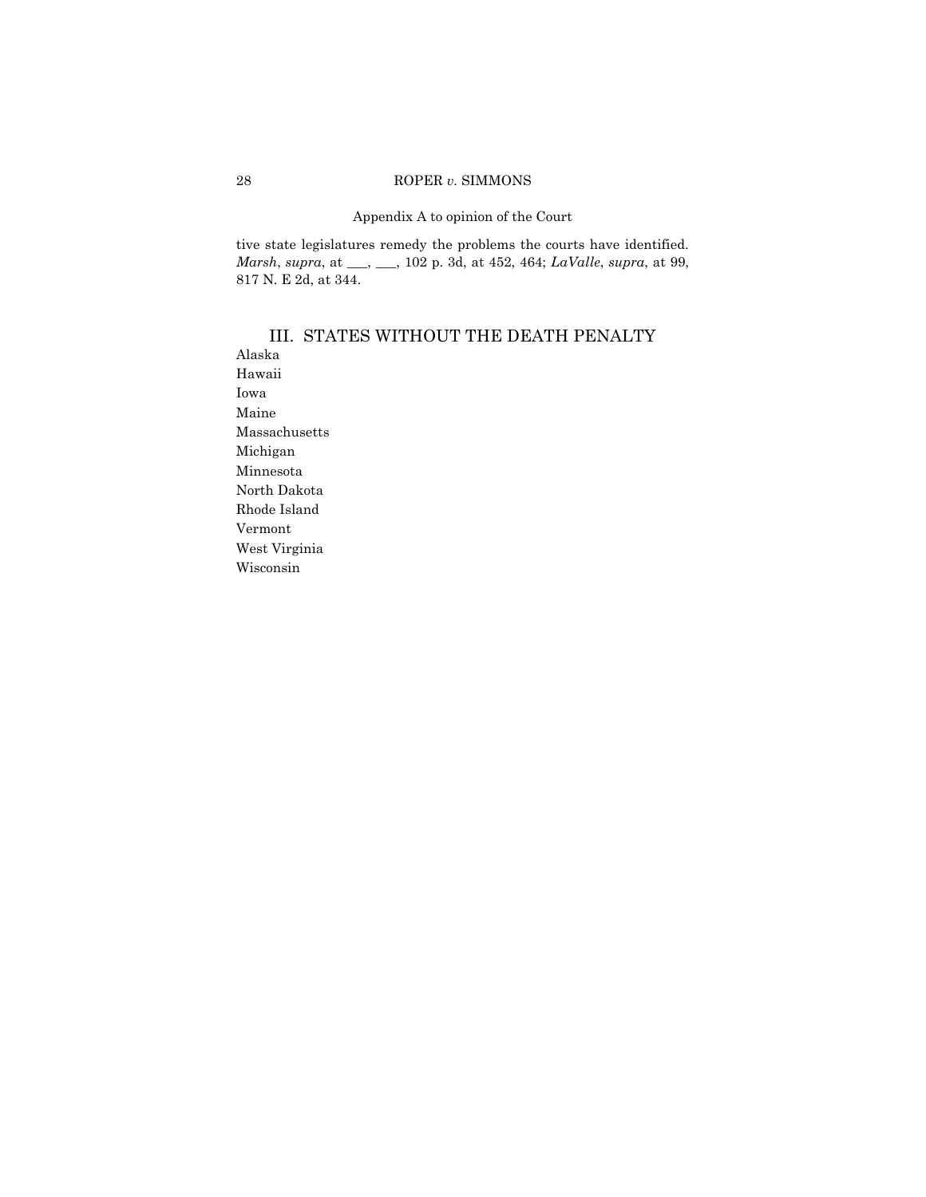tive state legislatures remedy the problems the courts have identified. *Marsh*, *supra*, at ___, ___, 102 p. 3d, at 452, 464; *LaValle*, *supra*, at 99, 817 N. E 2d, at 344.

## III. STATES WITHOUT THE DEATH PENALTY

Alaska
Hawaii
Iowa
Maine
Massachusetts
Michigan
Minnesota
North Dakota
Rhode Island
Vermont
West Virginia
Wisconsin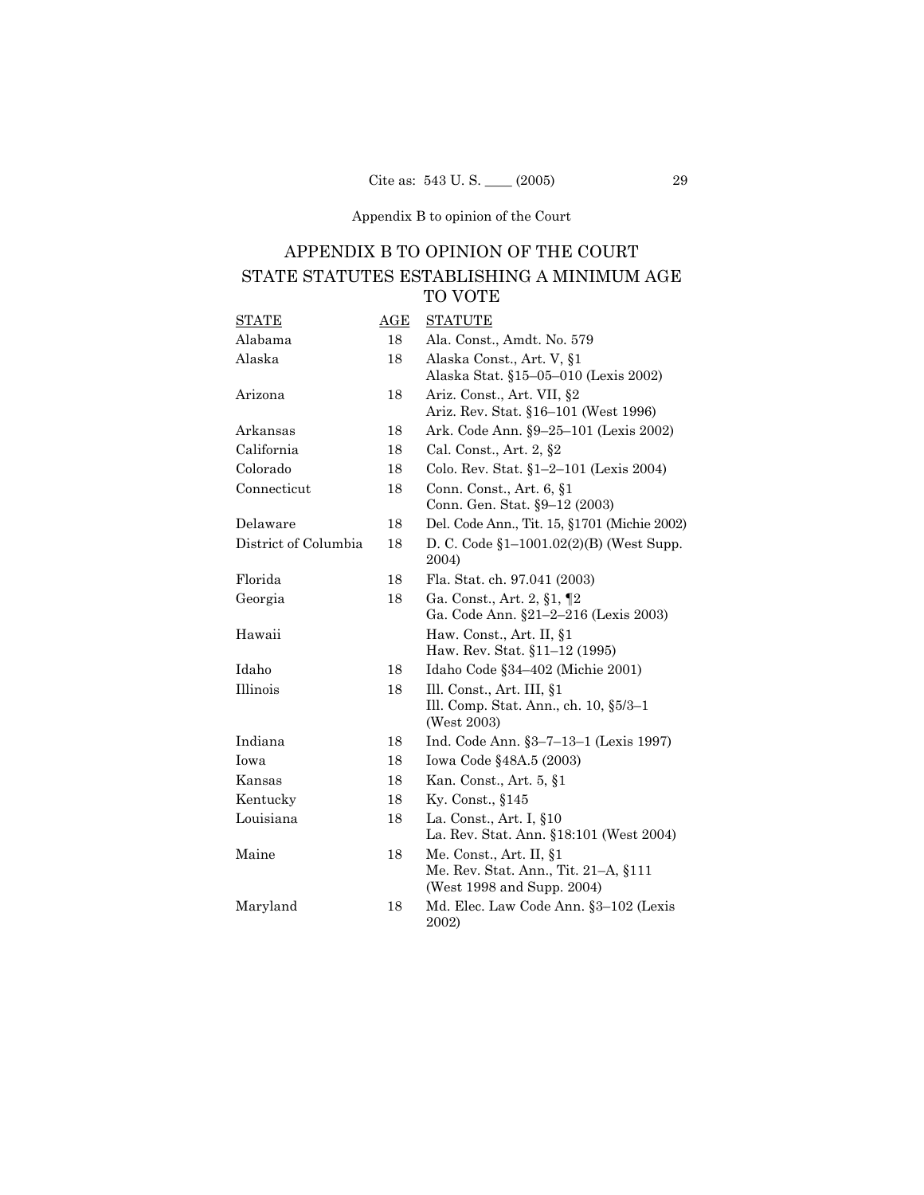Appendix B to opinion of the Court

## APPENDIX B TO OPINION OF THE COURT

## STATE STATUTES ESTABLISHING A MINIMUM AGE TO VOTE

| STATE | AGE | STATUTE |
|---|---|---|
| Alabama | 18 | Ala. Const., Amdt. No. 579 |
| Alaska | 18 | Alaska Const., Art. V, §1<br>Alaska Stat. §15–05–010 (Lexis 2002) |
| Arizona | 18 | Ariz. Const., Art. VII, §2<br>Ariz. Rev. Stat. §16–101 (West 1996) |
| Arkansas | 18 | Ark. Code Ann. §9–25–101 (Lexis 2002) |
| California | 18 | Cal. Const., Art. 2, §2 |
| Colorado | 18 | Colo. Rev. Stat. §1–2–101 (Lexis 2004) |
| Connecticut | 18 | Conn. Const., Art. 6, §1<br>Conn. Gen. Stat. §9–12 (2003) |
| Delaware | 18 | Del. Code Ann., Tit. 15, §1701 (Michie 2002) |
| District of Columbia | 18 | D. C. Code §1–1001.02(2)(B) (West Supp. 2004) |
| Florida | 18 | Fla. Stat. ch. 97.041 (2003) |
| Georgia | 18 | Ga. Const., Art. 2, §1, ¶2<br>Ga. Code Ann. §21–2–216 (Lexis 2003) |
| Hawaii | | Haw. Const., Art. II, §1<br>Haw. Rev. Stat. §11–12 (1995) |
| Idaho | 18 | Idaho Code §34–402 (Michie 2001) |
| Illinois | 18 | Ill. Const., Art. III, §1<br>Ill. Comp. Stat. Ann., ch. 10, §5/3–1 (West 2003) |
| Indiana | 18 | Ind. Code Ann. §3–7–13–1 (Lexis 1997) |
| Iowa | 18 | Iowa Code §48A.5 (2003) |
| Kansas | 18 | Kan. Const., Art. 5, §1 |
| Kentucky | 18 | Ky. Const., §145 |
| Louisiana | 18 | La. Const., Art. I, §10<br>La. Rev. Stat. Ann. §18:101 (West 2004) |
| Maine | 18 | Me. Const., Art. II, §1<br>Me. Rev. Stat. Ann., Tit. 21–A, §111 (West 1998 and Supp. 2004) |
| Maryland | 18 | Md. Elec. Law Code Ann. §3–102 (Lexis 2002) |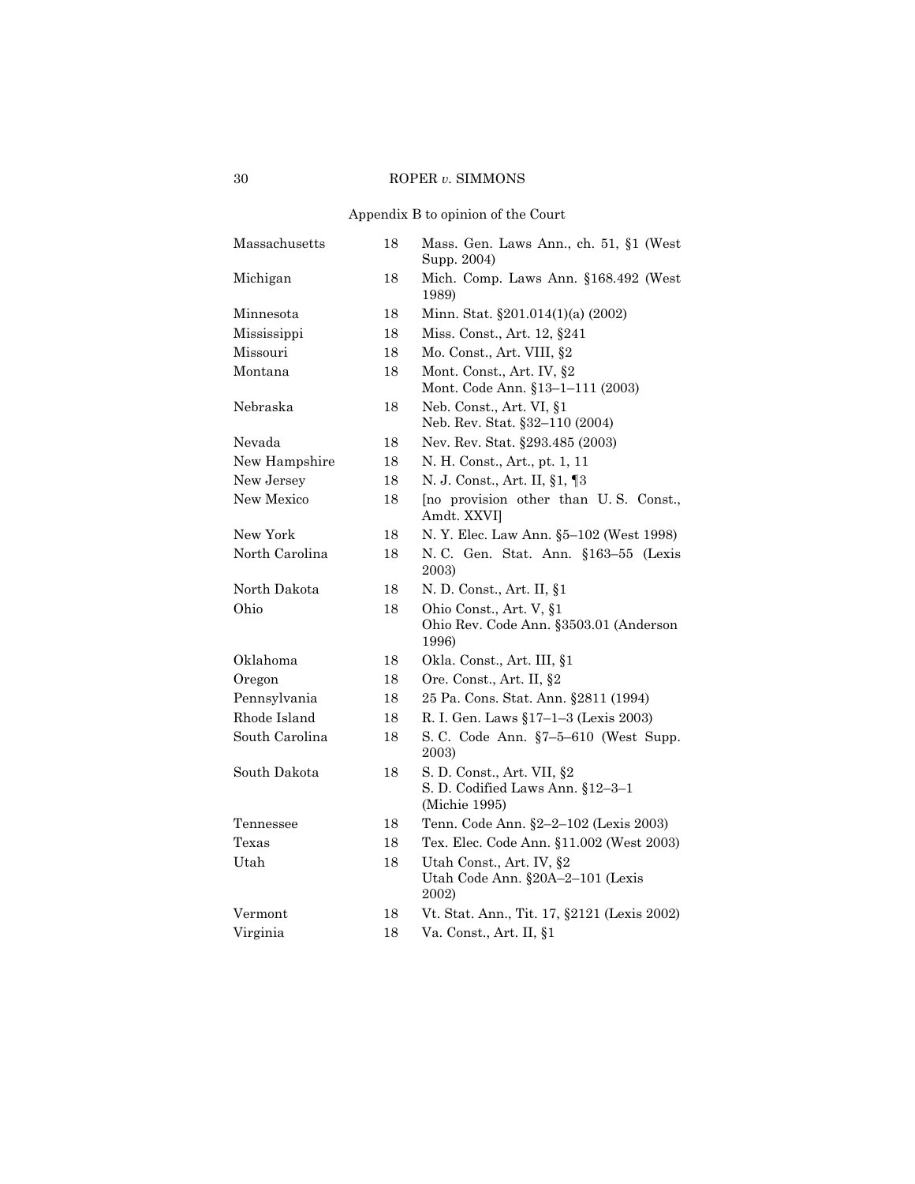Appendix B to opinion of the Court

| | | |
|---|---|---|
| Massachusetts | 18 | Mass. Gen. Laws Ann., ch. 51, §1 (West Supp. 2004) |
| Michigan | 18 | Mich. Comp. Laws Ann. §168.492 (West 1989) |
| Minnesota | 18 | Minn. Stat. §201.014(1)(a) (2002) |
| Mississippi | 18 | Miss. Const., Art. 12, §241 |
| Missouri | 18 | Mo. Const., Art. VIII, §2 |
| Montana | 18 | Mont. Const., Art. IV, §2<br>Mont. Code Ann. §13–1–111 (2003) |
| Nebraska | 18 | Neb. Const., Art. VI, §1<br>Neb. Rev. Stat. §32–110 (2004) |
| Nevada | 18 | Nev. Rev. Stat. §293.485 (2003) |
| New Hampshire | 18 | N. H. Const., Art., pt. 1, 11 |
| New Jersey | 18 | N. J. Const., Art. II, §1, ¶3 |
| New Mexico | 18 | [no provision other than U. S. Const., Amdt. XXVI] |
| New York | 18 | N. Y. Elec. Law Ann. §5–102 (West 1998) |
| North Carolina | 18 | N. C. Gen. Stat. Ann. §163–55 (Lexis 2003) |
| North Dakota | 18 | N. D. Const., Art. II, §1 |
| Ohio | 18 | Ohio Const., Art. V, §1<br>Ohio Rev. Code Ann. §3503.01 (Anderson 1996) |
| Oklahoma | 18 | Okla. Const., Art. III, §1 |
| Oregon | 18 | Ore. Const., Art. II, §2 |
| Pennsylvania | 18 | 25 Pa. Cons. Stat. Ann. §2811 (1994) |
| Rhode Island | 18 | R. I. Gen. Laws §17–1–3 (Lexis 2003) |
| South Carolina | 18 | S. C. Code Ann. §7–5–610 (West Supp. 2003) |
| South Dakota | 18 | S. D. Const., Art. VII, §2<br>S. D. Codified Laws Ann. §12–3–1 (Michie 1995) |
| Tennessee | 18 | Tenn. Code Ann. §2–2–102 (Lexis 2003) |
| Texas | 18 | Tex. Elec. Code Ann. §11.002 (West 2003) |
| Utah | 18 | Utah Const., Art. IV, §2<br>Utah Code Ann. §20A–2–101 (Lexis 2002) |
| Vermont | 18 | Vt. Stat. Ann., Tit. 17, §2121 (Lexis 2002) |
| Virginia | 18 | Va. Const., Art. II, §1 |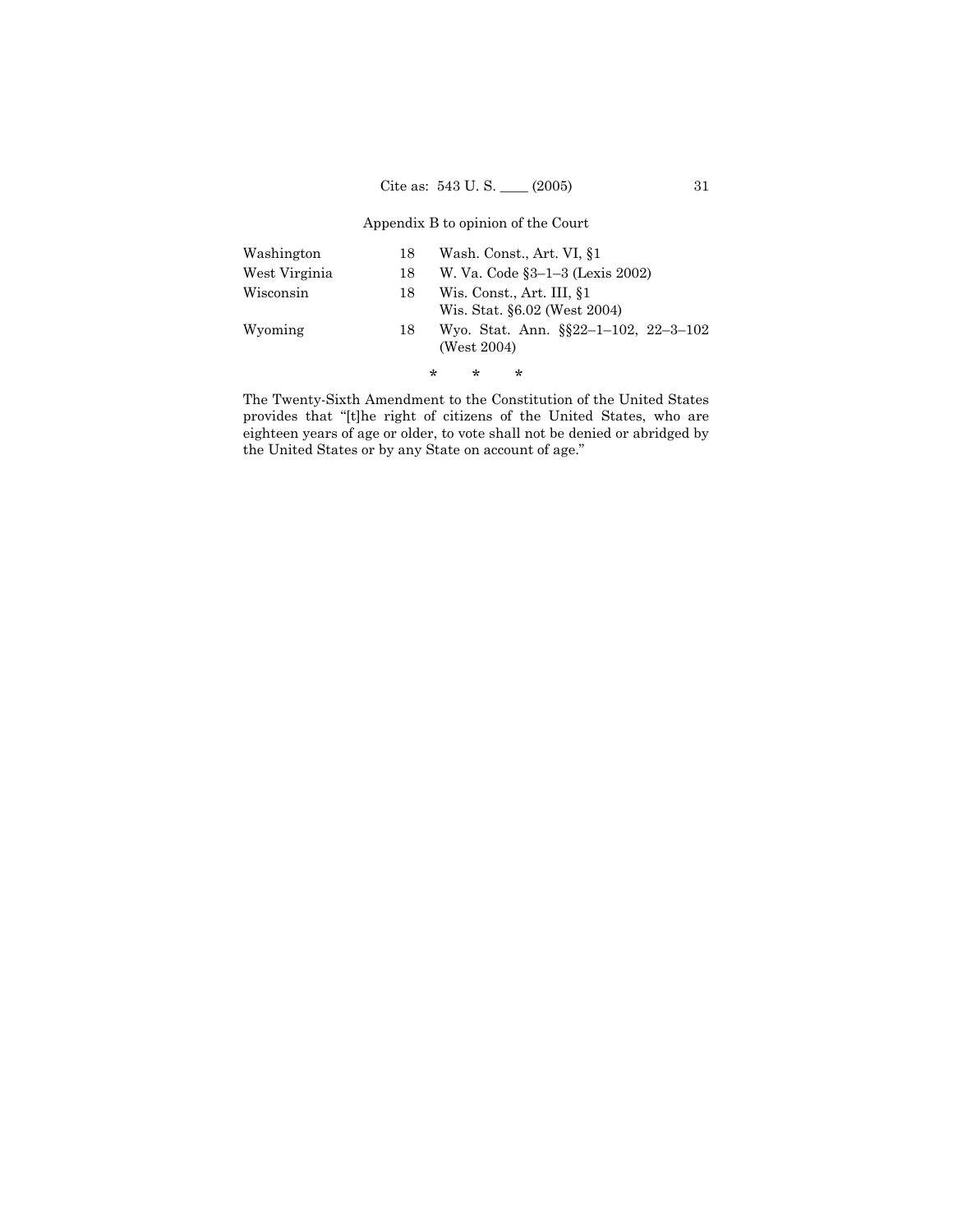Appendix B to opinion of the Court

| | | |
|---|---|---|
| Washington | 18 | Wash. Const., Art. VI, §1 |
| West Virginia | 18 | W. Va. Code §3–1–3 (Lexis 2002) |
| Wisconsin | 18 | Wis. Const., Art. III, §1<br>Wis. Stat. §6.02 (West 2004) |
| Wyoming | 18 | Wyo. Stat. Ann. §§22–1–102, 22–3–102 (West 2004) |

\* \* \*

The Twenty-Sixth Amendment to the Constitution of the United States provides that "[t]he right of citizens of the United States, who are eighteen years of age or older, to vote shall not be denied or abridged by the United States or by any State on account of age."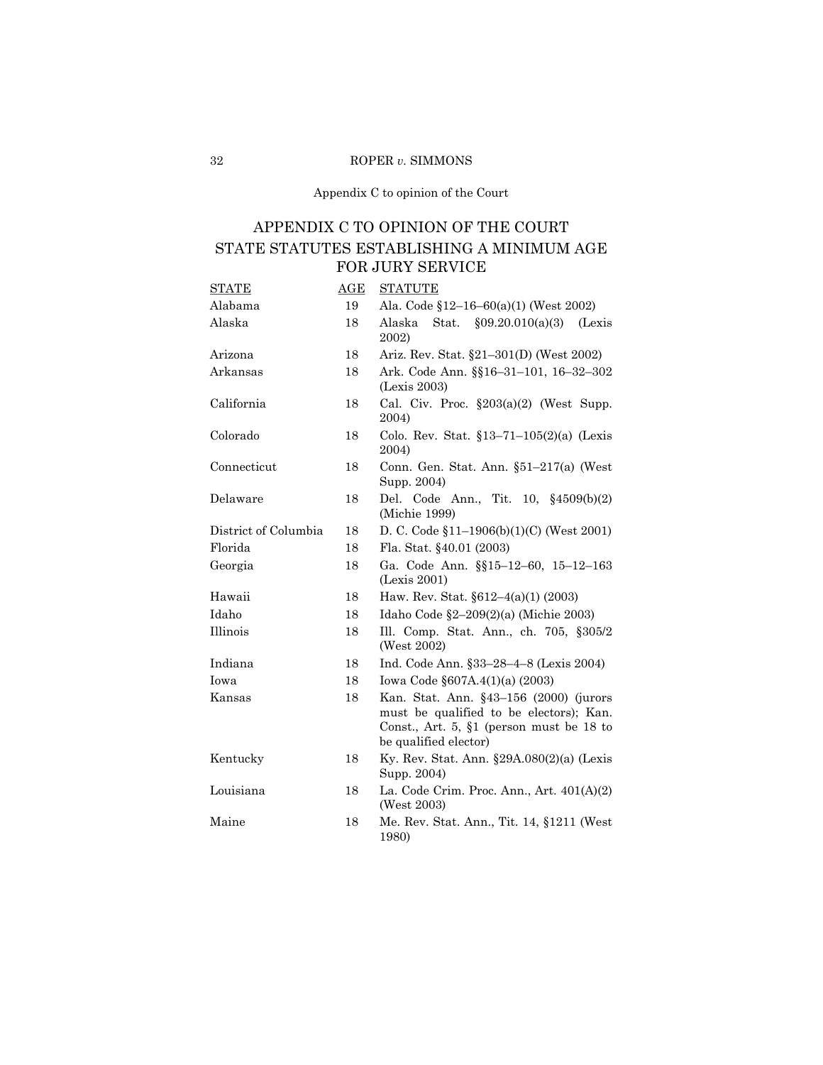Appendix C to opinion of the Court

# APPENDIX C TO OPINION OF THE COURT
## STATE STATUTES ESTABLISHING A MINIMUM AGE FOR JURY SERVICE

| STATE | AGE | STATUTE |
|---|---|---|
| Alabama | 19 | Ala. Code §12–16–60(a)(1) (West 2002) |
| Alaska | 18 | Alaska Stat. §09.20.010(a)(3) (Lexis 2002) |
| Arizona | 18 | Ariz. Rev. Stat. §21–301(D) (West 2002) |
| Arkansas | 18 | Ark. Code Ann. §§16–31–101, 16–32–302 (Lexis 2003) |
| California | 18 | Cal. Civ. Proc. §203(a)(2) (West Supp. 2004) |
| Colorado | 18 | Colo. Rev. Stat. §13–71–105(2)(a) (Lexis 2004) |
| Connecticut | 18 | Conn. Gen. Stat. Ann. §51–217(a) (West Supp. 2004) |
| Delaware | 18 | Del. Code Ann., Tit. 10, §4509(b)(2) (Michie 1999) |
| District of Columbia | 18 | D. C. Code §11–1906(b)(1)(C) (West 2001) |
| Florida | 18 | Fla. Stat. §40.01 (2003) |
| Georgia | 18 | Ga. Code Ann. §§15–12–60, 15–12–163 (Lexis 2001) |
| Hawaii | 18 | Haw. Rev. Stat. §612–4(a)(1) (2003) |
| Idaho | 18 | Idaho Code §2–209(2)(a) (Michie 2003) |
| Illinois | 18 | Ill. Comp. Stat. Ann., ch. 705, §305/2 (West 2002) |
| Indiana | 18 | Ind. Code Ann. §33–28–4–8 (Lexis 2004) |
| Iowa | 18 | Iowa Code §607A.4(1)(a) (2003) |
| Kansas | 18 | Kan. Stat. Ann. §43–156 (2000) (jurors must be qualified to be electors); Kan. Const., Art. 5, §1 (person must be 18 to be qualified elector) |
| Kentucky | 18 | Ky. Rev. Stat. Ann. §29A.080(2)(a) (Lexis Supp. 2004) |
| Louisiana | 18 | La. Code Crim. Proc. Ann., Art. 401(A)(2) (West 2003) |
| Maine | 18 | Me. Rev. Stat. Ann., Tit. 14, §1211 (West 1980) |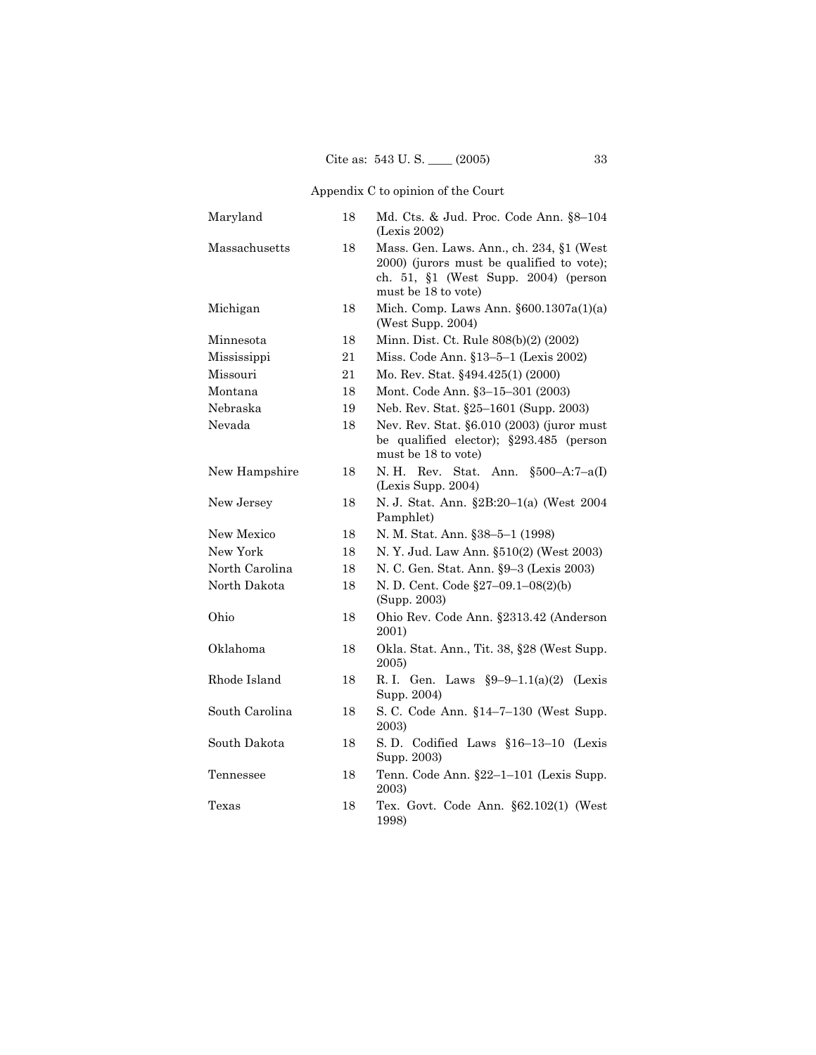Appendix C to opinion of the Court

| | | |
|---|---|---|
| Maryland | 18 | Md. Cts. & Jud. Proc. Code Ann. §8–104 (Lexis 2002) |
| Massachusetts | 18 | Mass. Gen. Laws Ann., ch. 234, §1 (West 2000) (jurors must be qualified to vote); ch. 51, §1 (West Supp. 2004) (person must be 18 to vote) |
| Michigan | 18 | Mich. Comp. Laws Ann. §600.1307a(1)(a) (West Supp. 2004) |
| Minnesota | 18 | Minn. Dist. Ct. Rule 808(b)(2) (2002) |
| Mississippi | 21 | Miss. Code Ann. §13–5–1 (Lexis 2002) |
| Missouri | 21 | Mo. Rev. Stat. §494.425(1) (2000) |
| Montana | 18 | Mont. Code Ann. §3–15–301 (2003) |
| Nebraska | 19 | Neb. Rev. Stat. §25–1601 (Supp. 2003) |
| Nevada | 18 | Nev. Rev. Stat. §6.010 (2003) (juror must be qualified elector); §293.485 (person must be 18 to vote) |
| New Hampshire | 18 | N. H. Rev. Stat. Ann. §500–A:7–a(I) (Lexis Supp. 2004) |
| New Jersey | 18 | N. J. Stat. Ann. §2B:20–1(a) (West 2004 Pamphlet) |
| New Mexico | 18 | N. M. Stat. Ann. §38–5–1 (1998) |
| New York | 18 | N. Y. Jud. Law Ann. §510(2) (West 2003) |
| North Carolina | 18 | N. C. Gen. Stat. Ann. §9–3 (Lexis 2003) |
| North Dakota | 18 | N. D. Cent. Code §27–09.1–08(2)(b) (Supp. 2003) |
| Ohio | 18 | Ohio Rev. Code Ann. §2313.42 (Anderson 2001) |
| Oklahoma | 18 | Okla. Stat. Ann., Tit. 38, §28 (West Supp. 2005) |
| Rhode Island | 18 | R. I. Gen. Laws §9–9–1.1(a)(2) (Lexis Supp. 2004) |
| South Carolina | 18 | S. C. Code Ann. §14–7–130 (West Supp. 2003) |
| South Dakota | 18 | S. D. Codified Laws §16–13–10 (Lexis Supp. 2003) |
| Tennessee | 18 | Tenn. Code Ann. §22–1–101 (Lexis Supp. 2003) |
| Texas | 18 | Tex. Govt. Code Ann. §62.102(1) (West 1998) |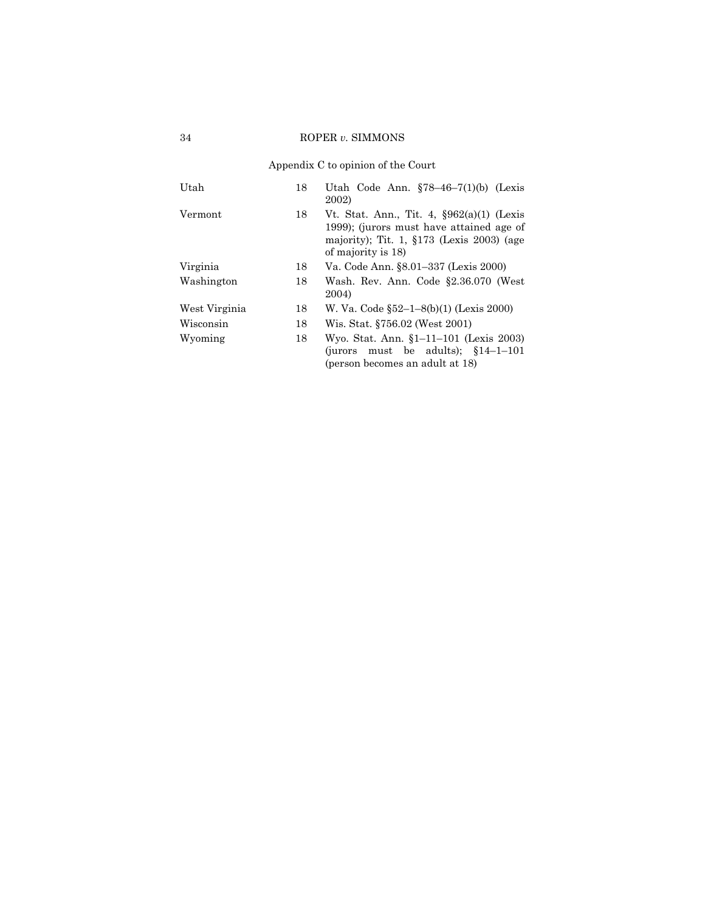Appendix C to opinion of the Court

| | | |
|---|---|---|
| Utah | 18 | Utah Code Ann. §78–46–7(1)(b) (Lexis 2002) |
| Vermont | 18 | Vt. Stat. Ann., Tit. 4, §962(a)(1) (Lexis 1999); (jurors must have attained age of majority); Tit. 1, §173 (Lexis 2003) (age of majority is 18) |
| Virginia | 18 | Va. Code Ann. §8.01–337 (Lexis 2000) |
| Washington | 18 | Wash. Rev. Ann. Code §2.36.070 (West 2004) |
| West Virginia | 18 | W. Va. Code §52–1–8(b)(1) (Lexis 2000) |
| Wisconsin | 18 | Wis. Stat. §756.02 (West 2001) |
| Wyoming | 18 | Wyo. Stat. Ann. §1–11–101 (Lexis 2003) (jurors must be adults); §14–1–101 (person becomes an adult at 18) |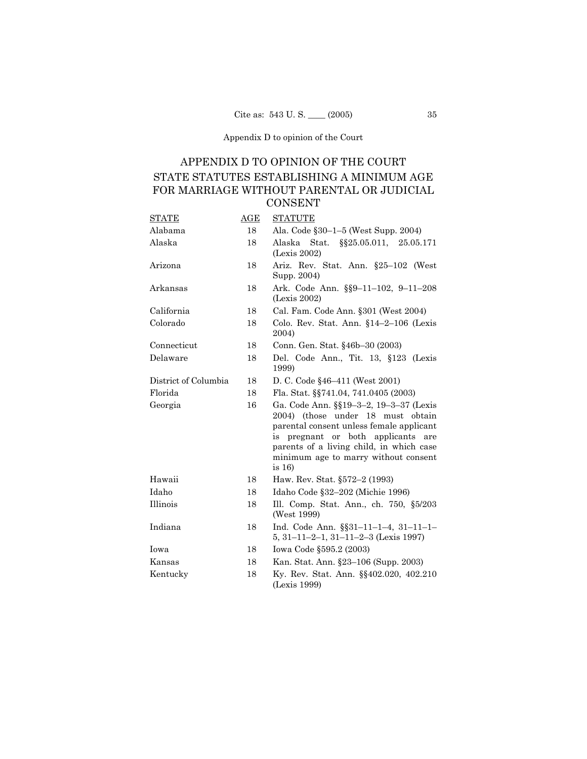## APPENDIX D TO OPINION OF THE COURT

## STATE STATUTES ESTABLISHING A MINIMUM AGE FOR MARRIAGE WITHOUT PARENTAL OR JUDICIAL CONSENT

| STATE | AGE | STATUTE |
|---|---|---|
| Alabama | 18 | Ala. Code §30–1–5 (West Supp. 2004) |
| Alaska | 18 | Alaska Stat. §§25.05.011, 25.05.171 (Lexis 2002) |
| Arizona | 18 | Ariz. Rev. Stat. Ann. §25–102 (West Supp. 2004) |
| Arkansas | 18 | Ark. Code Ann. §§9–11–102, 9–11–208 (Lexis 2002) |
| California | 18 | Cal. Fam. Code Ann. §301 (West 2004) |
| Colorado | 18 | Colo. Rev. Stat. Ann. §14–2–106 (Lexis 2004) |
| Connecticut | 18 | Conn. Gen. Stat. §46b–30 (2003) |
| Delaware | 18 | Del. Code Ann., Tit. 13, §123 (Lexis 1999) |
| District of Columbia | 18 | D. C. Code §46–411 (West 2001) |
| Florida | 18 | Fla. Stat. §§741.04, 741.0405 (2003) |
| Georgia | 16 | Ga. Code Ann. §§19–3–2, 19–3–37 (Lexis 2004) (those under 18 must obtain parental consent unless female applicant is pregnant or both applicants are parents of a living child, in which case minimum age to marry without consent is 16) |
| Hawaii | 18 | Haw. Rev. Stat. §572–2 (1993) |
| Idaho | 18 | Idaho Code §32–202 (Michie 1996) |
| Illinois | 18 | Ill. Comp. Stat. Ann., ch. 750, §5/203 (West 1999) |
| Indiana | 18 | Ind. Code Ann. §§31–11–1–4, 31–11–1–5, 31–11–2–1, 31–11–2–3 (Lexis 1997) |
| Iowa | 18 | Iowa Code §595.2 (2003) |
| Kansas | 18 | Kan. Stat. Ann. §23–106 (Supp. 2003) |
| Kentucky | 18 | Ky. Rev. Stat. Ann. §§402.020, 402.210 (Lexis 1999) |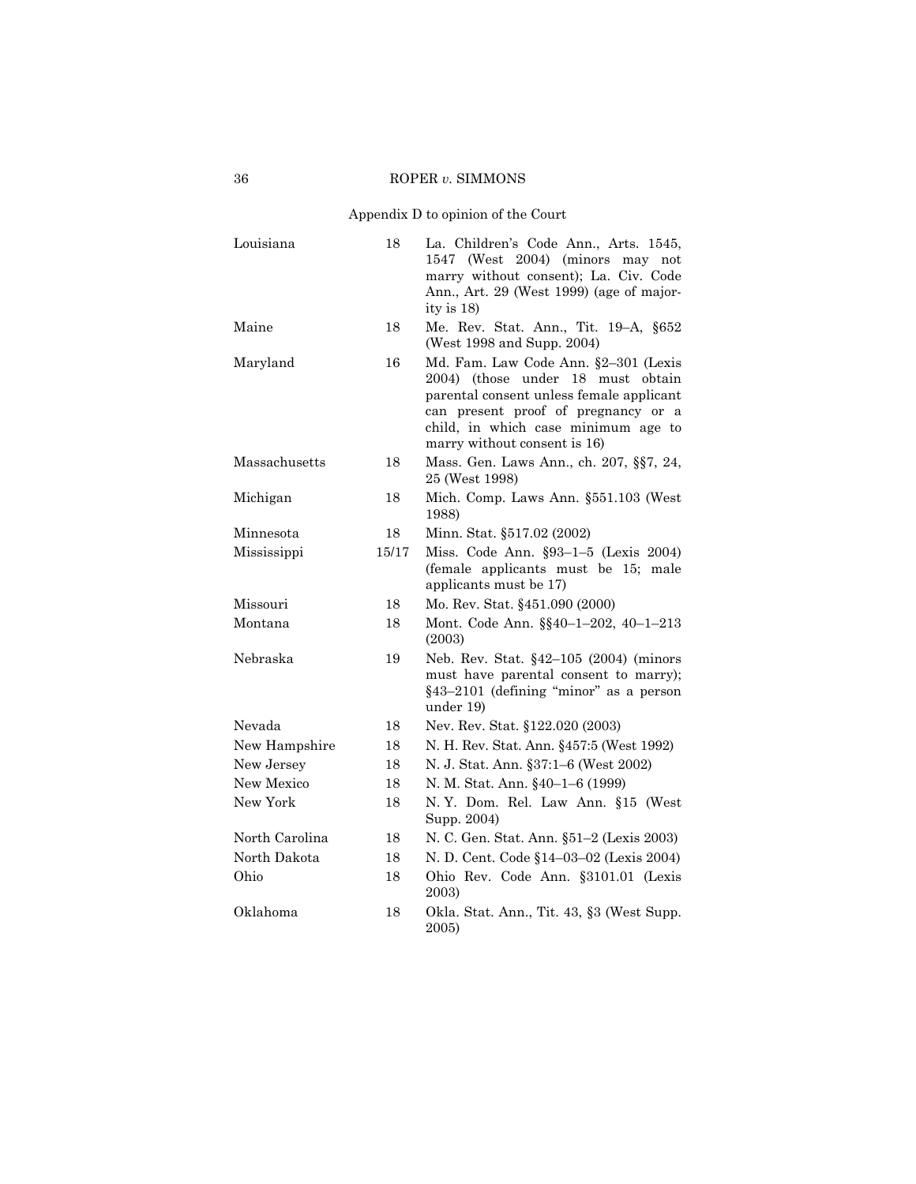Appendix D to opinion of the Court

| | | |
|---|---|---|
| Louisiana | 18 | La. Children's Code Ann., Arts. 1545, 1547 (West 2004) (minors may not marry without consent); La. Civ. Code Ann., Art. 29 (West 1999) (age of majority is 18) |
| Maine | 18 | Me. Rev. Stat. Ann., Tit. 19–A, §652 (West 1998 and Supp. 2004) |
| Maryland | 16 | Md. Fam. Law Code Ann. §2–301 (Lexis 2004) (those under 18 must obtain parental consent unless female applicant can present proof of pregnancy or a child, in which case minimum age to marry without consent is 16) |
| Massachusetts | 18 | Mass. Gen. Laws Ann., ch. 207, §§7, 24, 25 (West 1998) |
| Michigan | 18 | Mich. Comp. Laws Ann. §551.103 (West 1988) |
| Minnesota | 18 | Minn. Stat. §517.02 (2002) |
| Mississippi | 15/17 | Miss. Code Ann. §93–1–5 (Lexis 2004) (female applicants must be 15; male applicants must be 17) |
| Missouri | 18 | Mo. Rev. Stat. §451.090 (2000) |
| Montana | 18 | Mont. Code Ann. §§40–1–202, 40–1–213 (2003) |
| Nebraska | 19 | Neb. Rev. Stat. §42–105 (2004) (minors must have parental consent to marry); §43–2101 (defining "minor" as a person under 19) |
| Nevada | 18 | Nev. Rev. Stat. §122.020 (2003) |
| New Hampshire | 18 | N. H. Rev. Stat. Ann. §457:5 (West 1992) |
| New Jersey | 18 | N. J. Stat. Ann. §37:1–6 (West 2002) |
| New Mexico | 18 | N. M. Stat. Ann. §40–1–6 (1999) |
| New York | 18 | N. Y. Dom. Rel. Law Ann. §15 (West Supp. 2004) |
| North Carolina | 18 | N. C. Gen. Stat. Ann. §51–2 (Lexis 2003) |
| North Dakota | 18 | N. D. Cent. Code §14–03–02 (Lexis 2004) |
| Ohio | 18 | Ohio Rev. Code Ann. §3101.01 (Lexis 2003) |
| Oklahoma | 18 | Okla. Stat. Ann., Tit. 43, §3 (West Supp. 2005) |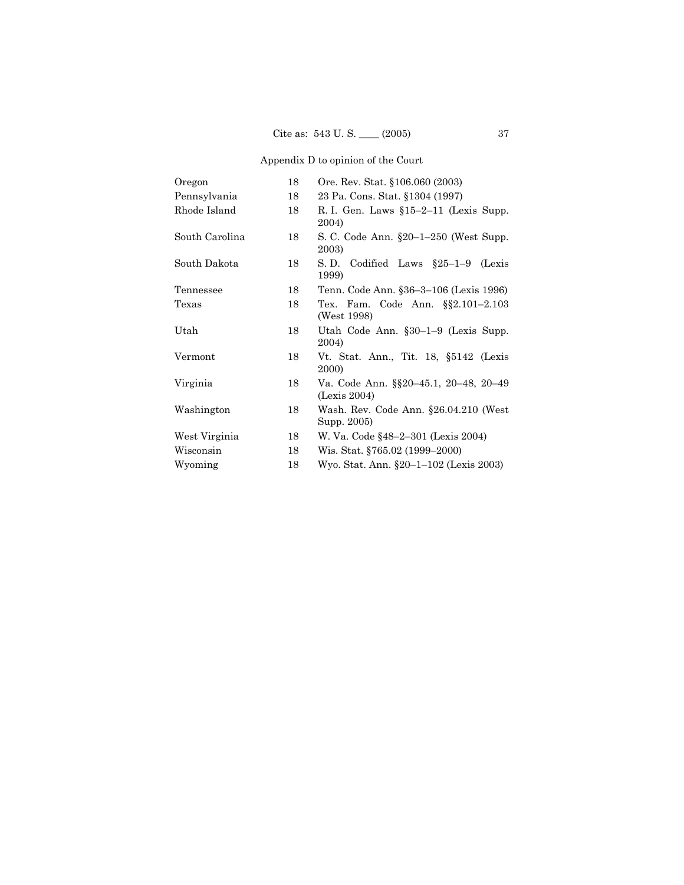Appendix D to opinion of the Court

| | | |
|---|---|---|
| Oregon | 18 | Ore. Rev. Stat. §106.060 (2003) |
| Pennsylvania | 18 | 23 Pa. Cons. Stat. §1304 (1997) |
| Rhode Island | 18 | R. I. Gen. Laws §15–2–11 (Lexis Supp. 2004) |
| South Carolina | 18 | S. C. Code Ann. §20–1–250 (West Supp. 2003) |
| South Dakota | 18 | S. D. Codified Laws §25–1–9 (Lexis 1999) |
| Tennessee | 18 | Tenn. Code Ann. §36–3–106 (Lexis 1996) |
| Texas | 18 | Tex. Fam. Code Ann. §§2.101–2.103 (West 1998) |
| Utah | 18 | Utah Code Ann. §30–1–9 (Lexis Supp. 2004) |
| Vermont | 18 | Vt. Stat. Ann., Tit. 18, §5142 (Lexis 2000) |
| Virginia | 18 | Va. Code Ann. §§20–45.1, 20–48, 20–49 (Lexis 2004) |
| Washington | 18 | Wash. Rev. Code Ann. §26.04.210 (West Supp. 2005) |
| West Virginia | 18 | W. Va. Code §48–2–301 (Lexis 2004) |
| Wisconsin | 18 | Wis. Stat. §765.02 (1999–2000) |
| Wyoming | 18 | Wyo. Stat. Ann. §20–1–102 (Lexis 2003) |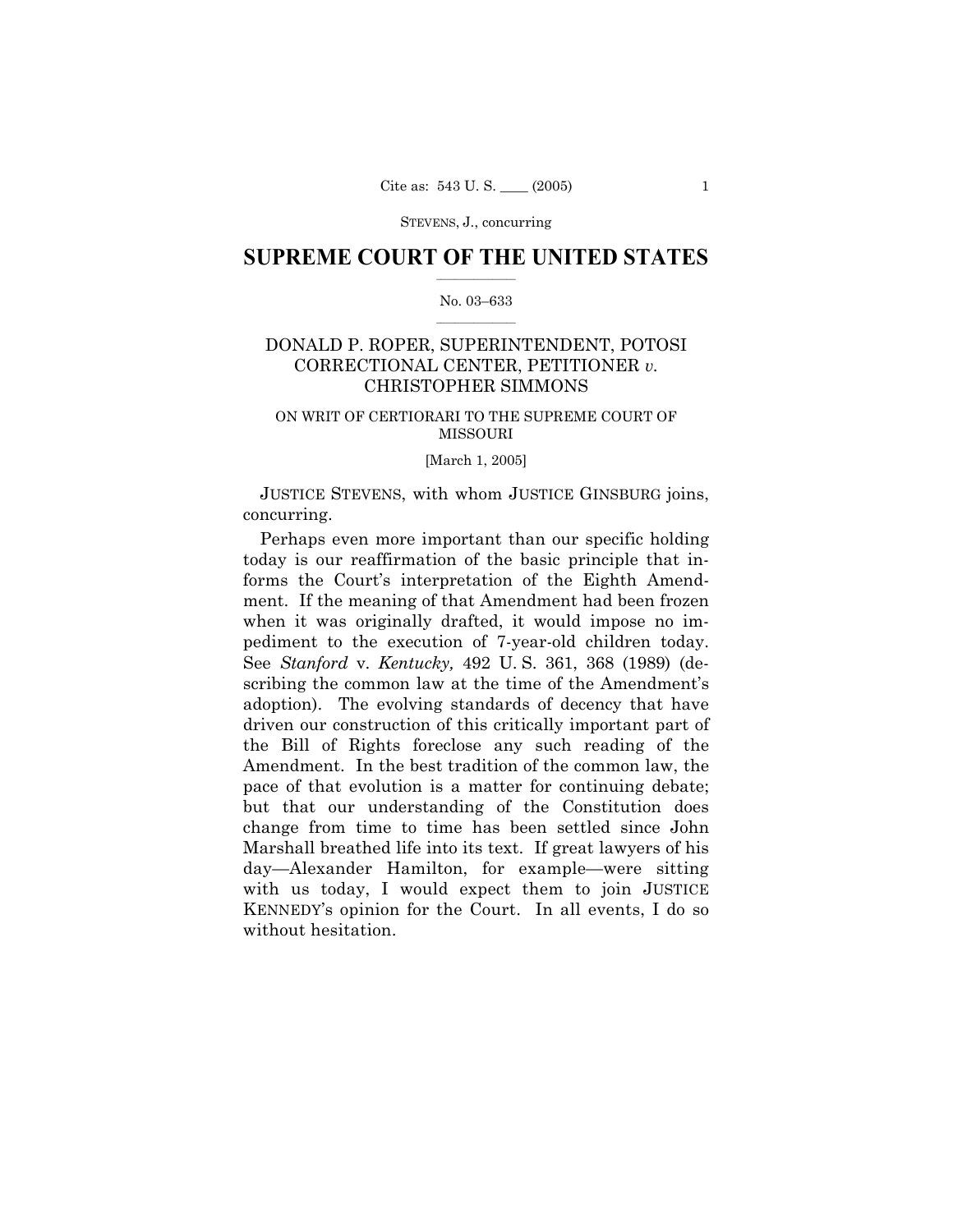# SUPREME COURT OF THE UNITED STATES

No. 03–633

DONALD P. ROPER, SUPERINTENDENT, POTOSI CORRECTIONAL CENTER, PETITIONER *v.* CHRISTOPHER SIMMONS

ON WRIT OF CERTIORARI TO THE SUPREME COURT OF MISSOURI

[March 1, 2005]

JUSTICE STEVENS, with whom JUSTICE GINSBURG joins, concurring.

Perhaps even more important than our specific holding today is our reaffirmation of the basic principle that informs the Court's interpretation of the Eighth Amendment. If the meaning of that Amendment had been frozen when it was originally drafted, it would impose no impediment to the execution of 7-year-old children today. See *Stanford* v. *Kentucky,* 492 U. S. 361, 368 (1989) (describing the common law at the time of the Amendment's adoption). The evolving standards of decency that have driven our construction of this critically important part of the Bill of Rights foreclose any such reading of the Amendment. In the best tradition of the common law, the pace of that evolution is a matter for continuing debate; but that our understanding of the Constitution does change from time to time has been settled since John Marshall breathed life into its text. If great lawyers of his day—Alexander Hamilton, for example—were sitting with us today, I would expect them to join JUSTICE KENNEDY's opinion for the Court. In all events, I do so without hesitation.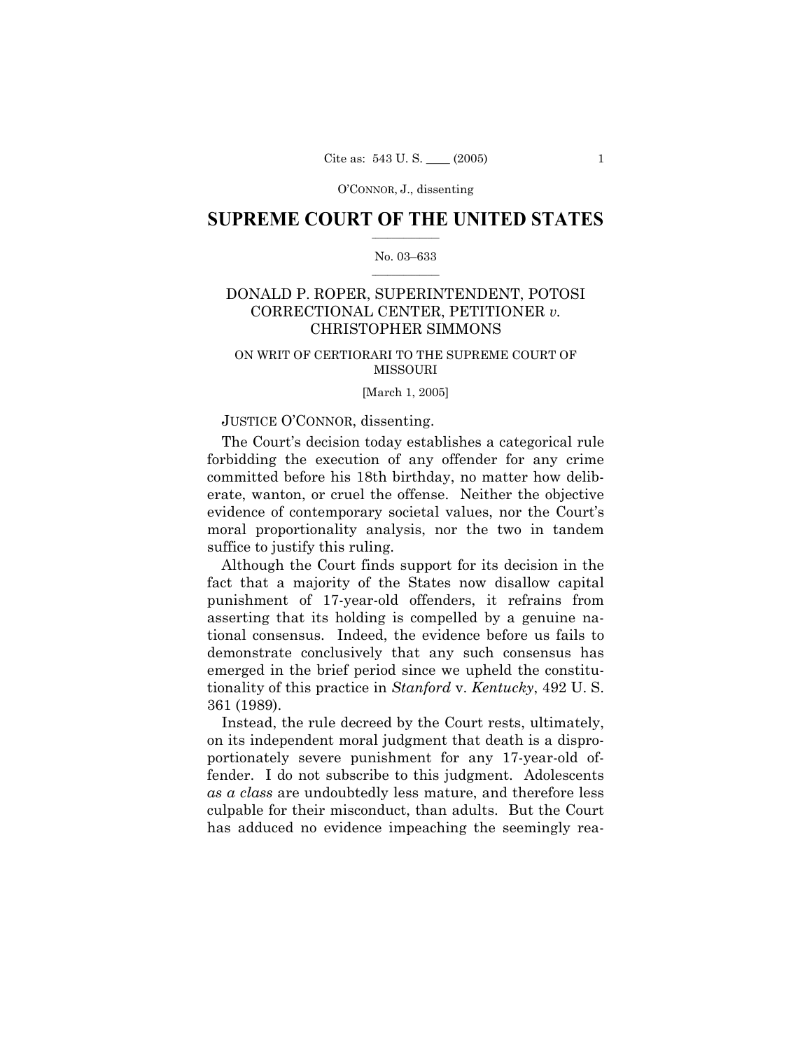## SUPREME COURT OF THE UNITED STATES

No. 03–633

DONALD P. ROPER, SUPERINTENDENT, POTOSI CORRECTIONAL CENTER, PETITIONER *v.* CHRISTOPHER SIMMONS

ON WRIT OF CERTIORARI TO THE SUPREME COURT OF MISSOURI

[March 1, 2005]

JUSTICE O'CONNOR, dissenting.

The Court's decision today establishes a categorical rule forbidding the execution of any offender for any crime committed before his 18th birthday, no matter how deliberate, wanton, or cruel the offense. Neither the objective evidence of contemporary societal values, nor the Court's moral proportionality analysis, nor the two in tandem suffice to justify this ruling.

Although the Court finds support for its decision in the fact that a majority of the States now disallow capital punishment of 17-year-old offenders, it refrains from asserting that its holding is compelled by a genuine national consensus. Indeed, the evidence before us fails to demonstrate conclusively that any such consensus has emerged in the brief period since we upheld the constitutionality of this practice in *Stanford* v. *Kentucky*, 492 U. S. 361 (1989).

Instead, the rule decreed by the Court rests, ultimately, on its independent moral judgment that death is a disproportionately severe punishment for any 17-year-old offender. I do not subscribe to this judgment. Adolescents *as a class* are undoubtedly less mature, and therefore less culpable for their misconduct, than adults. But the Court has adduced no evidence impeaching the seemingly rea-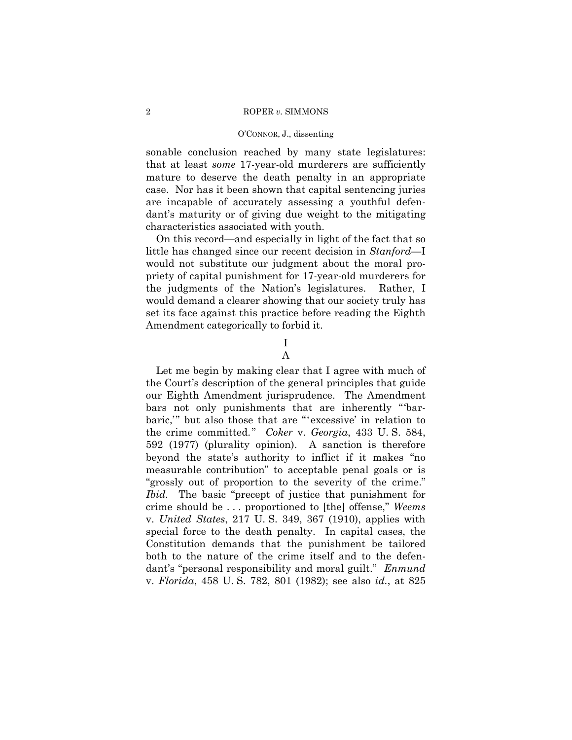sonable conclusion reached by many state legislatures: that at least *some* 17-year-old murderers are sufficiently mature to deserve the death penalty in an appropriate case. Nor has it been shown that capital sentencing juries are incapable of accurately assessing a youthful defendant's maturity or of giving due weight to the mitigating characteristics associated with youth.

On this record—and especially in light of the fact that so little has changed since our recent decision in *Stanford*—I would not substitute our judgment about the moral propriety of capital punishment for 17-year-old murderers for the judgments of the Nation's legislatures. Rather, I would demand a clearer showing that our society truly has set its face against this practice before reading the Eighth Amendment categorically to forbid it.

I

A

Let me begin by making clear that I agree with much of the Court's description of the general principles that guide our Eighth Amendment jurisprudence. The Amendment bars not only punishments that are inherently "'barbaric,'" but also those that are "'excessive' in relation to the crime committed." *Coker* v. *Georgia*, 433 U. S. 584, 592 (1977) (plurality opinion). A sanction is therefore beyond the state's authority to inflict if it makes "no measurable contribution" to acceptable penal goals or is "grossly out of proportion to the severity of the crime." *Ibid.* The basic "precept of justice that punishment for crime should be . . . proportioned to [the] offense," *Weems* v. *United States*, 217 U. S. 349, 367 (1910), applies with special force to the death penalty. In capital cases, the Constitution demands that the punishment be tailored both to the nature of the crime itself and to the defendant's "personal responsibility and moral guilt." *Enmund* v. *Florida*, 458 U. S. 782, 801 (1982); see also *id.*, at 825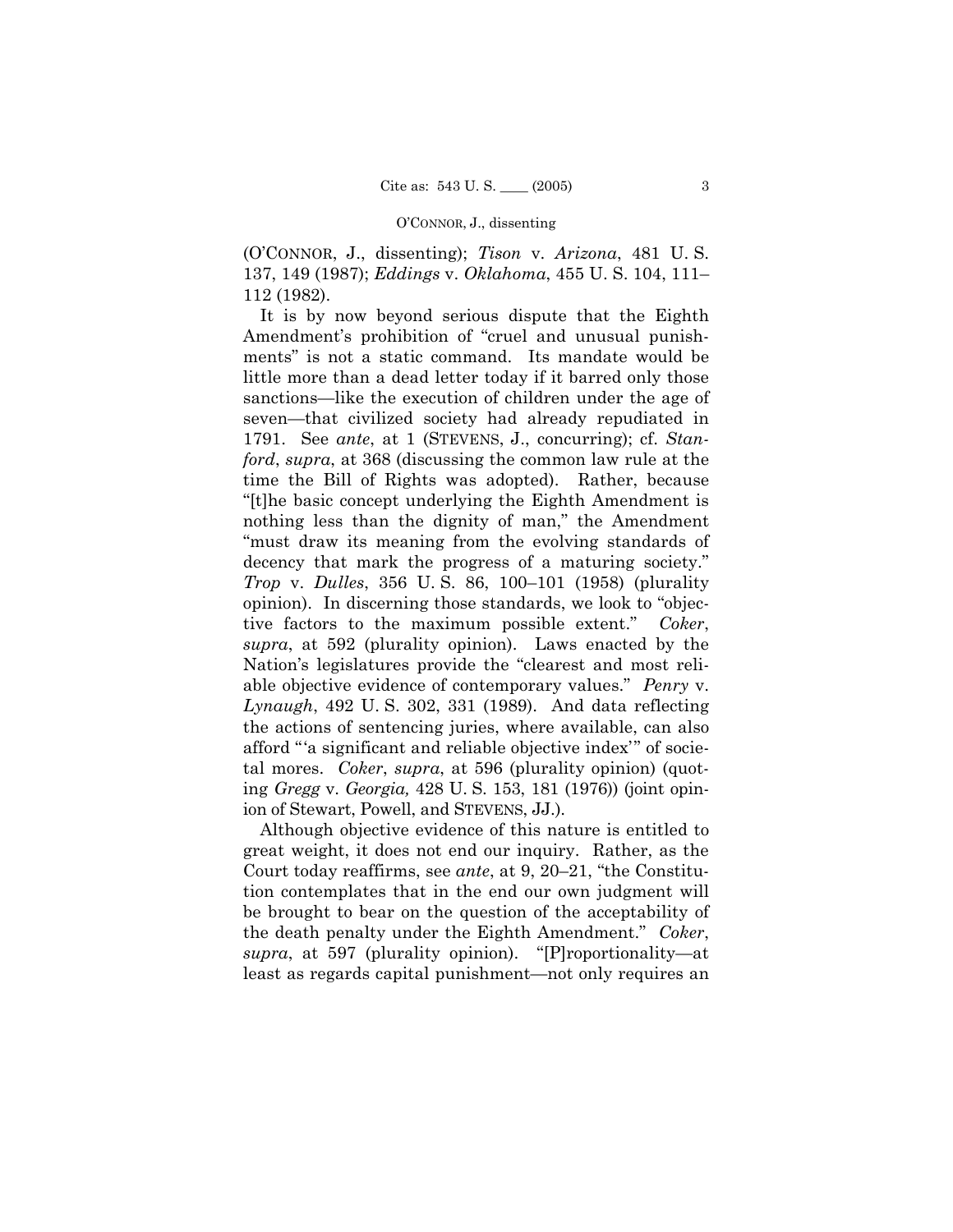(O'CONNOR, J., dissenting); *Tison* v. *Arizona*, 481 U. S. 137, 149 (1987); *Eddings* v. *Oklahoma*, 455 U. S. 104, 111–112 (1982).

It is by now beyond serious dispute that the Eighth Amendment's prohibition of "cruel and unusual punishments" is not a static command. Its mandate would be little more than a dead letter today if it barred only those sanctions—like the execution of children under the age of seven—that civilized society had already repudiated in 1791. See *ante*, at 1 (STEVENS, J., concurring); cf. *Stanford*, *supra*, at 368 (discussing the common law rule at the time the Bill of Rights was adopted). Rather, because "[t]he basic concept underlying the Eighth Amendment is nothing less than the dignity of man," the Amendment "must draw its meaning from the evolving standards of decency that mark the progress of a maturing society." *Trop* v. *Dulles*, 356 U. S. 86, 100–101 (1958) (plurality opinion). In discerning those standards, we look to "objective factors to the maximum possible extent." *Coker*, *supra*, at 592 (plurality opinion). Laws enacted by the Nation's legislatures provide the "clearest and most reliable objective evidence of contemporary values." *Penry* v. *Lynaugh*, 492 U. S. 302, 331 (1989). And data reflecting the actions of sentencing juries, where available, can also afford "'a significant and reliable objective index'" of societal mores. *Coker*, *supra*, at 596 (plurality opinion) (quoting *Gregg* v. *Georgia,* 428 U. S. 153, 181 (1976)) (joint opinion of Stewart, Powell, and STEVENS, JJ.).

Although objective evidence of this nature is entitled to great weight, it does not end our inquiry. Rather, as the Court today reaffirms, see *ante*, at 9, 20–21, "the Constitution contemplates that in the end our own judgment will be brought to bear on the question of the acceptability of the death penalty under the Eighth Amendment." *Coker*, *supra*, at 597 (plurality opinion). "[P]roportionality—at least as regards capital punishment—not only requires an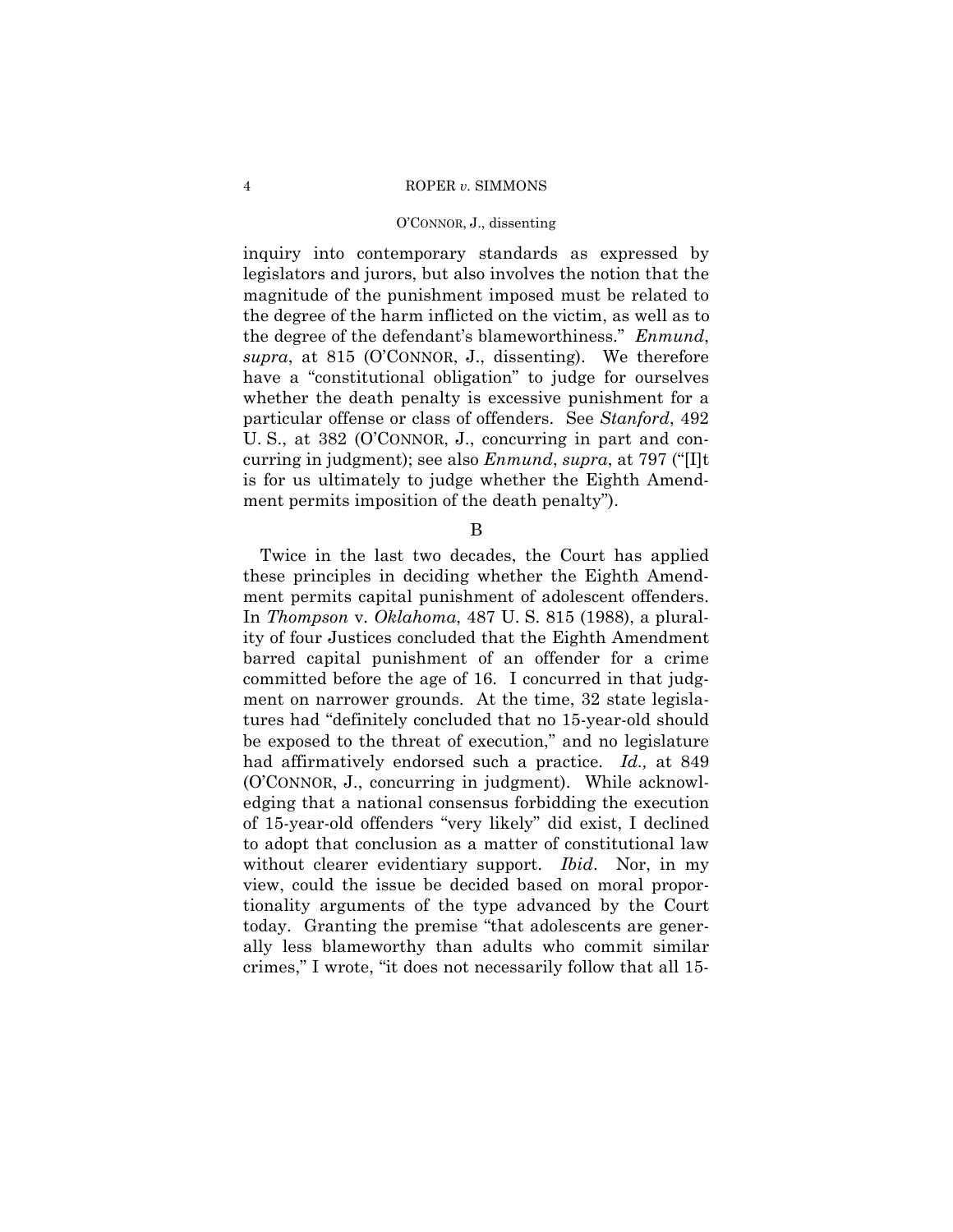inquiry into contemporary standards as expressed by legislators and jurors, but also involves the notion that the magnitude of the punishment imposed must be related to the degree of the harm inflicted on the victim, as well as to the degree of the defendant's blameworthiness." *Enmund*, *supra*, at 815 (O'CONNOR, J., dissenting). We therefore have a "constitutional obligation" to judge for ourselves whether the death penalty is excessive punishment for a particular offense or class of offenders. See *Stanford*, 492 U. S., at 382 (O'CONNOR, J., concurring in part and concurring in judgment); see also *Enmund*, *supra*, at 797 ("[I]t is for us ultimately to judge whether the Eighth Amendment permits imposition of the death penalty").

B

Twice in the last two decades, the Court has applied these principles in deciding whether the Eighth Amendment permits capital punishment of adolescent offenders. In *Thompson* v. *Oklahoma*, 487 U. S. 815 (1988), a plurality of four Justices concluded that the Eighth Amendment barred capital punishment of an offender for a crime committed before the age of 16. I concurred in that judgment on narrower grounds. At the time, 32 state legislatures had "definitely concluded that no 15-year-old should be exposed to the threat of execution," and no legislature had affirmatively endorsed such a practice. *Id.,* at 849 (O'CONNOR, J., concurring in judgment). While acknowledging that a national consensus forbidding the execution of 15-year-old offenders "very likely" did exist, I declined to adopt that conclusion as a matter of constitutional law without clearer evidentiary support. *Ibid*. Nor, in my view, could the issue be decided based on moral proportionality arguments of the type advanced by the Court today. Granting the premise "that adolescents are generally less blameworthy than adults who commit similar crimes," I wrote, "it does not necessarily follow that all 15-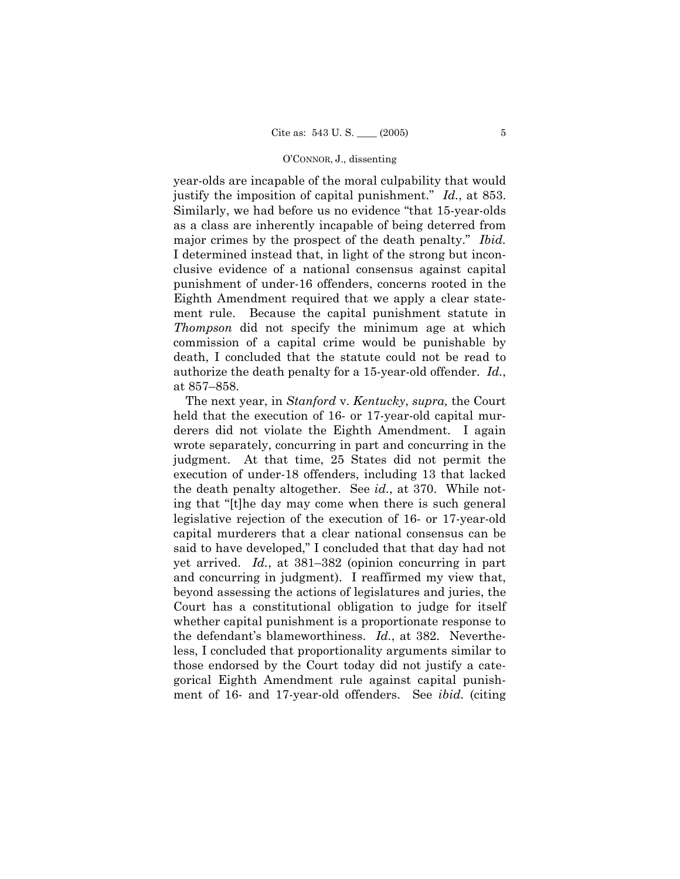year-olds are incapable of the moral culpability that would justify the imposition of capital punishment." *Id.*, at 853. Similarly, we had before us no evidence "that 15-year-olds as a class are inherently incapable of being deterred from major crimes by the prospect of the death penalty." *Ibid.* I determined instead that, in light of the strong but inconclusive evidence of a national consensus against capital punishment of under-16 offenders, concerns rooted in the Eighth Amendment required that we apply a clear statement rule. Because the capital punishment statute in *Thompson* did not specify the minimum age at which commission of a capital crime would be punishable by death, I concluded that the statute could not be read to authorize the death penalty for a 15-year-old offender. *Id.*, at 857–858.

The next year, in *Stanford* v. *Kentucky*, *supra,* the Court held that the execution of 16- or 17-year-old capital murderers did not violate the Eighth Amendment. I again wrote separately, concurring in part and concurring in the judgment. At that time, 25 States did not permit the execution of under-18 offenders, including 13 that lacked the death penalty altogether. See *id.*, at 370. While noting that "[t]he day may come when there is such general legislative rejection of the execution of 16- or 17-year-old capital murderers that a clear national consensus can be said to have developed," I concluded that that day had not yet arrived. *Id.*, at 381–382 (opinion concurring in part and concurring in judgment). I reaffirmed my view that, beyond assessing the actions of legislatures and juries, the Court has a constitutional obligation to judge for itself whether capital punishment is a proportionate response to the defendant's blameworthiness. *Id.*, at 382. Nevertheless, I concluded that proportionality arguments similar to those endorsed by the Court today did not justify a categorical Eighth Amendment rule against capital punishment of 16- and 17-year-old offenders. See *ibid.* (citing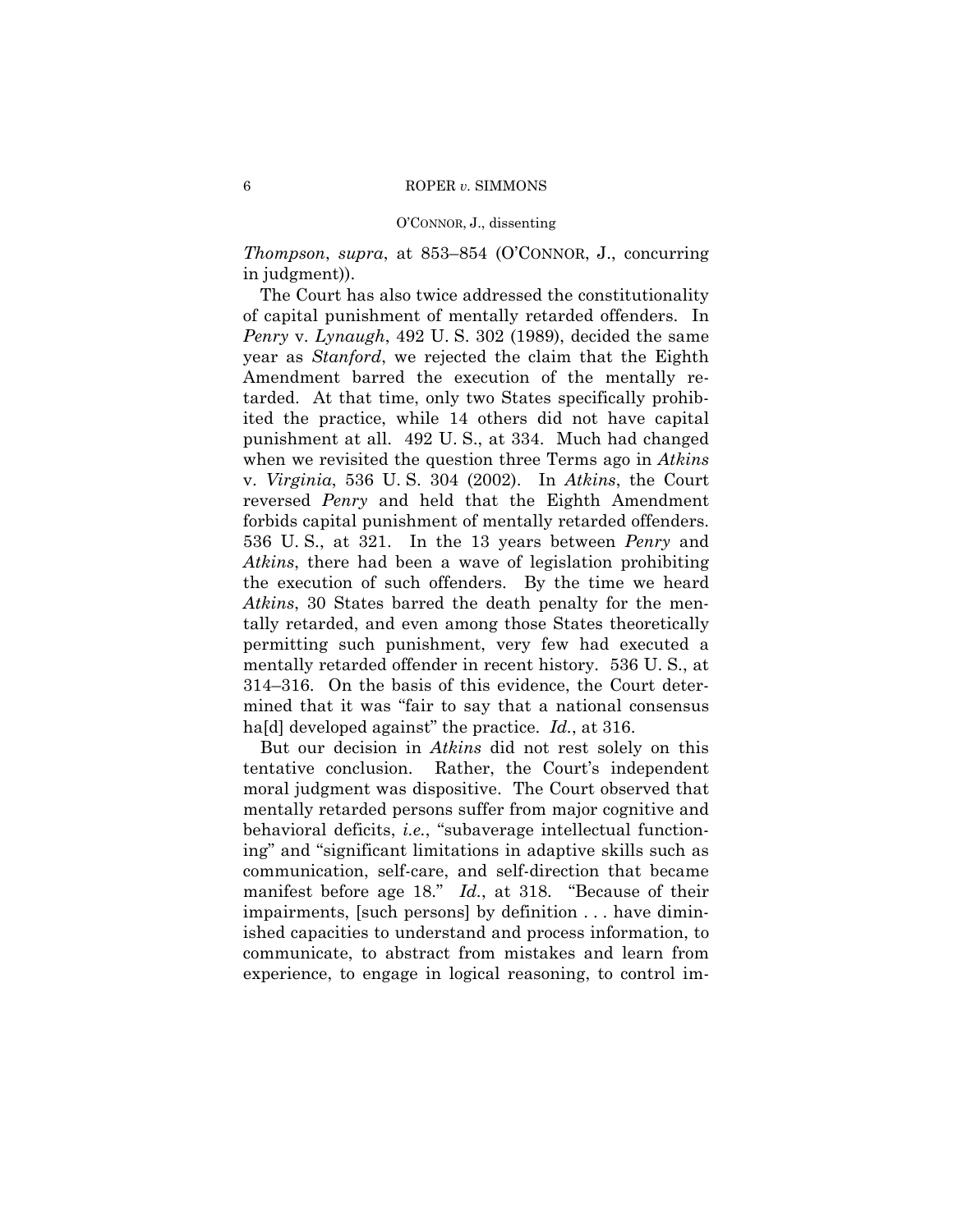*Thompson*, *supra*, at 853–854 (O'CONNOR, J., concurring in judgment)).

The Court has also twice addressed the constitutionality of capital punishment of mentally retarded offenders. In *Penry* v. *Lynaugh*, 492 U. S. 302 (1989), decided the same year as *Stanford*, we rejected the claim that the Eighth Amendment barred the execution of the mentally retarded. At that time, only two States specifically prohibited the practice, while 14 others did not have capital punishment at all. 492 U. S., at 334. Much had changed when we revisited the question three Terms ago in *Atkins* v. *Virginia*, 536 U. S. 304 (2002). In *Atkins*, the Court reversed *Penry* and held that the Eighth Amendment forbids capital punishment of mentally retarded offenders. 536 U. S., at 321. In the 13 years between *Penry* and *Atkins*, there had been a wave of legislation prohibiting the execution of such offenders. By the time we heard *Atkins*, 30 States barred the death penalty for the mentally retarded, and even among those States theoretically permitting such punishment, very few had executed a mentally retarded offender in recent history. 536 U. S., at 314–316. On the basis of this evidence, the Court determined that it was "fair to say that a national consensus ha[d] developed against" the practice. *Id.*, at 316.

But our decision in *Atkins* did not rest solely on this tentative conclusion. Rather, the Court's independent moral judgment was dispositive. The Court observed that mentally retarded persons suffer from major cognitive and behavioral deficits, *i.e.*, "subaverage intellectual functioning" and "significant limitations in adaptive skills such as communication, self-care, and self-direction that became manifest before age 18." *Id.*, at 318. "Because of their impairments, [such persons] by definition . . . have diminished capacities to understand and process information, to communicate, to abstract from mistakes and learn from experience, to engage in logical reasoning, to control im-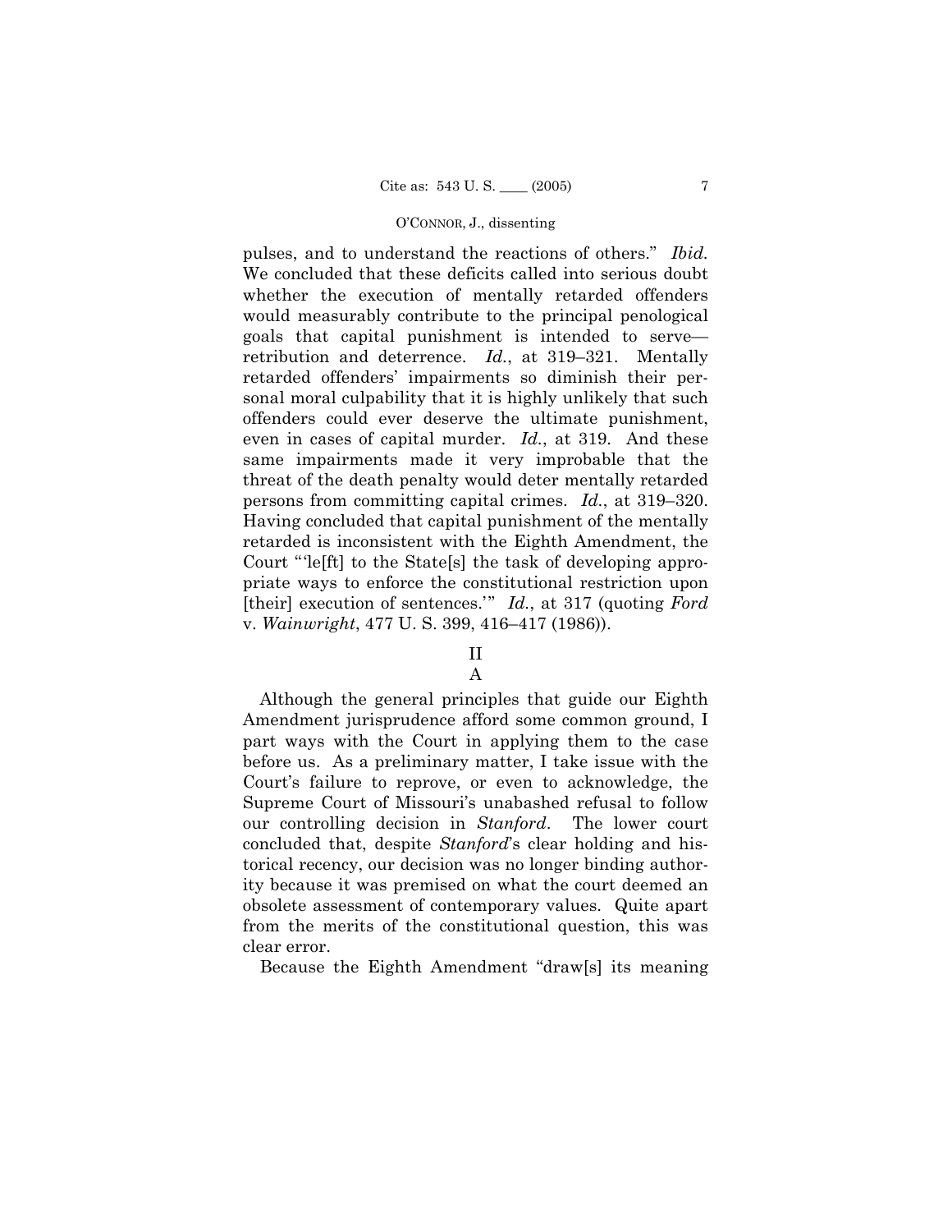pulses, and to understand the reactions of others." *Ibid.* We concluded that these deficits called into serious doubt whether the execution of mentally retarded offenders would measurably contribute to the principal penological goals that capital punishment is intended to serve—retribution and deterrence. *Id.*, at 319–321. Mentally retarded offenders' impairments so diminish their personal moral culpability that it is highly unlikely that such offenders could ever deserve the ultimate punishment, even in cases of capital murder. *Id.*, at 319. And these same impairments made it very improbable that the threat of the death penalty would deter mentally retarded persons from committing capital crimes. *Id.*, at 319–320. Having concluded that capital punishment of the mentally retarded is inconsistent with the Eighth Amendment, the Court "'le[ft] to the State[s] the task of developing appropriate ways to enforce the constitutional restriction upon [their] execution of sentences.'" *Id.*, at 317 (quoting *Ford* v. *Wainwright*, 477 U. S. 399, 416–417 (1986)).

## II

### A

Although the general principles that guide our Eighth Amendment jurisprudence afford some common ground, I part ways with the Court in applying them to the case before us. As a preliminary matter, I take issue with the Court's failure to reprove, or even to acknowledge, the Supreme Court of Missouri's unabashed refusal to follow our controlling decision in *Stanford*. The lower court concluded that, despite *Stanford*'s clear holding and historical recency, our decision was no longer binding authority because it was premised on what the court deemed an obsolete assessment of contemporary values. Quite apart from the merits of the constitutional question, this was clear error.

Because the Eighth Amendment "draw[s] its meaning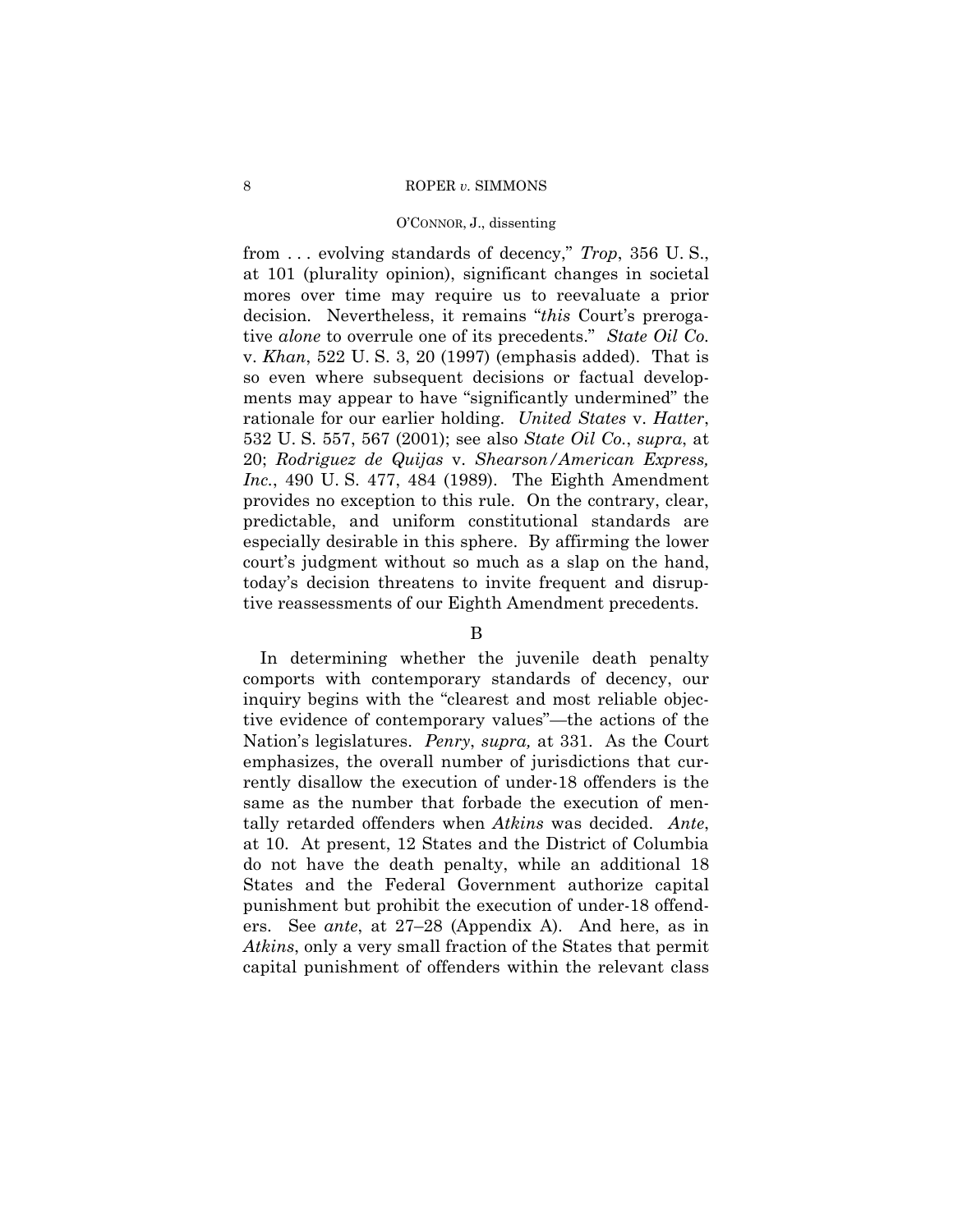from . . . evolving standards of decency," *Trop*, 356 U. S., at 101 (plurality opinion), significant changes in societal mores over time may require us to reevaluate a prior decision. Nevertheless, it remains "*this* Court's prerogative *alone* to overrule one of its precedents." *State Oil Co.* v. *Khan*, 522 U. S. 3, 20 (1997) (emphasis added). That is so even where subsequent decisions or factual developments may appear to have "significantly undermined" the rationale for our earlier holding. *United States* v. *Hatter*, 532 U. S. 557, 567 (2001); see also *State Oil Co.*, *supra*, at 20; *Rodriguez de Quijas* v. *Shearson/American Express, Inc.*, 490 U. S. 477, 484 (1989). The Eighth Amendment provides no exception to this rule. On the contrary, clear, predictable, and uniform constitutional standards are especially desirable in this sphere. By affirming the lower court's judgment without so much as a slap on the hand, today's decision threatens to invite frequent and disruptive reassessments of our Eighth Amendment precedents.

B

In determining whether the juvenile death penalty comports with contemporary standards of decency, our inquiry begins with the "clearest and most reliable objective evidence of contemporary values"—the actions of the Nation's legislatures. *Penry*, *supra,* at 331. As the Court emphasizes, the overall number of jurisdictions that currently disallow the execution of under-18 offenders is the same as the number that forbade the execution of mentally retarded offenders when *Atkins* was decided. *Ante*, at 10. At present, 12 States and the District of Columbia do not have the death penalty, while an additional 18 States and the Federal Government authorize capital punishment but prohibit the execution of under-18 offenders. See *ante*, at 27–28 (Appendix A). And here, as in *Atkins*, only a very small fraction of the States that permit capital punishment of offenders within the relevant class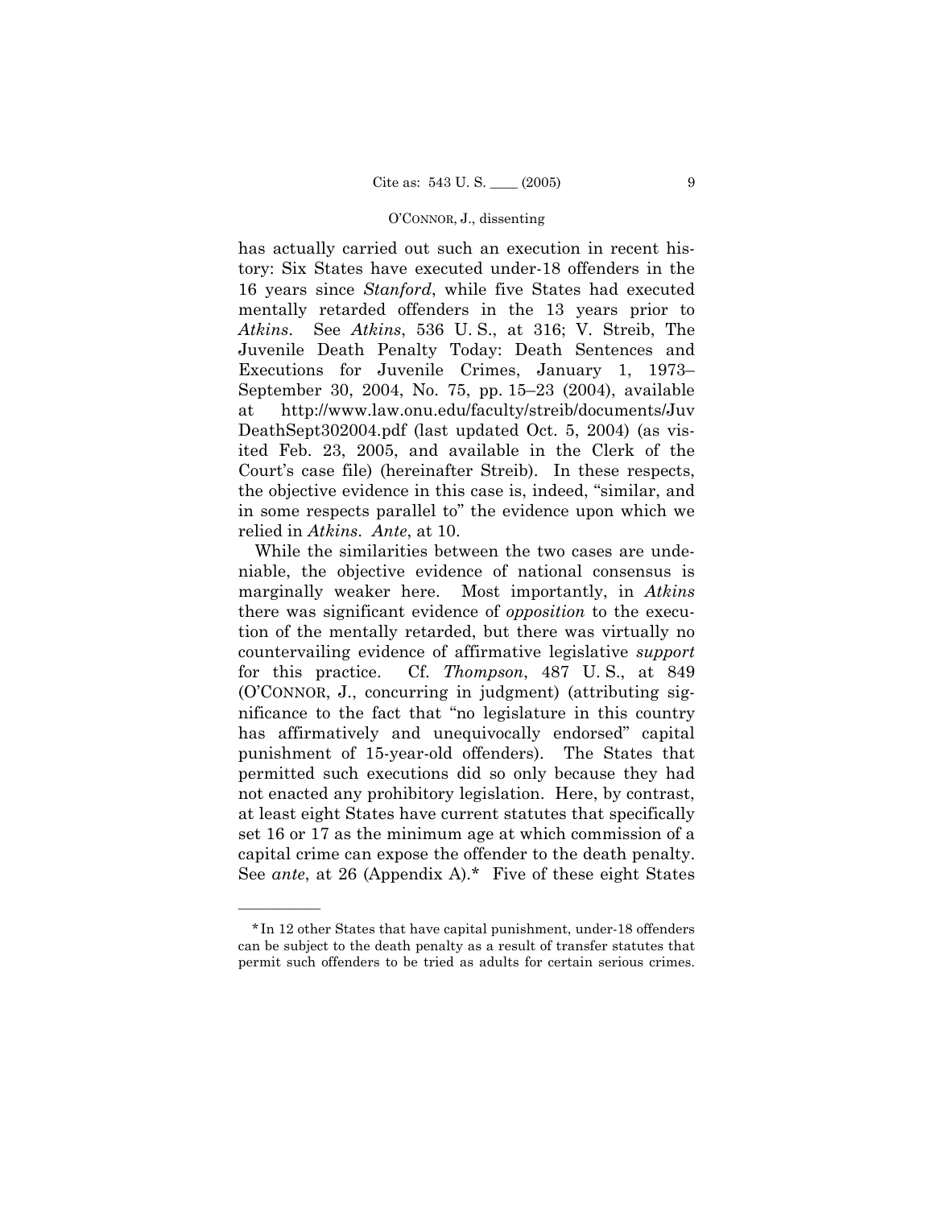has actually carried out such an execution in recent history: Six States have executed under-18 offenders in the 16 years since *Stanford*, while five States had executed mentally retarded offenders in the 13 years prior to *Atkins*. See *Atkins*, 536 U. S., at 316; V. Streib, The Juvenile Death Penalty Today: Death Sentences and Executions for Juvenile Crimes, January 1, 1973–September 30, 2004, No. 75, pp. 15–23 (2004), available at http://www.law.onu.edu/faculty/streib/documents/JuvDeathSept302004.pdf (last updated Oct. 5, 2004) (as visited Feb. 23, 2005, and available in the Clerk of the Court's case file) (hereinafter Streib). In these respects, the objective evidence in this case is, indeed, "similar, and in some respects parallel to" the evidence upon which we relied in *Atkins*. *Ante*, at 10.

While the similarities between the two cases are undeniable, the objective evidence of national consensus is marginally weaker here. Most importantly, in *Atkins* there was significant evidence of *opposition* to the execution of the mentally retarded, but there was virtually no countervailing evidence of affirmative legislative *support* for this practice. Cf. *Thompson*, 487 U. S., at 849 (O'CONNOR, J., concurring in judgment) (attributing significance to the fact that "no legislature in this country has affirmatively and unequivocally endorsed" capital punishment of 15-year-old offenders). The States that permitted such executions did so only because they had not enacted any prohibitory legislation. Here, by contrast, at least eight States have current statutes that specifically set 16 or 17 as the minimum age at which commission of a capital crime can expose the offender to the death penalty. See *ante*, at 26 (Appendix A).* Five of these eight States

---

*In 12 other States that have capital punishment, under-18 offenders can be subject to the death penalty as a result of transfer statutes that permit such offenders to be tried as adults for certain serious crimes.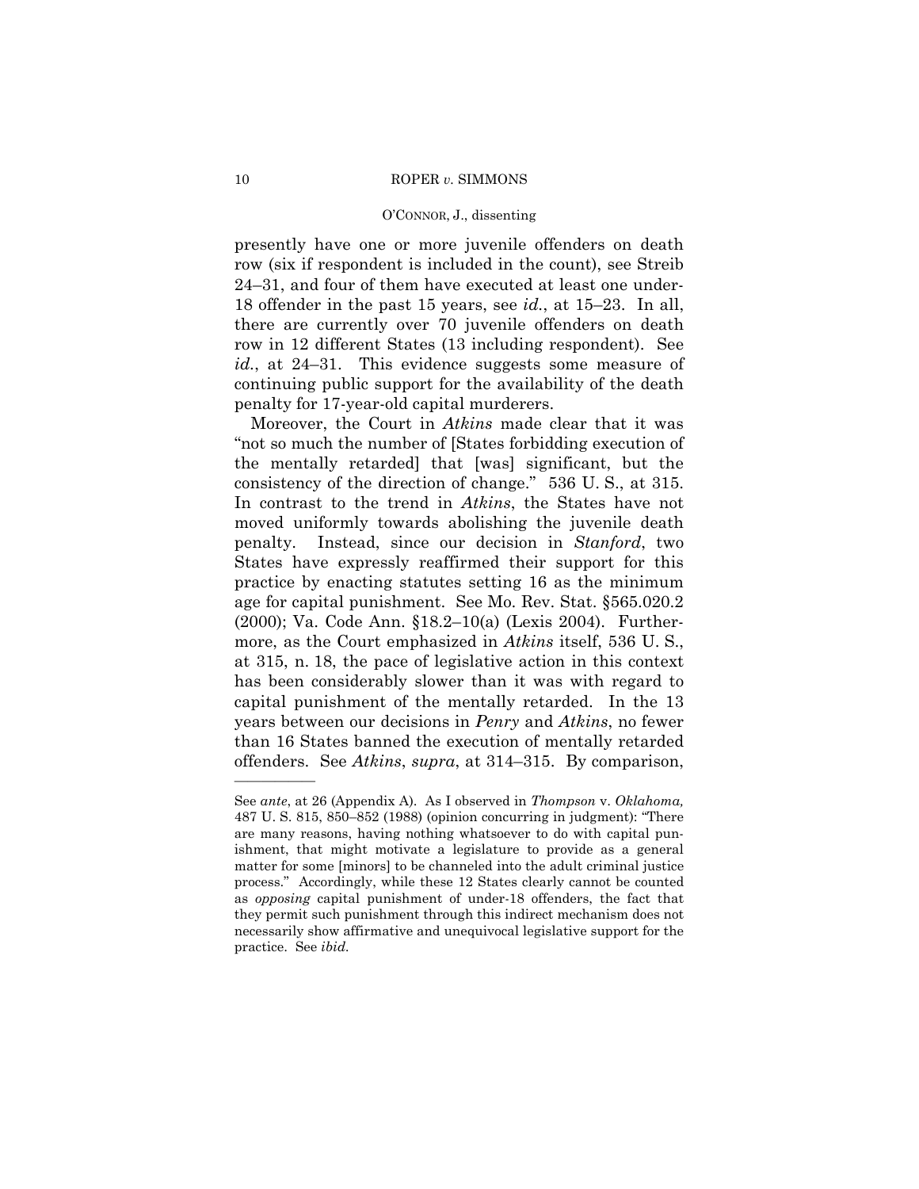presently have one or more juvenile offenders on death row (six if respondent is included in the count), see Streib 24–31, and four of them have executed at least one under-18 offender in the past 15 years, see *id.*, at 15–23. In all, there are currently over 70 juvenile offenders on death row in 12 different States (13 including respondent). See *id.*, at 24–31. This evidence suggests some measure of continuing public support for the availability of the death penalty for 17-year-old capital murderers.

Moreover, the Court in *Atkins* made clear that it was "not so much the number of [States forbidding execution of the mentally retarded] that [was] significant, but the consistency of the direction of change." 536 U. S., at 315. In contrast to the trend in *Atkins*, the States have not moved uniformly towards abolishing the juvenile death penalty. Instead, since our decision in *Stanford*, two States have expressly reaffirmed their support for this practice by enacting statutes setting 16 as the minimum age for capital punishment. See Mo. Rev. Stat. §565.020.2 (2000); Va. Code Ann. §18.2–10(a) (Lexis 2004). Furthermore, as the Court emphasized in *Atkins* itself, 536 U. S., at 315, n. 18, the pace of legislative action in this context has been considerably slower than it was with regard to capital punishment of the mentally retarded. In the 13 years between our decisions in *Penry* and *Atkins*, no fewer than 16 States banned the execution of mentally retarded offenders. See *Atkins*, *supra*, at 314–315. By comparison,

---

See *ante*, at 26 (Appendix A). As I observed in *Thompson* v. *Oklahoma,* 487 U. S. 815, 850–852 (1988) (opinion concurring in judgment): "There are many reasons, having nothing whatsoever to do with capital punishment, that might motivate a legislature to provide as a general matter for some [minors] to be channeled into the adult criminal justice process." Accordingly, while these 12 States clearly cannot be counted as *opposing* capital punishment of under-18 offenders, the fact that they permit such punishment through this indirect mechanism does not necessarily show affirmative and unequivocal legislative support for the practice. See *ibid.*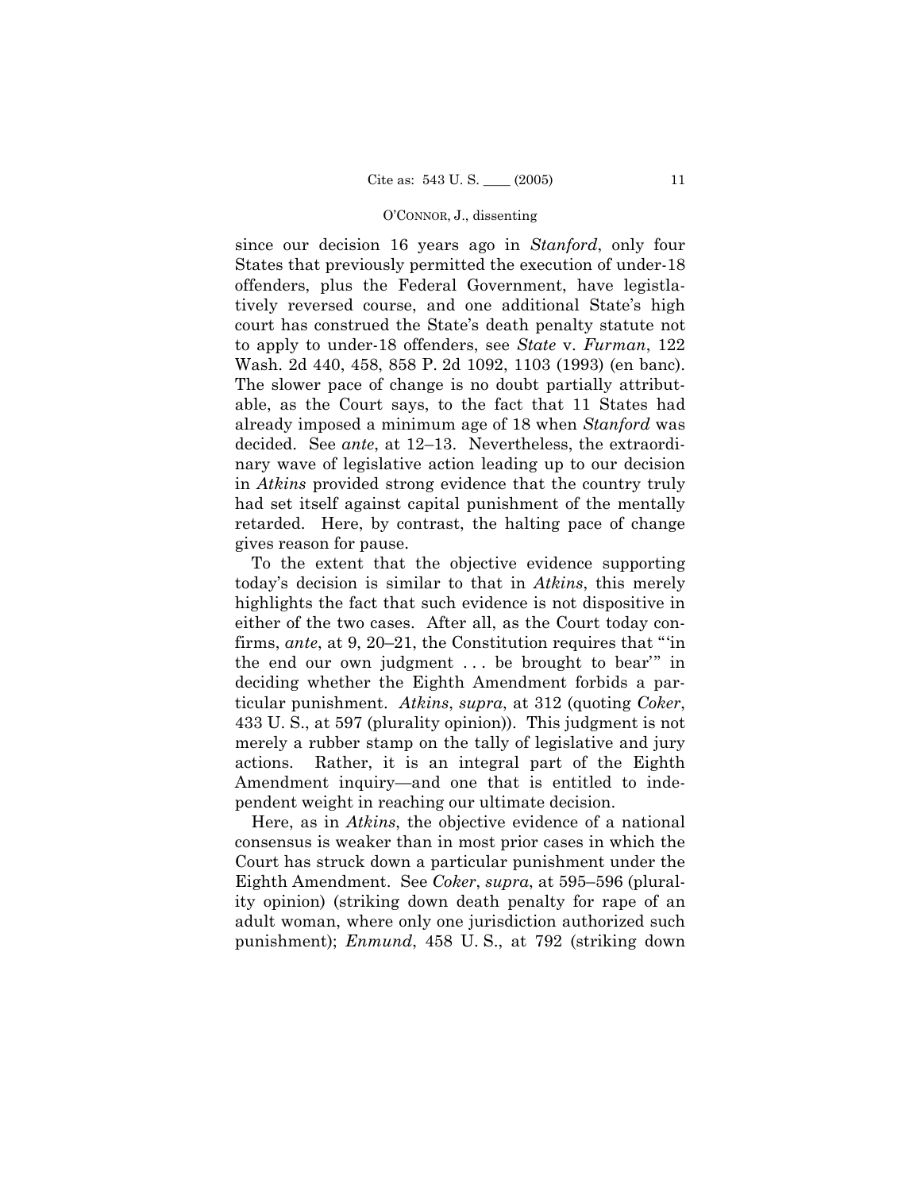since our decision 16 years ago in *Stanford*, only four States that previously permitted the execution of under-18 offenders, plus the Federal Government, have legislatively reversed course, and one additional State's high court has construed the State's death penalty statute not to apply to under-18 offenders, see *State* v. *Furman*, 122 Wash. 2d 440, 458, 858 P. 2d 1092, 1103 (1993) (en banc). The slower pace of change is no doubt partially attributable, as the Court says, to the fact that 11 States had already imposed a minimum age of 18 when *Stanford* was decided. See *ante*, at 12–13. Nevertheless, the extraordinary wave of legislative action leading up to our decision in *Atkins* provided strong evidence that the country truly had set itself against capital punishment of the mentally retarded. Here, by contrast, the halting pace of change gives reason for pause.

To the extent that the objective evidence supporting today's decision is similar to that in *Atkins*, this merely highlights the fact that such evidence is not dispositive in either of the two cases. After all, as the Court today confirms, *ante*, at 9, 20–21, the Constitution requires that "'in the end our own judgment . . . be brought to bear'" in deciding whether the Eighth Amendment forbids a particular punishment. *Atkins*, *supra*, at 312 (quoting *Coker*, 433 U. S., at 597 (plurality opinion)). This judgment is not merely a rubber stamp on the tally of legislative and jury actions. Rather, it is an integral part of the Eighth Amendment inquiry—and one that is entitled to independent weight in reaching our ultimate decision.

Here, as in *Atkins*, the objective evidence of a national consensus is weaker than in most prior cases in which the Court has struck down a particular punishment under the Eighth Amendment. See *Coker*, *supra*, at 595–596 (plurality opinion) (striking down death penalty for rape of an adult woman, where only one jurisdiction authorized such punishment); *Enmund*, 458 U. S., at 792 (striking down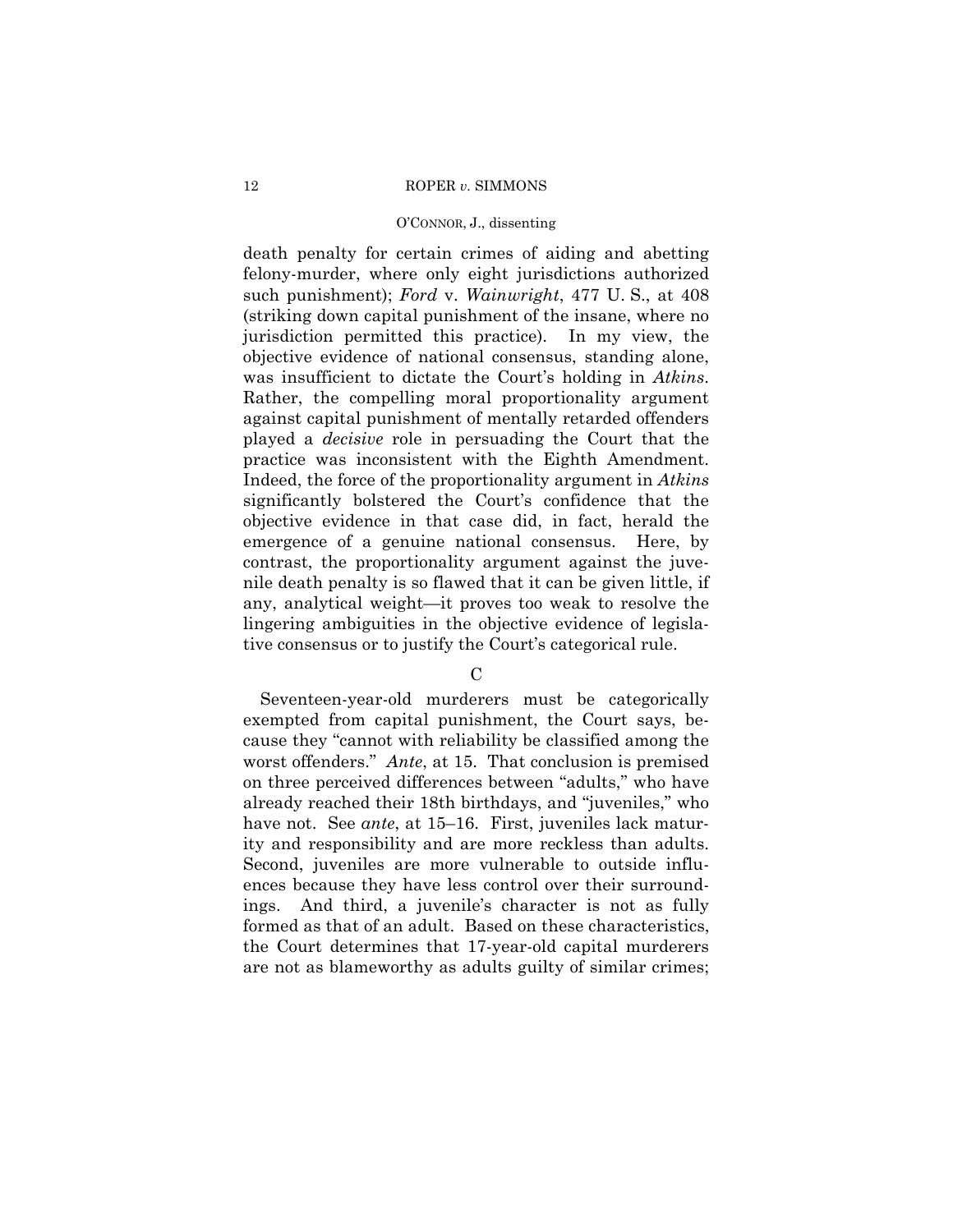death penalty for certain crimes of aiding and abetting felony-murder, where only eight jurisdictions authorized such punishment); *Ford* v. *Wainwright*, 477 U. S., at 408 (striking down capital punishment of the insane, where no jurisdiction permitted this practice). In my view, the objective evidence of national consensus, standing alone, was insufficient to dictate the Court's holding in *Atkins*. Rather, the compelling moral proportionality argument against capital punishment of mentally retarded offenders played a *decisive* role in persuading the Court that the practice was inconsistent with the Eighth Amendment. Indeed, the force of the proportionality argument in *Atkins* significantly bolstered the Court's confidence that the objective evidence in that case did, in fact, herald the emergence of a genuine national consensus. Here, by contrast, the proportionality argument against the juvenile death penalty is so flawed that it can be given little, if any, analytical weight—it proves too weak to resolve the lingering ambiguities in the objective evidence of legislative consensus or to justify the Court's categorical rule.

C

Seventeen-year-old murderers must be categorically exempted from capital punishment, the Court says, because they "cannot with reliability be classified among the worst offenders." *Ante*, at 15. That conclusion is premised on three perceived differences between "adults," who have already reached their 18th birthdays, and "juveniles," who have not. See *ante*, at 15–16. First, juveniles lack maturity and responsibility and are more reckless than adults. Second, juveniles are more vulnerable to outside influences because they have less control over their surroundings. And third, a juvenile's character is not as fully formed as that of an adult. Based on these characteristics, the Court determines that 17-year-old capital murderers are not as blameworthy as adults guilty of similar crimes;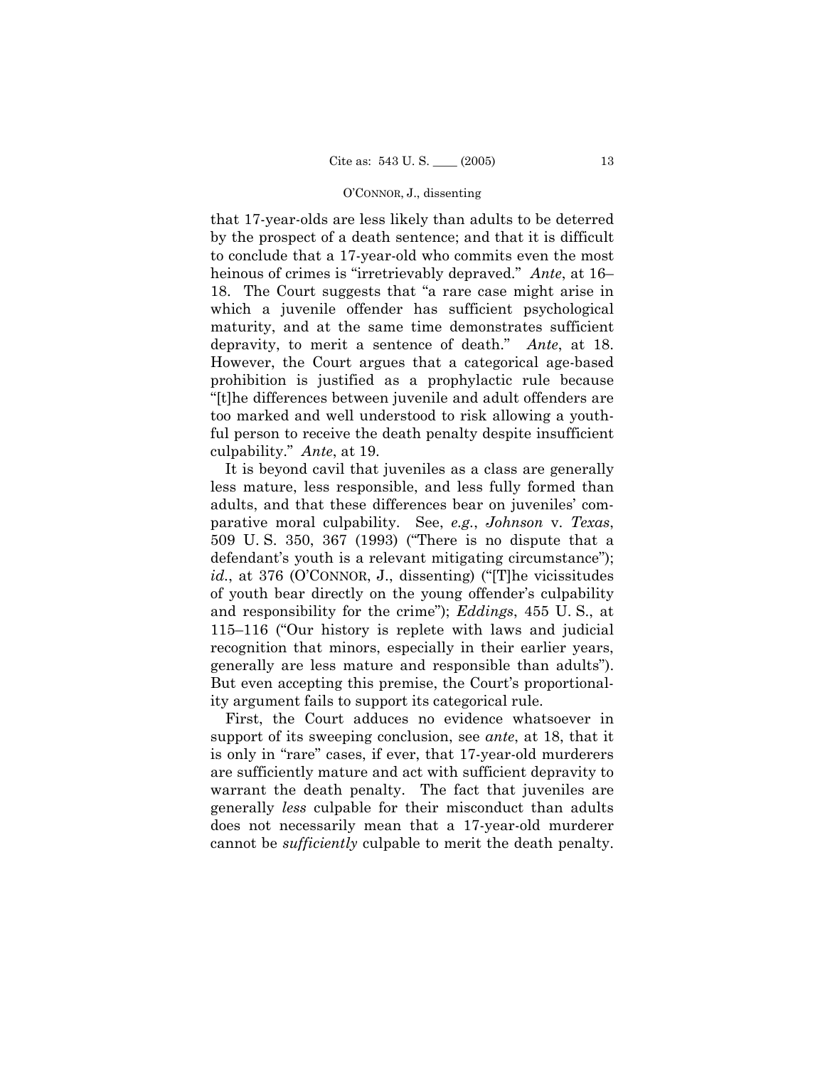that 17-year-olds are less likely than adults to be deterred by the prospect of a death sentence; and that it is difficult to conclude that a 17-year-old who commits even the most heinous of crimes is "irretrievably depraved." *Ante*, at 16–18. The Court suggests that "a rare case might arise in which a juvenile offender has sufficient psychological maturity, and at the same time demonstrates sufficient depravity, to merit a sentence of death." *Ante*, at 18. However, the Court argues that a categorical age-based prohibition is justified as a prophylactic rule because "[t]he differences between juvenile and adult offenders are too marked and well understood to risk allowing a youthful person to receive the death penalty despite insufficient culpability." *Ante*, at 19.

It is beyond cavil that juveniles as a class are generally less mature, less responsible, and less fully formed than adults, and that these differences bear on juveniles' comparative moral culpability. See, *e.g.*, *Johnson* v. *Texas*, 509 U. S. 350, 367 (1993) ("There is no dispute that a defendant's youth is a relevant mitigating circumstance"); *id.*, at 376 (O'CONNOR, J., dissenting) ("[T]he vicissitudes of youth bear directly on the young offender's culpability and responsibility for the crime"); *Eddings*, 455 U. S., at 115–116 ("Our history is replete with laws and judicial recognition that minors, especially in their earlier years, generally are less mature and responsible than adults"). But even accepting this premise, the Court's proportionality argument fails to support its categorical rule.

First, the Court adduces no evidence whatsoever in support of its sweeping conclusion, see *ante*, at 18, that it is only in "rare" cases, if ever, that 17-year-old murderers are sufficiently mature and act with sufficient depravity to warrant the death penalty. The fact that juveniles are generally *less* culpable for their misconduct than adults does not necessarily mean that a 17-year-old murderer cannot be *sufficiently* culpable to merit the death penalty.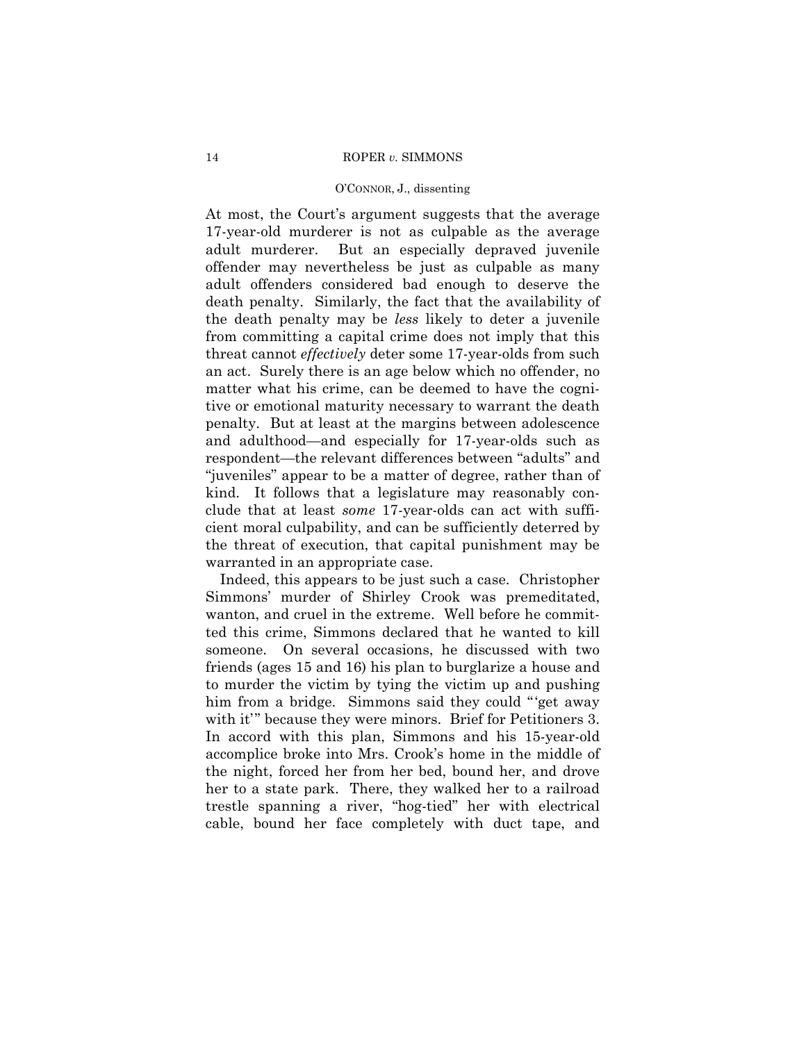At most, the Court's argument suggests that the average 17-year-old murderer is not as culpable as the average adult murderer. But an especially depraved juvenile offender may nevertheless be just as culpable as many adult offenders considered bad enough to deserve the death penalty. Similarly, the fact that the availability of the death penalty may be *less* likely to deter a juvenile from committing a capital crime does not imply that this threat cannot *effectively* deter some 17-year-olds from such an act. Surely there is an age below which no offender, no matter what his crime, can be deemed to have the cognitive or emotional maturity necessary to warrant the death penalty. But at least at the margins between adolescence and adulthood—and especially for 17-year-olds such as respondent—the relevant differences between "adults" and "juveniles" appear to be a matter of degree, rather than of kind. It follows that a legislature may reasonably conclude that at least *some* 17-year-olds can act with sufficient moral culpability, and can be sufficiently deterred by the threat of execution, that capital punishment may be warranted in an appropriate case.

Indeed, this appears to be just such a case. Christopher Simmons' murder of Shirley Crook was premeditated, wanton, and cruel in the extreme. Well before he committed this crime, Simmons declared that he wanted to kill someone. On several occasions, he discussed with two friends (ages 15 and 16) his plan to burglarize a house and to murder the victim by tying the victim up and pushing him from a bridge. Simmons said they could "'get away with it'" because they were minors. Brief for Petitioners 3. In accord with this plan, Simmons and his 15-year-old accomplice broke into Mrs. Crook's home in the middle of the night, forced her from her bed, bound her, and drove her to a state park. There, they walked her to a railroad trestle spanning a river, "hog-tied" her with electrical cable, bound her face completely with duct tape, and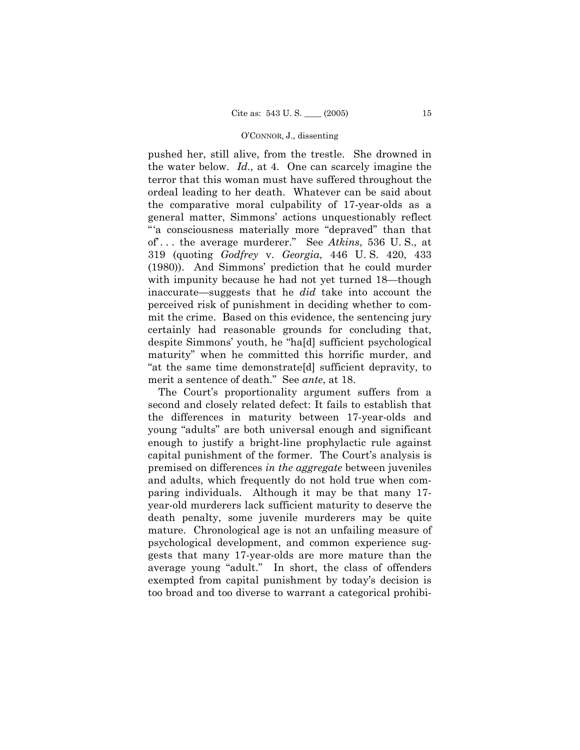pushed her, still alive, from the trestle. She drowned in the water below. *Id.,* at 4. One can scarcely imagine the terror that this woman must have suffered throughout the ordeal leading to her death. Whatever can be said about the comparative moral culpability of 17-year-olds as a general matter, Simmons' actions unquestionably reflect "'a consciousness materially more "depraved" than that of' . . . the average murderer." See *Atkins*, 536 U. S., at 319 (quoting *Godfrey* v. *Georgia*, 446 U. S. 420, 433 (1980)). And Simmons' prediction that he could murder with impunity because he had not yet turned 18—though inaccurate—suggests that he *did* take into account the perceived risk of punishment in deciding whether to commit the crime. Based on this evidence, the sentencing jury certainly had reasonable grounds for concluding that, despite Simmons' youth, he "ha[d] sufficient psychological maturity" when he committed this horrific murder, and "at the same time demonstrate[d] sufficient depravity, to merit a sentence of death." See *ante*, at 18.

The Court's proportionality argument suffers from a second and closely related defect: It fails to establish that the differences in maturity between 17-year-olds and young "adults" are both universal enough and significant enough to justify a bright-line prophylactic rule against capital punishment of the former. The Court's analysis is premised on differences *in the aggregate* between juveniles and adults, which frequently do not hold true when comparing individuals. Although it may be that many 17-year-old murderers lack sufficient maturity to deserve the death penalty, some juvenile murderers may be quite mature. Chronological age is not an unfailing measure of psychological development, and common experience suggests that many 17-year-olds are more mature than the average young "adult." In short, the class of offenders exempted from capital punishment by today's decision is too broad and too diverse to warrant a categorical prohibi-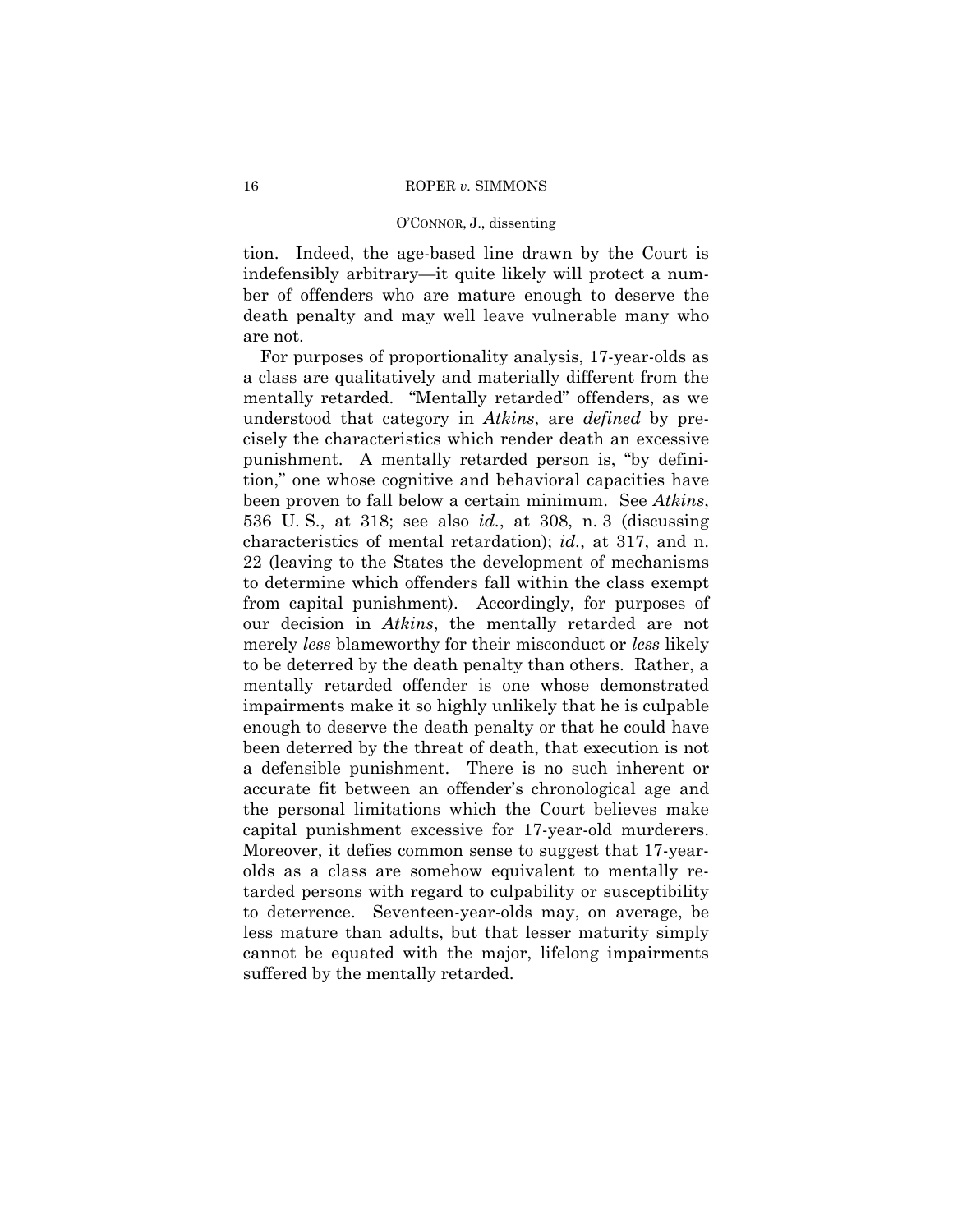tion. Indeed, the age-based line drawn by the Court is indefensibly arbitrary—it quite likely will protect a number of offenders who are mature enough to deserve the death penalty and may well leave vulnerable many who are not.

For purposes of proportionality analysis, 17-year-olds as a class are qualitatively and materially different from the mentally retarded. "Mentally retarded" offenders, as we understood that category in *Atkins*, are *defined* by precisely the characteristics which render death an excessive punishment. A mentally retarded person is, "by definition," one whose cognitive and behavioral capacities have been proven to fall below a certain minimum. See *Atkins*, 536 U. S., at 318; see also *id.*, at 308, n. 3 (discussing characteristics of mental retardation); *id.*, at 317, and n. 22 (leaving to the States the development of mechanisms to determine which offenders fall within the class exempt from capital punishment). Accordingly, for purposes of our decision in *Atkins*, the mentally retarded are not merely *less* blameworthy for their misconduct or *less* likely to be deterred by the death penalty than others. Rather, a mentally retarded offender is one whose demonstrated impairments make it so highly unlikely that he is culpable enough to deserve the death penalty or that he could have been deterred by the threat of death, that execution is not a defensible punishment. There is no such inherent or accurate fit between an offender's chronological age and the personal limitations which the Court believes make capital punishment excessive for 17-year-old murderers. Moreover, it defies common sense to suggest that 17-year-olds as a class are somehow equivalent to mentally retarded persons with regard to culpability or susceptibility to deterrence. Seventeen-year-olds may, on average, be less mature than adults, but that lesser maturity simply cannot be equated with the major, lifelong impairments suffered by the mentally retarded.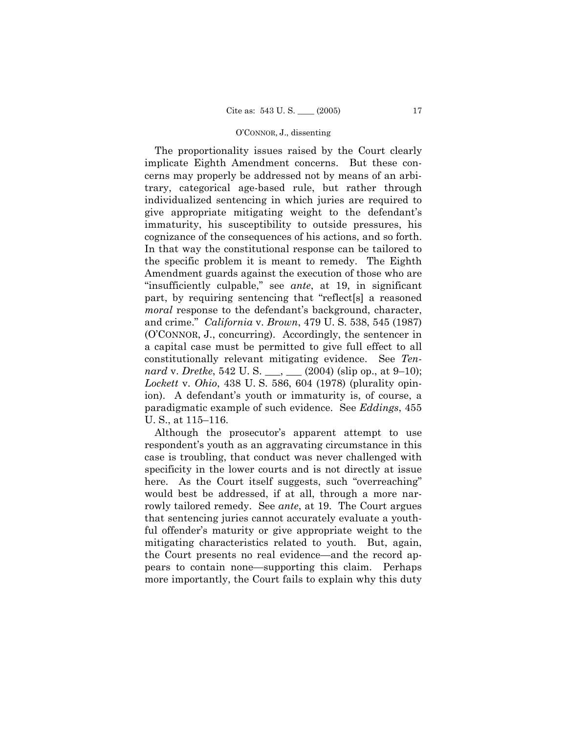The proportionality issues raised by the Court clearly implicate Eighth Amendment concerns. But these concerns may properly be addressed not by means of an arbitrary, categorical age-based rule, but rather through individualized sentencing in which juries are required to give appropriate mitigating weight to the defendant's immaturity, his susceptibility to outside pressures, his cognizance of the consequences of his actions, and so forth. In that way the constitutional response can be tailored to the specific problem it is meant to remedy. The Eighth Amendment guards against the execution of those who are "insufficiently culpable," see *ante*, at 19, in significant part, by requiring sentencing that "reflect[s] a reasoned *moral* response to the defendant's background, character, and crime." *California* v. *Brown*, 479 U. S. 538, 545 (1987) (O'CONNOR, J., concurring). Accordingly, the sentencer in a capital case must be permitted to give full effect to all constitutionally relevant mitigating evidence. See *Tennard* v. *Dretke*, 542 U. S. ___, ___ (2004) (slip op., at 9–10); *Lockett* v. *Ohio*, 438 U. S. 586, 604 (1978) (plurality opinion). A defendant's youth or immaturity is, of course, a paradigmatic example of such evidence. See *Eddings*, 455 U. S., at 115–116.

Although the prosecutor's apparent attempt to use respondent's youth as an aggravating circumstance in this case is troubling, that conduct was never challenged with specificity in the lower courts and is not directly at issue here. As the Court itself suggests, such "overreaching" would best be addressed, if at all, through a more narrowly tailored remedy. See *ante*, at 19. The Court argues that sentencing juries cannot accurately evaluate a youthful offender's maturity or give appropriate weight to the mitigating characteristics related to youth. But, again, the Court presents no real evidence—and the record appears to contain none—supporting this claim. Perhaps more importantly, the Court fails to explain why this duty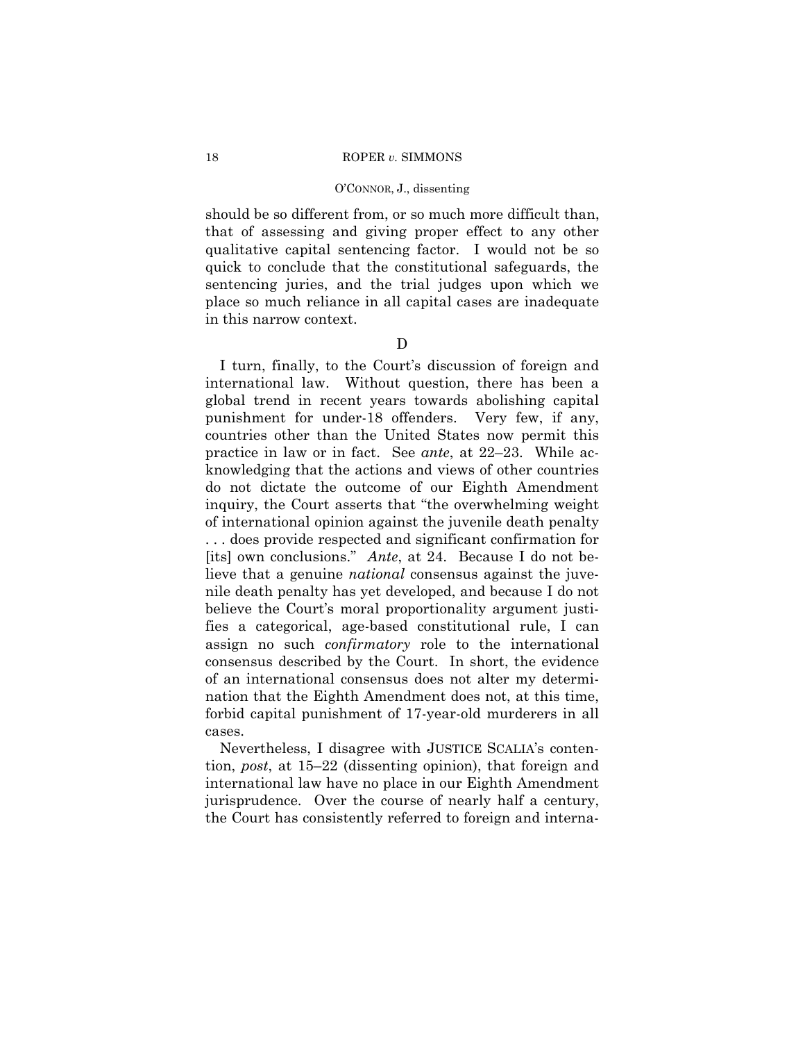should be so different from, or so much more difficult than, that of assessing and giving proper effect to any other qualitative capital sentencing factor. I would not be so quick to conclude that the constitutional safeguards, the sentencing juries, and the trial judges upon which we place so much reliance in all capital cases are inadequate in this narrow context.

D

I turn, finally, to the Court's discussion of foreign and international law. Without question, there has been a global trend in recent years towards abolishing capital punishment for under-18 offenders. Very few, if any, countries other than the United States now permit this practice in law or in fact. See *ante*, at 22–23. While acknowledging that the actions and views of other countries do not dictate the outcome of our Eighth Amendment inquiry, the Court asserts that "the overwhelming weight of international opinion against the juvenile death penalty . . . does provide respected and significant confirmation for [its] own conclusions." *Ante*, at 24. Because I do not believe that a genuine *national* consensus against the juvenile death penalty has yet developed, and because I do not believe the Court's moral proportionality argument justifies a categorical, age-based constitutional rule, I can assign no such *confirmatory* role to the international consensus described by the Court. In short, the evidence of an international consensus does not alter my determination that the Eighth Amendment does not, at this time, forbid capital punishment of 17-year-old murderers in all cases.

Nevertheless, I disagree with JUSTICE SCALIA's contention, *post*, at 15–22 (dissenting opinion), that foreign and international law have no place in our Eighth Amendment jurisprudence. Over the course of nearly half a century, the Court has consistently referred to foreign and interna-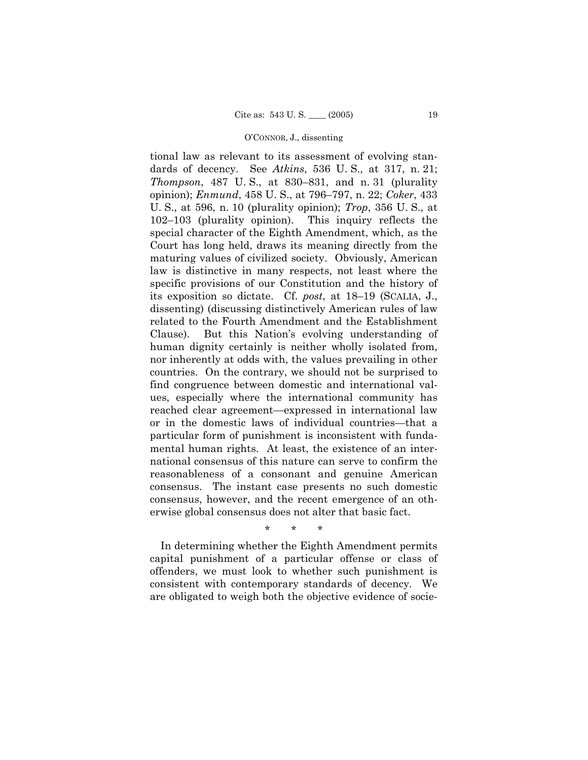tional law as relevant to its assessment of evolving standards of decency. See *Atkins*, 536 U. S., at 317, n. 21; *Thompson*, 487 U. S., at 830–831, and n. 31 (plurality opinion); *Enmund*, 458 U. S., at 796–797, n. 22; *Coker*, 433 U. S., at 596, n. 10 (plurality opinion); *Trop*, 356 U. S., at 102–103 (plurality opinion). This inquiry reflects the special character of the Eighth Amendment, which, as the Court has long held, draws its meaning directly from the maturing values of civilized society. Obviously, American law is distinctive in many respects, not least where the specific provisions of our Constitution and the history of its exposition so dictate. Cf. *post*, at 18–19 (SCALIA, J., dissenting) (discussing distinctively American rules of law related to the Fourth Amendment and the Establishment Clause). But this Nation's evolving understanding of human dignity certainly is neither wholly isolated from, nor inherently at odds with, the values prevailing in other countries. On the contrary, we should not be surprised to find congruence between domestic and international values, especially where the international community has reached clear agreement—expressed in international law or in the domestic laws of individual countries—that a particular form of punishment is inconsistent with fundamental human rights. At least, the existence of an international consensus of this nature can serve to confirm the reasonableness of a consonant and genuine American consensus. The instant case presents no such domestic consensus, however, and the recent emergence of an otherwise global consensus does not alter that basic fact.

\* \* \*

In determining whether the Eighth Amendment permits capital punishment of a particular offense or class of offenders, we must look to whether such punishment is consistent with contemporary standards of decency. We are obligated to weigh both the objective evidence of socie-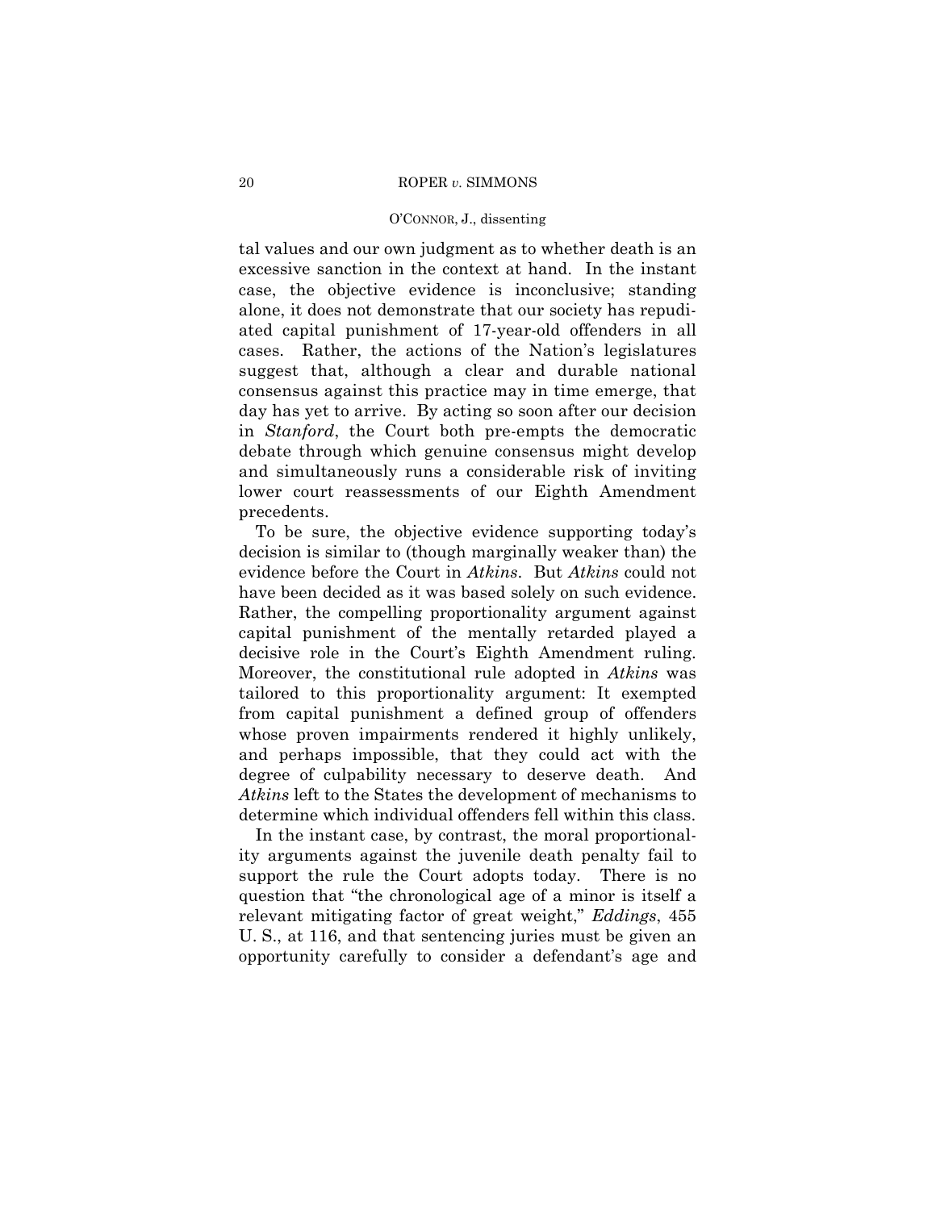tal values and our own judgment as to whether death is an excessive sanction in the context at hand. In the instant case, the objective evidence is inconclusive; standing alone, it does not demonstrate that our society has repudiated capital punishment of 17-year-old offenders in all cases. Rather, the actions of the Nation's legislatures suggest that, although a clear and durable national consensus against this practice may in time emerge, that day has yet to arrive. By acting so soon after our decision in *Stanford*, the Court both pre-empts the democratic debate through which genuine consensus might develop and simultaneously runs a considerable risk of inviting lower court reassessments of our Eighth Amendment precedents.

To be sure, the objective evidence supporting today's decision is similar to (though marginally weaker than) the evidence before the Court in *Atkins*. But *Atkins* could not have been decided as it was based solely on such evidence. Rather, the compelling proportionality argument against capital punishment of the mentally retarded played a decisive role in the Court's Eighth Amendment ruling. Moreover, the constitutional rule adopted in *Atkins* was tailored to this proportionality argument: It exempted from capital punishment a defined group of offenders whose proven impairments rendered it highly unlikely, and perhaps impossible, that they could act with the degree of culpability necessary to deserve death. And *Atkins* left to the States the development of mechanisms to determine which individual offenders fell within this class.

In the instant case, by contrast, the moral proportionality arguments against the juvenile death penalty fail to support the rule the Court adopts today. There is no question that "the chronological age of a minor is itself a relevant mitigating factor of great weight," *Eddings*, 455 U. S., at 116, and that sentencing juries must be given an opportunity carefully to consider a defendant's age and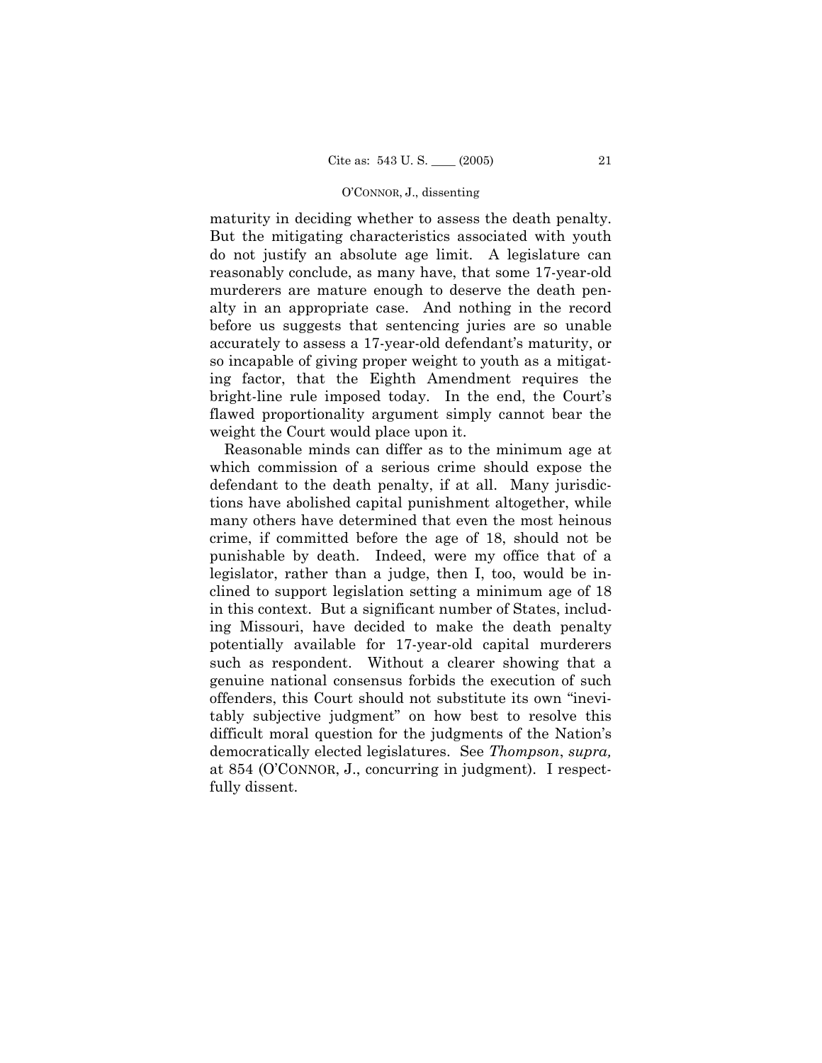maturity in deciding whether to assess the death penalty. But the mitigating characteristics associated with youth do not justify an absolute age limit. A legislature can reasonably conclude, as many have, that some 17-year-old murderers are mature enough to deserve the death penalty in an appropriate case. And nothing in the record before us suggests that sentencing juries are so unable accurately to assess a 17-year-old defendant's maturity, or so incapable of giving proper weight to youth as a mitigating factor, that the Eighth Amendment requires the bright-line rule imposed today. In the end, the Court's flawed proportionality argument simply cannot bear the weight the Court would place upon it.

Reasonable minds can differ as to the minimum age at which commission of a serious crime should expose the defendant to the death penalty, if at all. Many jurisdictions have abolished capital punishment altogether, while many others have determined that even the most heinous crime, if committed before the age of 18, should not be punishable by death. Indeed, were my office that of a legislator, rather than a judge, then I, too, would be inclined to support legislation setting a minimum age of 18 in this context. But a significant number of States, including Missouri, have decided to make the death penalty potentially available for 17-year-old capital murderers such as respondent. Without a clearer showing that a genuine national consensus forbids the execution of such offenders, this Court should not substitute its own "inevitably subjective judgment" on how best to resolve this difficult moral question for the judgments of the Nation's democratically elected legislatures. See *Thompson*, *supra,* at 854 (O'CONNOR, J., concurring in judgment). I respectfully dissent.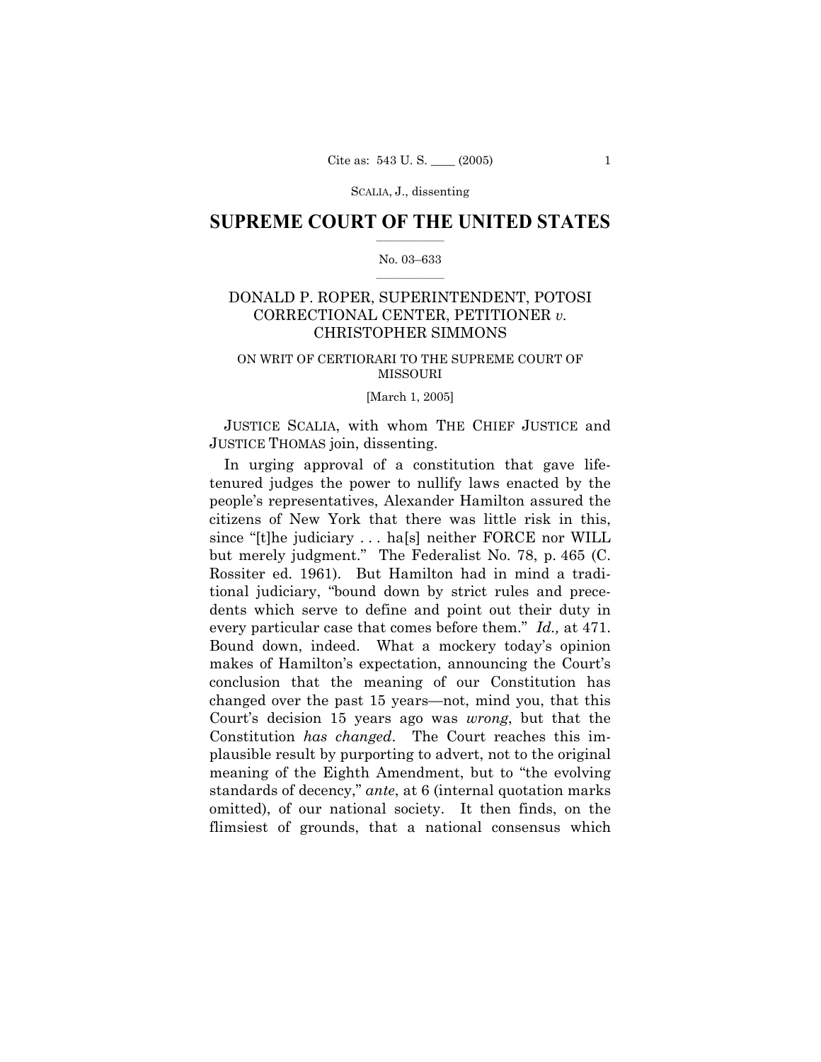# SUPREME COURT OF THE UNITED STATES

No. 03–633

DONALD P. ROPER, SUPERINTENDENT, POTOSI CORRECTIONAL CENTER, PETITIONER *v.* CHRISTOPHER SIMMONS

ON WRIT OF CERTIORARI TO THE SUPREME COURT OF MISSOURI

[March 1, 2005]

JUSTICE SCALIA, with whom THE CHIEF JUSTICE and JUSTICE THOMAS join, dissenting.

In urging approval of a constitution that gave life-tenured judges the power to nullify laws enacted by the people's representatives, Alexander Hamilton assured the citizens of New York that there was little risk in this, since "[t]he judiciary . . . ha[s] neither FORCE nor WILL but merely judgment." The Federalist No. 78, p. 465 (C. Rossiter ed. 1961). But Hamilton had in mind a traditional judiciary, "bound down by strict rules and precedents which serve to define and point out their duty in every particular case that comes before them." *Id.,* at 471. Bound down, indeed. What a mockery today's opinion makes of Hamilton's expectation, announcing the Court's conclusion that the meaning of our Constitution has changed over the past 15 years—not, mind you, that this Court's decision 15 years ago was *wrong*, but that the Constitution *has changed*. The Court reaches this implausible result by purporting to advert, not to the original meaning of the Eighth Amendment, but to "the evolving standards of decency," *ante*, at 6 (internal quotation marks omitted), of our national society. It then finds, on the flimsiest of grounds, that a national consensus which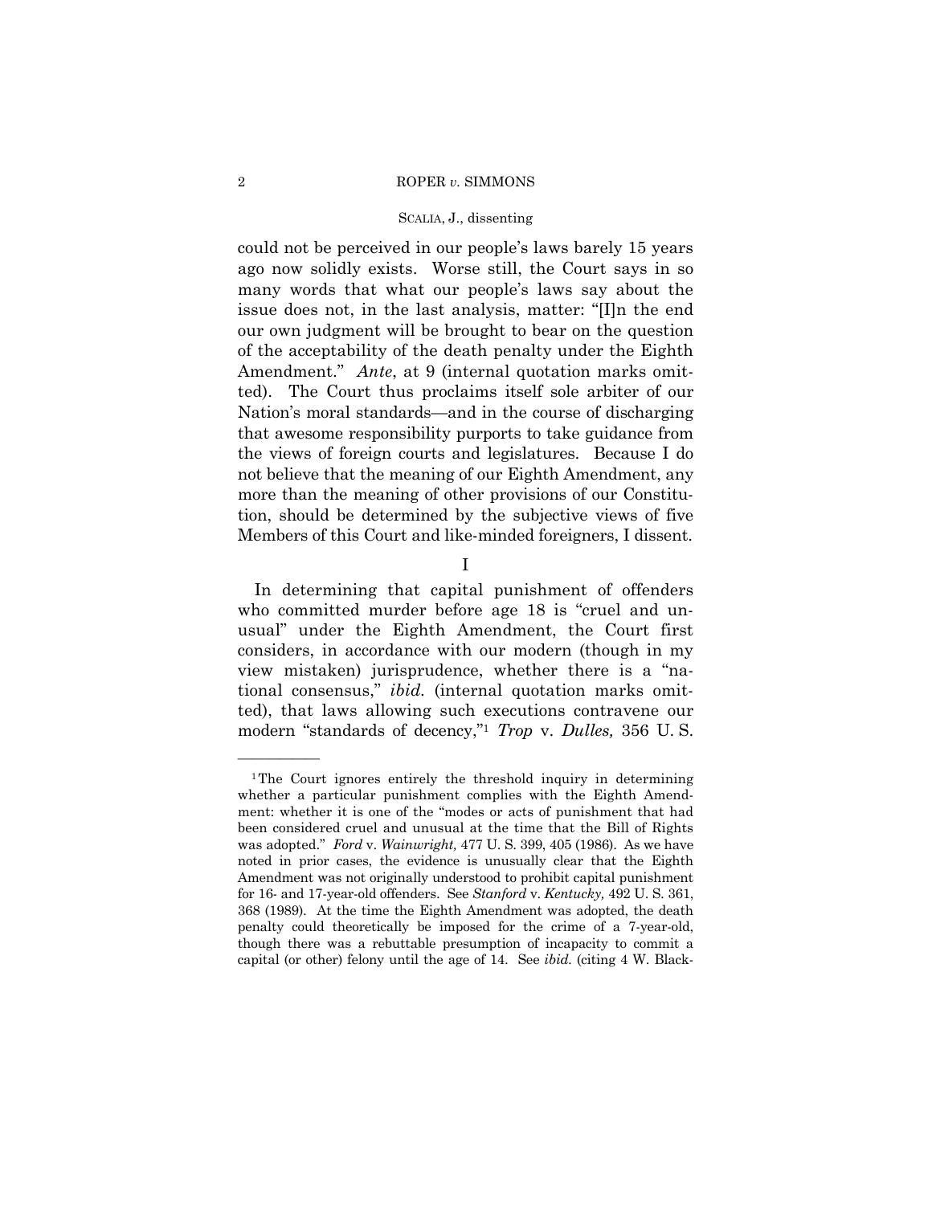could not be perceived in our people's laws barely 15 years ago now solidly exists. Worse still, the Court says in so many words that what our people's laws say about the issue does not, in the last analysis, matter: "[I]n the end our own judgment will be brought to bear on the question of the acceptability of the death penalty under the Eighth Amendment." *Ante*, at 9 (internal quotation marks omitted). The Court thus proclaims itself sole arbiter of our Nation's moral standards—and in the course of discharging that awesome responsibility purports to take guidance from the views of foreign courts and legislatures. Because I do not believe that the meaning of our Eighth Amendment, any more than the meaning of other provisions of our Constitution, should be determined by the subjective views of five Members of this Court and like-minded foreigners, I dissent.

## I

In determining that capital punishment of offenders who committed murder before age 18 is "cruel and unusual" under the Eighth Amendment, the Court first considers, in accordance with our modern (though in my view mistaken) jurisprudence, whether there is a "national consensus," *ibid.* (internal quotation marks omitted), that laws allowing such executions contravene our modern "standards of decency,"[1] *Trop* v. *Dulles,* 356 U. S.

---

[1] The Court ignores entirely the threshold inquiry in determining whether a particular punishment complies with the Eighth Amendment: whether it is one of the "modes or acts of punishment that had been considered cruel and unusual at the time that the Bill of Rights was adopted." *Ford* v. *Wainwright,* 477 U. S. 399, 405 (1986). As we have noted in prior cases, the evidence is unusually clear that the Eighth Amendment was not originally understood to prohibit capital punishment for 16- and 17-year-old offenders. See *Stanford* v. *Kentucky,* 492 U. S. 361, 368 (1989). At the time the Eighth Amendment was adopted, the death penalty could theoretically be imposed for the crime of a 7-year-old, though there was a rebuttable presumption of incapacity to commit a capital (or other) felony until the age of 14. See *ibid.* (citing 4 W. Black-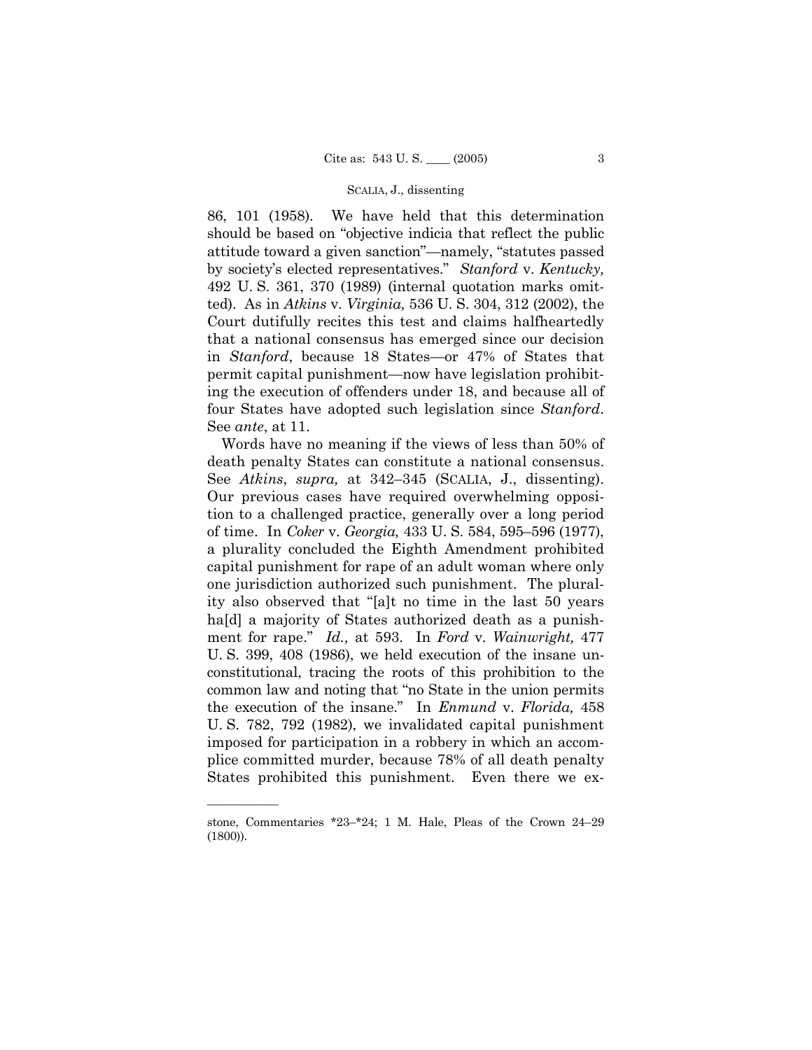86, 101 (1958). We have held that this determination should be based on "objective indicia that reflect the public attitude toward a given sanction"—namely, "statutes passed by society's elected representatives." *Stanford* v. *Kentucky,* 492 U. S. 361, 370 (1989) (internal quotation marks omitted). As in *Atkins* v. *Virginia,* 536 U. S. 304, 312 (2002), the Court dutifully recites this test and claims halfheartedly that a national consensus has emerged since our decision in *Stanford*, because 18 States—or 47% of States that permit capital punishment—now have legislation prohibiting the execution of offenders under 18, and because all of four States have adopted such legislation since *Stanford*. See *ante*, at 11.

Words have no meaning if the views of less than 50% of death penalty States can constitute a national consensus. See *Atkins*, *supra,* at 342–345 (SCALIA, J., dissenting). Our previous cases have required overwhelming opposition to a challenged practice, generally over a long period of time. In *Coker* v. *Georgia,* 433 U. S. 584, 595–596 (1977), a plurality concluded the Eighth Amendment prohibited capital punishment for rape of an adult woman where only one jurisdiction authorized such punishment. The plurality also observed that "[a]t no time in the last 50 years ha[d] a majority of States authorized death as a punishment for rape." *Id.,* at 593. In *Ford* v. *Wainwright,* 477 U. S. 399, 408 (1986), we held execution of the insane unconstitutional, tracing the roots of this prohibition to the common law and noting that "no State in the union permits the execution of the insane." In *Enmund* v. *Florida,* 458 U. S. 782, 792 (1982), we invalidated capital punishment imposed for participation in a robbery in which an accomplice committed murder, because 78% of all death penalty States prohibited this punishment. Even there we ex-

---

stone, Commentaries *23–*24; 1 M. Hale, Pleas of the Crown 24–29 (1800)).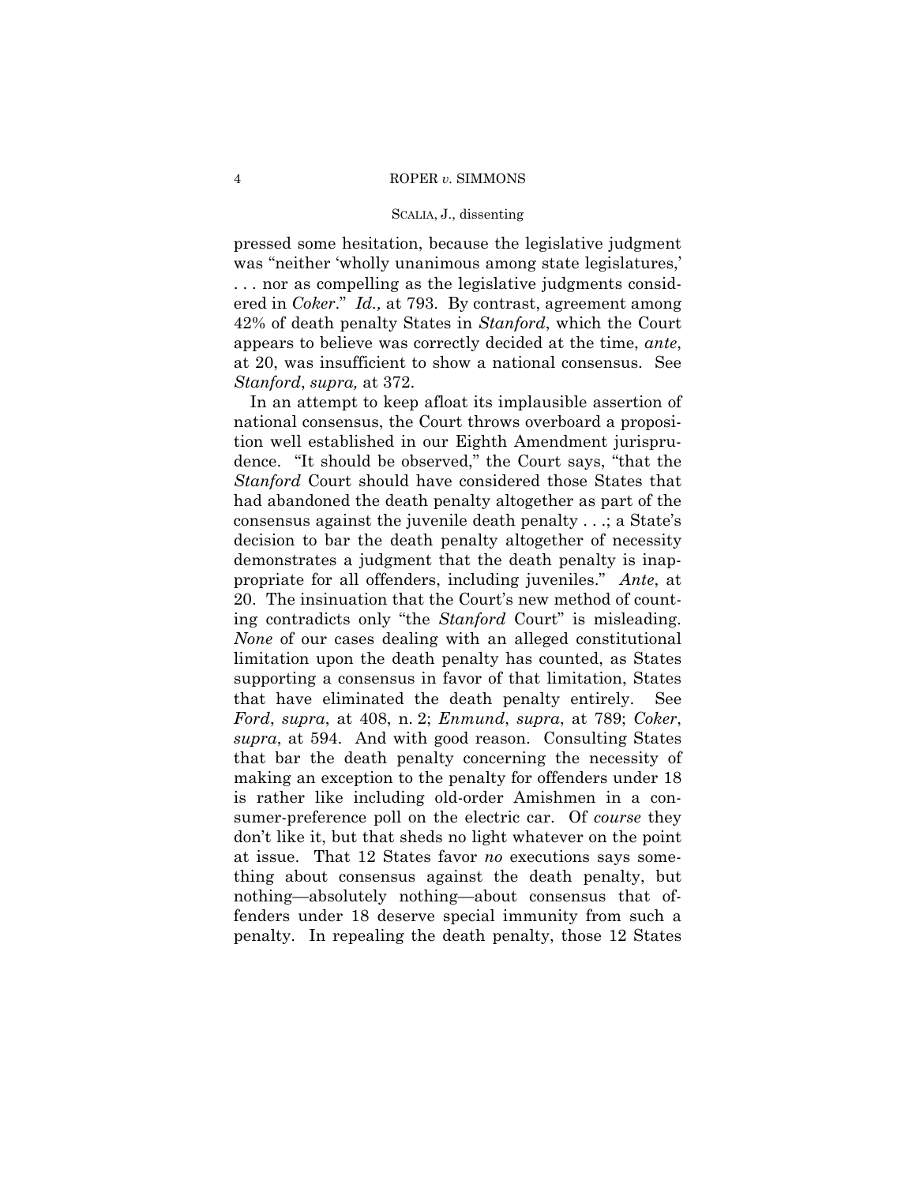pressed some hesitation, because the legislative judgment was "neither 'wholly unanimous among state legislatures,' . . . nor as compelling as the legislative judgments considered in *Coker*." *Id.,* at 793. By contrast, agreement among 42% of death penalty States in *Stanford*, which the Court appears to believe was correctly decided at the time, *ante*, at 20, was insufficient to show a national consensus. See *Stanford*, *supra,* at 372.

In an attempt to keep afloat its implausible assertion of national consensus, the Court throws overboard a proposition well established in our Eighth Amendment jurisprudence. "It should be observed," the Court says, "that the *Stanford* Court should have considered those States that had abandoned the death penalty altogether as part of the consensus against the juvenile death penalty . . .; a State's decision to bar the death penalty altogether of necessity demonstrates a judgment that the death penalty is inappropriate for all offenders, including juveniles." *Ante*, at 20. The insinuation that the Court's new method of counting contradicts only "the *Stanford* Court" is misleading. *None* of our cases dealing with an alleged constitutional limitation upon the death penalty has counted, as States supporting a consensus in favor of that limitation, States that have eliminated the death penalty entirely. See *Ford*, *supra*, at 408, n. 2; *Enmund*, *supra*, at 789; *Coker*, *supra*, at 594. And with good reason. Consulting States that bar the death penalty concerning the necessity of making an exception to the penalty for offenders under 18 is rather like including old-order Amishmen in a consumer-preference poll on the electric car. Of *course* they don't like it, but that sheds no light whatever on the point at issue. That 12 States favor *no* executions says something about consensus against the death penalty, but nothing—absolutely nothing—about consensus that offenders under 18 deserve special immunity from such a penalty. In repealing the death penalty, those 12 States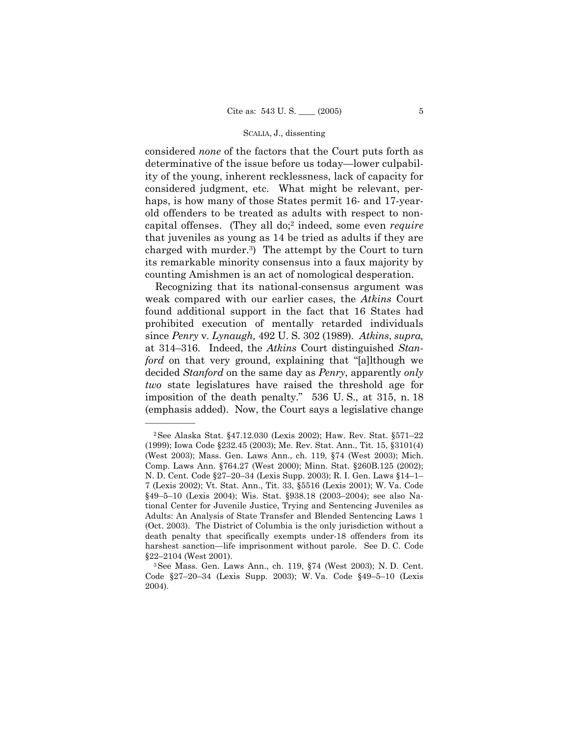considered *none* of the factors that the Court puts forth as determinative of the issue before us today—lower culpability of the young, inherent recklessness, lack of capacity for considered judgment, etc. What might be relevant, perhaps, is how many of those States permit 16- and 17-year-old offenders to be treated as adults with respect to noncapital offenses. (They all do;[2] indeed, some even *require* that juveniles as young as 14 be tried as adults if they are charged with murder.[3]) The attempt by the Court to turn its remarkable minority consensus into a faux majority by counting Amishmen is an act of nomological desperation.

Recognizing that its national-consensus argument was weak compared with our earlier cases, the *Atkins* Court found additional support in the fact that 16 States had prohibited execution of mentally retarded individuals since *Penry* v. *Lynaugh,* 492 U. S. 302 (1989). *Atkins*, *supra,* at 314–316. Indeed, the *Atkins* Court distinguished *Stanford* on that very ground, explaining that "[a]lthough we decided *Stanford* on the same day as *Penry*, apparently *only two* state legislatures have raised the threshold age for imposition of the death penalty." 536 U. S., at 315, n. 18 (emphasis added). Now, the Court says a legislative change

---

[2] See Alaska Stat. §47.12.030 (Lexis 2002); Haw. Rev. Stat. §571–22 (1999); Iowa Code §232.45 (2003); Me. Rev. Stat. Ann., Tit. 15, §3101(4) (West 2003); Mass. Gen. Laws Ann., ch. 119, §74 (West 2003); Mich. Comp. Laws Ann. §764.27 (West 2000); Minn. Stat. §260B.125 (2002); N. D. Cent. Code §27–20–34 (Lexis Supp. 2003); R. I. Gen. Laws §14–1–7 (Lexis 2002); Vt. Stat. Ann., Tit. 33, §5516 (Lexis 2001); W. Va. Code §49–5–10 (Lexis 2004); Wis. Stat. §938.18 (2003–2004); see also National Center for Juvenile Justice, Trying and Sentencing Juveniles as Adults: An Analysis of State Transfer and Blended Sentencing Laws 1 (Oct. 2003). The District of Columbia is the only jurisdiction without a death penalty that specifically exempts under-18 offenders from its harshest sanction—life imprisonment without parole. See D. C. Code §22–2104 (West 2001).

[3] See Mass. Gen. Laws Ann., ch. 119, §74 (West 2003); N. D. Cent. Code §27–20–34 (Lexis Supp. 2003); W. Va. Code §49–5–10 (Lexis 2004).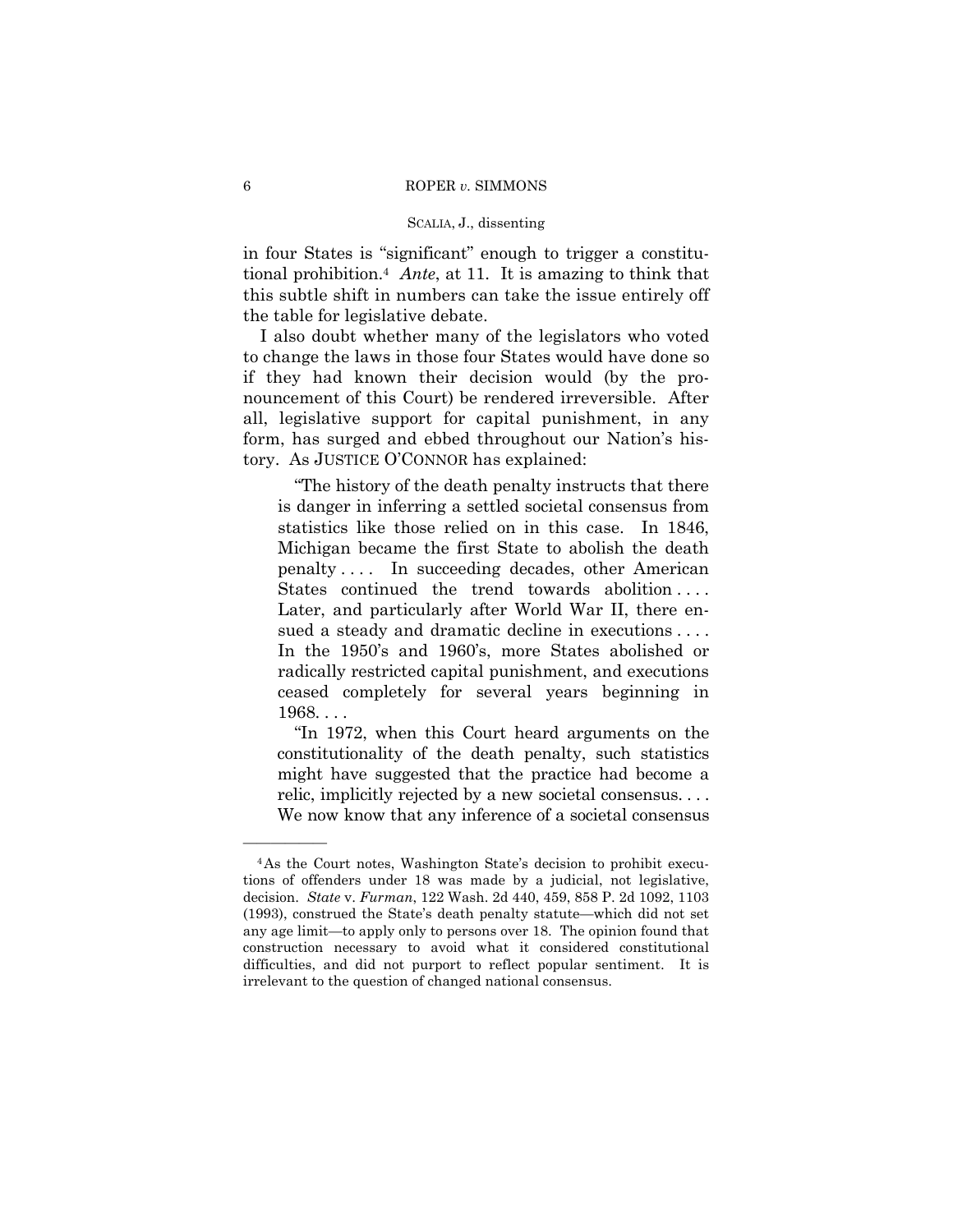in four States is "significant" enough to trigger a constitutional prohibition.[4] *Ante*, at 11. It is amazing to think that this subtle shift in numbers can take the issue entirely off the table for legislative debate.

I also doubt whether many of the legislators who voted to change the laws in those four States would have done so if they had known their decision would (by the pronouncement of this Court) be rendered irreversible. After all, legislative support for capital punishment, in any form, has surged and ebbed throughout our Nation's history. As JUSTICE O'CONNOR has explained:

> "The history of the death penalty instructs that there is danger in inferring a settled societal consensus from statistics like those relied on in this case. In 1846, Michigan became the first State to abolish the death penalty . . . . In succeeding decades, other American States continued the trend towards abolition . . . . Later, and particularly after World War II, there ensued a steady and dramatic decline in executions . . . . In the 1950's and 1960's, more States abolished or radically restricted capital punishment, and executions ceased completely for several years beginning in 1968. . . .
>
> "In 1972, when this Court heard arguments on the constitutionality of the death penalty, such statistics might have suggested that the practice had become a relic, implicitly rejected by a new societal consensus. . . . We now know that any inference of a societal consensus

---

[4] As the Court notes, Washington State's decision to prohibit executions of offenders under 18 was made by a judicial, not legislative, decision. *State* v. *Furman*, 122 Wash. 2d 440, 459, 858 P. 2d 1092, 1103 (1993), construed the State's death penalty statute—which did not set any age limit—to apply only to persons over 18. The opinion found that construction necessary to avoid what it considered constitutional difficulties, and did not purport to reflect popular sentiment. It is irrelevant to the question of changed national consensus.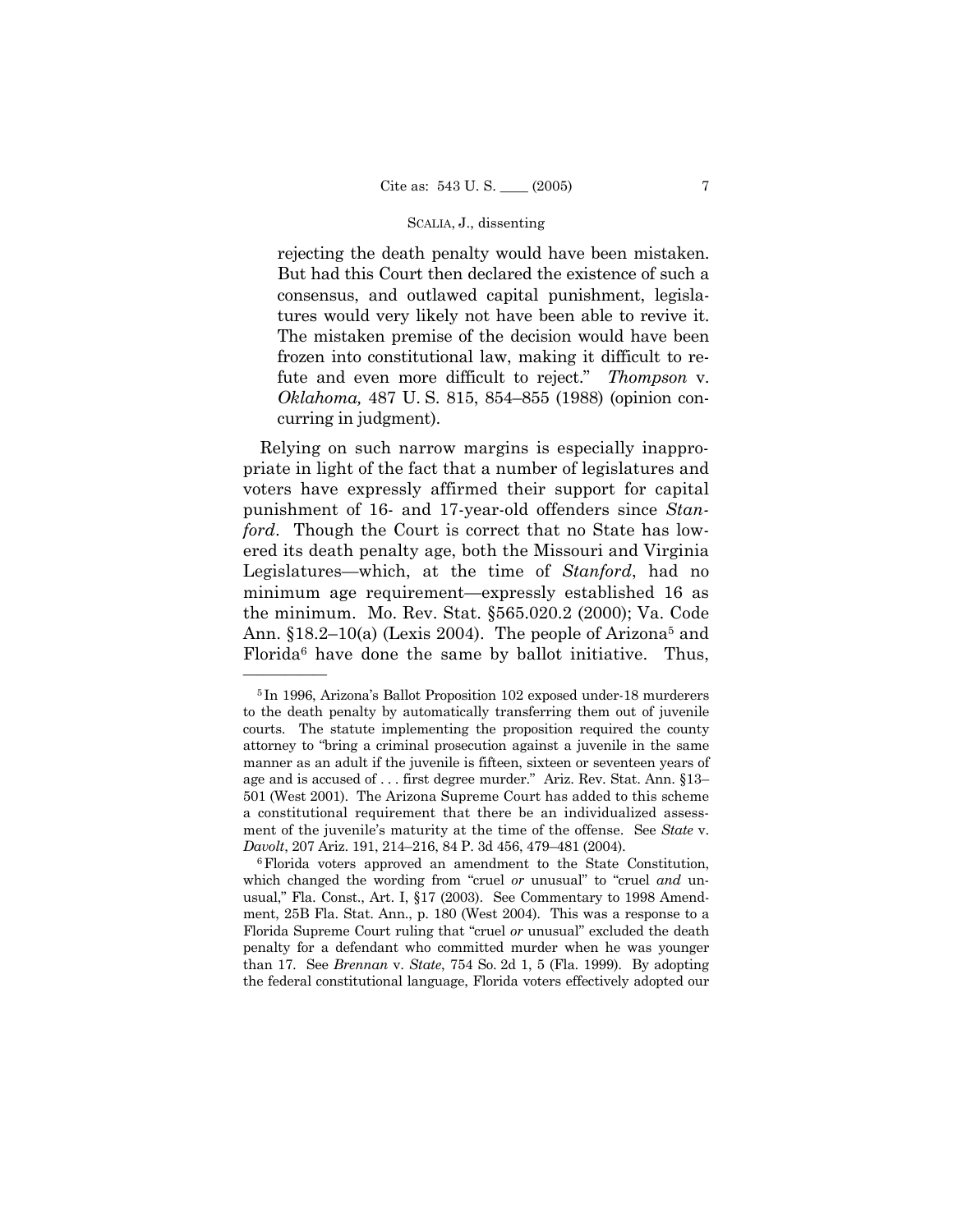rejecting the death penalty would have been mistaken. But had this Court then declared the existence of such a consensus, and outlawed capital punishment, legislatures would very likely not have been able to revive it. The mistaken premise of the decision would have been frozen into constitutional law, making it difficult to refute and even more difficult to reject." *Thompson* v. *Oklahoma,* 487 U. S. 815, 854–855 (1988) (opinion concurring in judgment).

Relying on such narrow margins is especially inappropriate in light of the fact that a number of legislatures and voters have expressly affirmed their support for capital punishment of 16- and 17-year-old offenders since *Stanford*. Though the Court is correct that no State has lowered its death penalty age, both the Missouri and Virginia Legislatures—which, at the time of *Stanford*, had no minimum age requirement—expressly established 16 as the minimum. Mo. Rev. Stat. §565.020.2 (2000); Va. Code Ann. §18.2–10(a) (Lexis 2004). The people of Arizona[5] and Florida[6] have done the same by ballot initiative. Thus,

---

[5] In 1996, Arizona's Ballot Proposition 102 exposed under-18 murderers to the death penalty by automatically transferring them out of juvenile courts. The statute implementing the proposition required the county attorney to "bring a criminal prosecution against a juvenile in the same manner as an adult if the juvenile is fifteen, sixteen or seventeen years of age and is accused of . . . first degree murder." Ariz. Rev. Stat. Ann. §13–501 (West 2001). The Arizona Supreme Court has added to this scheme a constitutional requirement that there be an individualized assessment of the juvenile's maturity at the time of the offense. See *State* v. *Davolt*, 207 Ariz. 191, 214–216, 84 P. 3d 456, 479–481 (2004).

[6] Florida voters approved an amendment to the State Constitution, which changed the wording from "cruel *or* unusual" to "cruel *and* unusual," Fla. Const., Art. I, §17 (2003). See Commentary to 1998 Amendment, 25B Fla. Stat. Ann., p. 180 (West 2004). This was a response to a Florida Supreme Court ruling that "cruel *or* unusual" excluded the death penalty for a defendant who committed murder when he was younger than 17. See *Brennan* v. *State*, 754 So. 2d 1, 5 (Fla. 1999). By adopting the federal constitutional language, Florida voters effectively adopted our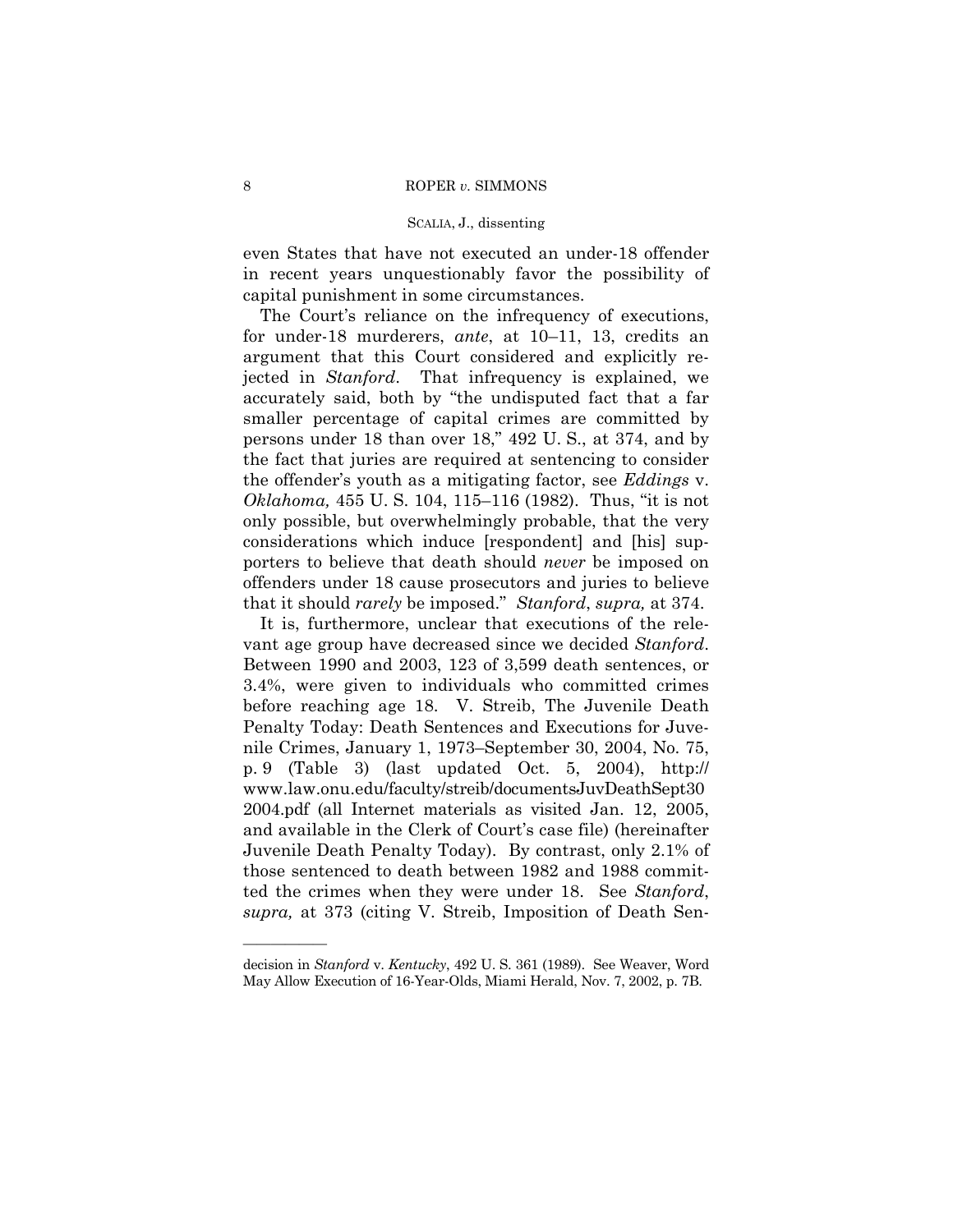even States that have not executed an under-18 offender in recent years unquestionably favor the possibility of capital punishment in some circumstances.

The Court's reliance on the infrequency of executions, for under-18 murderers, *ante*, at 10–11, 13, credits an argument that this Court considered and explicitly rejected in *Stanford*. That infrequency is explained, we accurately said, both by "the undisputed fact that a far smaller percentage of capital crimes are committed by persons under 18 than over 18," 492 U. S., at 374, and by the fact that juries are required at sentencing to consider the offender's youth as a mitigating factor, see *Eddings* v. *Oklahoma,* 455 U. S. 104, 115–116 (1982). Thus, "it is not only possible, but overwhelmingly probable, that the very considerations which induce [respondent] and [his] supporters to believe that death should *never* be imposed on offenders under 18 cause prosecutors and juries to believe that it should *rarely* be imposed." *Stanford*, *supra,* at 374.

It is, furthermore, unclear that executions of the relevant age group have decreased since we decided *Stanford*. Between 1990 and 2003, 123 of 3,599 death sentences, or 3.4%, were given to individuals who committed crimes before reaching age 18. V. Streib, The Juvenile Death Penalty Today: Death Sentences and Executions for Juvenile Crimes, January 1, 1973–September 30, 2004, No. 75, p. 9 (Table 3) (last updated Oct. 5, 2004), http://www.law.onu.edu/faculty/streib/documentsJuvDeathSept30 2004.pdf (all Internet materials as visited Jan. 12, 2005, and available in the Clerk of Court's case file) (hereinafter Juvenile Death Penalty Today). By contrast, only 2.1% of those sentenced to death between 1982 and 1988 committed the crimes when they were under 18. See *Stanford*, *supra,* at 373 (citing V. Streib, Imposition of Death Sen-

---

decision in *Stanford* v. *Kentucky*, 492 U. S. 361 (1989). See Weaver, Word May Allow Execution of 16-Year-Olds, Miami Herald, Nov. 7, 2002, p. 7B.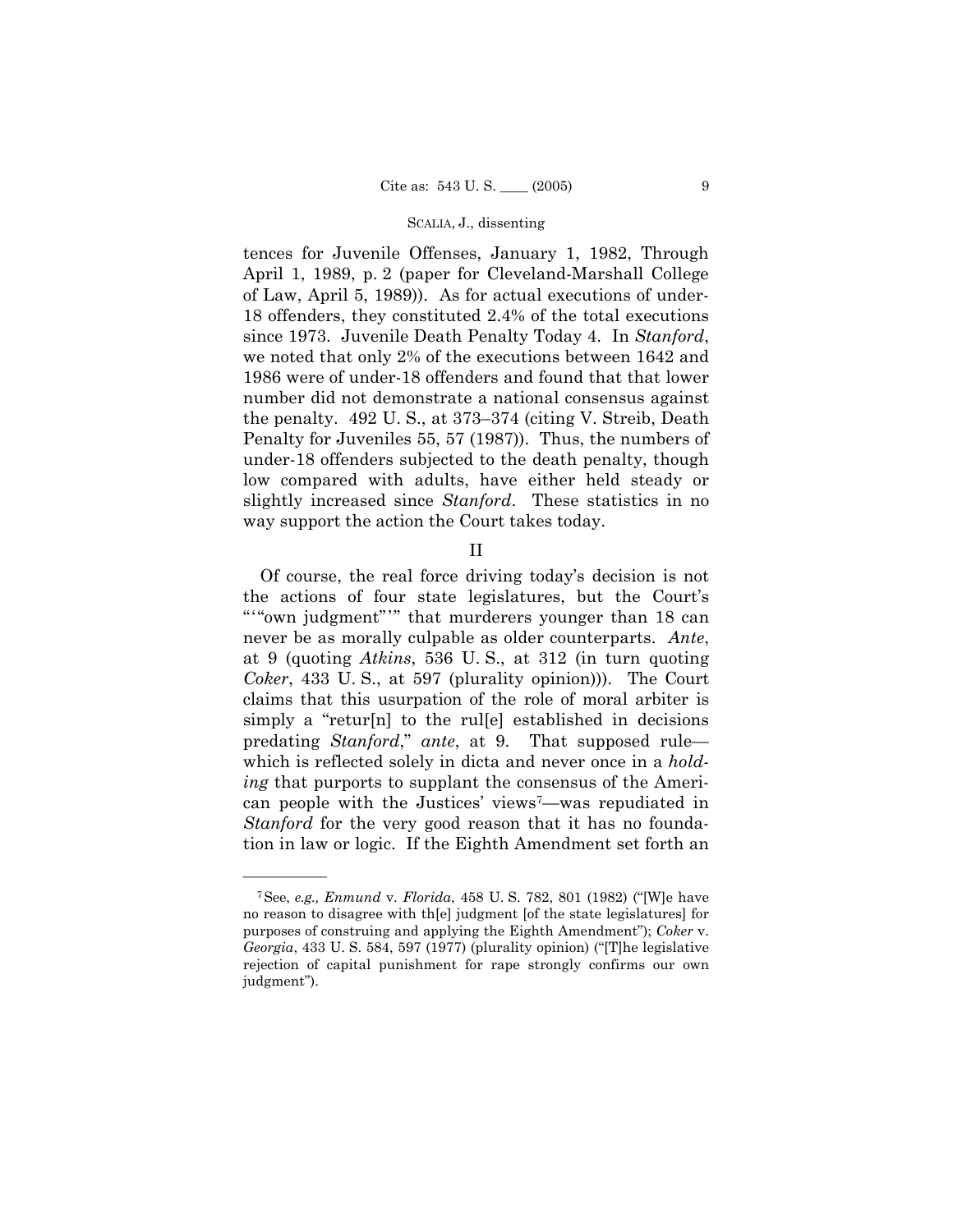tences for Juvenile Offenses, January 1, 1982, Through April 1, 1989, p. 2 (paper for Cleveland-Marshall College of Law, April 5, 1989)). As for actual executions of under-18 offenders, they constituted 2.4% of the total executions since 1973. Juvenile Death Penalty Today 4. In *Stanford*, we noted that only 2% of the executions between 1642 and 1986 were of under-18 offenders and found that that lower number did not demonstrate a national consensus against the penalty. 492 U. S., at 373–374 (citing V. Streib, Death Penalty for Juveniles 55, 57 (1987)). Thus, the numbers of under-18 offenders subjected to the death penalty, though low compared with adults, have either held steady or slightly increased since *Stanford*. These statistics in no way support the action the Court takes today.

## II

Of course, the real force driving today's decision is not the actions of four state legislatures, but the Court's "'"own judgment"'" that murderers younger than 18 can never be as morally culpable as older counterparts. *Ante*, at 9 (quoting *Atkins*, 536 U. S., at 312 (in turn quoting *Coker*, 433 U. S., at 597 (plurality opinion))). The Court claims that this usurpation of the role of moral arbiter is simply a "retur[n] to the rul[e] established in decisions predating *Stanford*," *ante*, at 9. That supposed rule—which is reflected solely in dicta and never once in a *holding* that purports to supplant the consensus of the American people with the Justices' views[7]—was repudiated in *Stanford* for the very good reason that it has no foundation in law or logic. If the Eighth Amendment set forth an

---

[7] See, *e.g., Enmund* v. *Florida*, 458 U. S. 782, 801 (1982) ("[W]e have no reason to disagree with th[e] judgment [of the state legislatures] for purposes of construing and applying the Eighth Amendment"); *Coker* v. *Georgia*, 433 U. S. 584, 597 (1977) (plurality opinion) ("[T]he legislative rejection of capital punishment for rape strongly confirms our own judgment").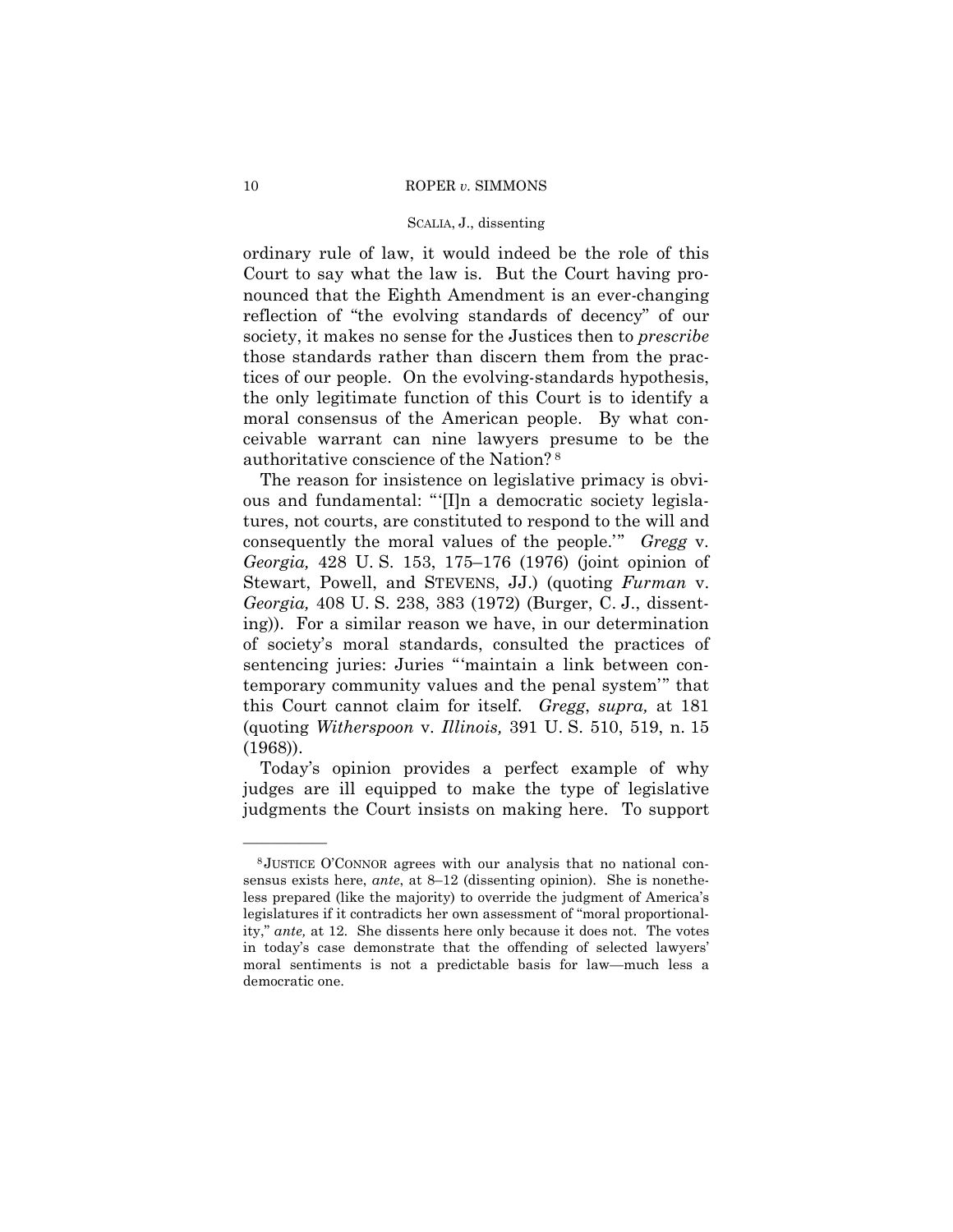ordinary rule of law, it would indeed be the role of this Court to say what the law is. But the Court having pronounced that the Eighth Amendment is an ever-changing reflection of "the evolving standards of decency" of our society, it makes no sense for the Justices then to *prescribe* those standards rather than discern them from the practices of our people. On the evolving-standards hypothesis, the only legitimate function of this Court is to identify a moral consensus of the American people. By what conceivable warrant can nine lawyers presume to be the authoritative conscience of the Nation?[8]

The reason for insistence on legislative primacy is obvious and fundamental: "'[I]n a democratic society legislatures, not courts, are constituted to respond to the will and consequently the moral values of the people.'" *Gregg* v. *Georgia,* 428 U. S. 153, 175–176 (1976) (joint opinion of Stewart, Powell, and STEVENS, JJ.) (quoting *Furman* v. *Georgia,* 408 U. S. 238, 383 (1972) (Burger, C. J., dissenting)). For a similar reason we have, in our determination of society's moral standards, consulted the practices of sentencing juries: Juries "'maintain a link between contemporary community values and the penal system'" that this Court cannot claim for itself. *Gregg*, *supra,* at 181 (quoting *Witherspoon* v. *Illinois,* 391 U. S. 510, 519, n. 15 (1968)).

Today's opinion provides a perfect example of why judges are ill equipped to make the type of legislative judgments the Court insists on making here. To support

---

[8] JUSTICE O'CONNOR agrees with our analysis that no national consensus exists here, *ante*, at 8–12 (dissenting opinion). She is nonetheless prepared (like the majority) to override the judgment of America's legislatures if it contradicts her own assessment of "moral proportionality," *ante,* at 12. She dissents here only because it does not. The votes in today's case demonstrate that the offending of selected lawyers' moral sentiments is not a predictable basis for law—much less a democratic one.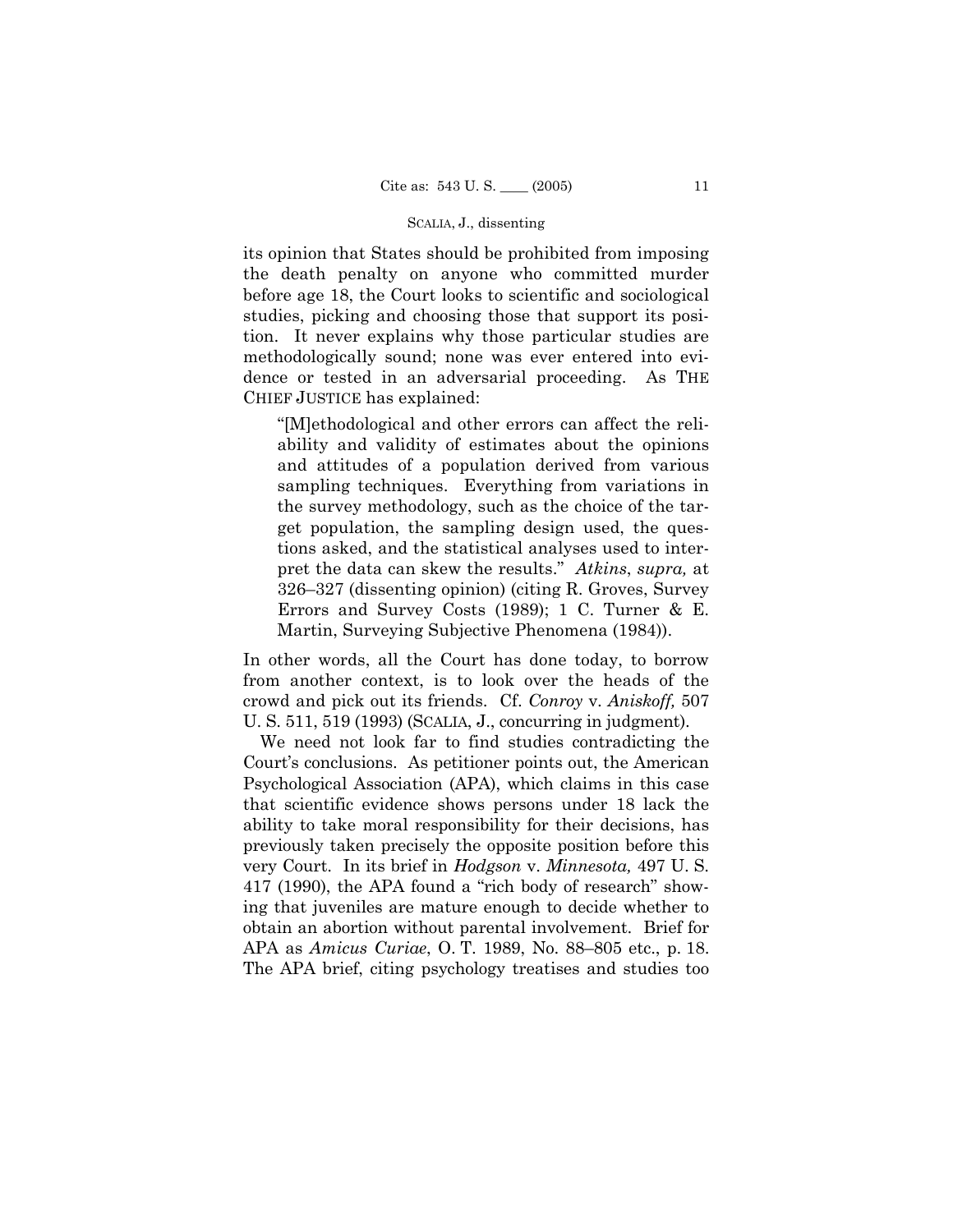its opinion that States should be prohibited from imposing the death penalty on anyone who committed murder before age 18, the Court looks to scientific and sociological studies, picking and choosing those that support its position. It never explains why those particular studies are methodologically sound; none was ever entered into evidence or tested in an adversarial proceeding. As THE CHIEF JUSTICE has explained:

> "[M]ethodological and other errors can affect the reliability and validity of estimates about the opinions and attitudes of a population derived from various sampling techniques. Everything from variations in the survey methodology, such as the choice of the target population, the sampling design used, the questions asked, and the statistical analyses used to interpret the data can skew the results." *Atkins*, *supra,* at 326–327 (dissenting opinion) (citing R. Groves, Survey Errors and Survey Costs (1989); 1 C. Turner & E. Martin, Surveying Subjective Phenomena (1984)).

In other words, all the Court has done today, to borrow from another context, is to look over the heads of the crowd and pick out its friends. Cf. *Conroy* v. *Aniskoff,* 507 U. S. 511, 519 (1993) (SCALIA, J., concurring in judgment).

We need not look far to find studies contradicting the Court's conclusions. As petitioner points out, the American Psychological Association (APA), which claims in this case that scientific evidence shows persons under 18 lack the ability to take moral responsibility for their decisions, has previously taken precisely the opposite position before this very Court. In its brief in *Hodgson* v. *Minnesota,* 497 U. S. 417 (1990), the APA found a "rich body of research" showing that juveniles are mature enough to decide whether to obtain an abortion without parental involvement. Brief for APA as *Amicus Curiae*, O. T. 1989, No. 88–805 etc., p. 18. The APA brief, citing psychology treatises and studies too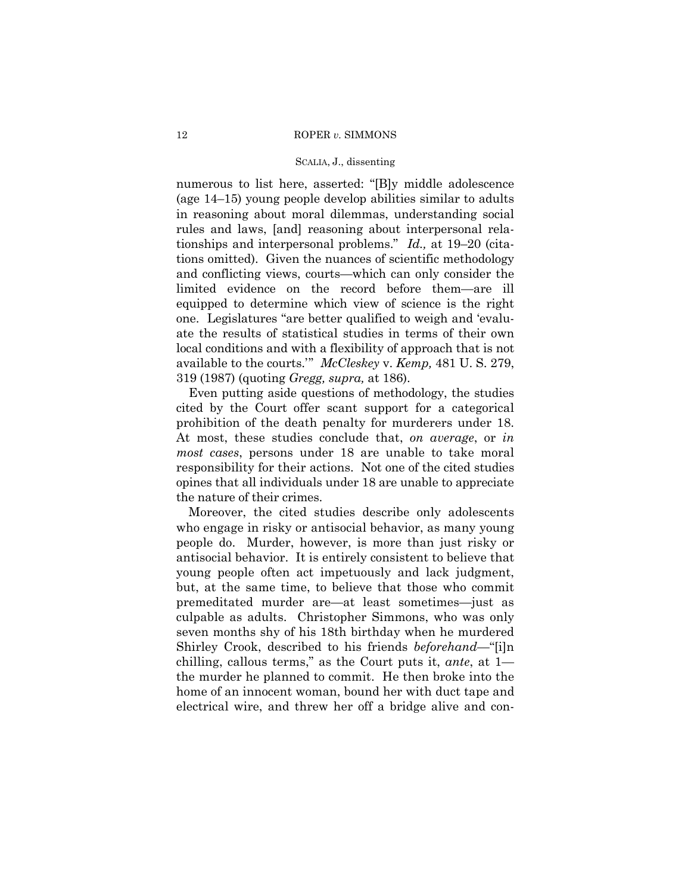numerous to list here, asserted: "[B]y middle adolescence (age 14–15) young people develop abilities similar to adults in reasoning about moral dilemmas, understanding social rules and laws, [and] reasoning about interpersonal relationships and interpersonal problems." *Id.,* at 19–20 (citations omitted). Given the nuances of scientific methodology and conflicting views, courts—which can only consider the limited evidence on the record before them—are ill equipped to determine which view of science is the right one. Legislatures "are better qualified to weigh and 'evaluate the results of statistical studies in terms of their own local conditions and with a flexibility of approach that is not available to the courts.'" *McCleskey* v. *Kemp,* 481 U. S. 279, 319 (1987) (quoting *Gregg, supra,* at 186).

Even putting aside questions of methodology, the studies cited by the Court offer scant support for a categorical prohibition of the death penalty for murderers under 18. At most, these studies conclude that, *on average*, or *in most cases*, persons under 18 are unable to take moral responsibility for their actions. Not one of the cited studies opines that all individuals under 18 are unable to appreciate the nature of their crimes.

Moreover, the cited studies describe only adolescents who engage in risky or antisocial behavior, as many young people do. Murder, however, is more than just risky or antisocial behavior. It is entirely consistent to believe that young people often act impetuously and lack judgment, but, at the same time, to believe that those who commit premeditated murder are—at least sometimes—just as culpable as adults. Christopher Simmons, who was only seven months shy of his 18th birthday when he murdered Shirley Crook, described to his friends *beforehand*—"[i]n chilling, callous terms," as the Court puts it, *ante*, at 1—the murder he planned to commit. He then broke into the home of an innocent woman, bound her with duct tape and electrical wire, and threw her off a bridge alive and con-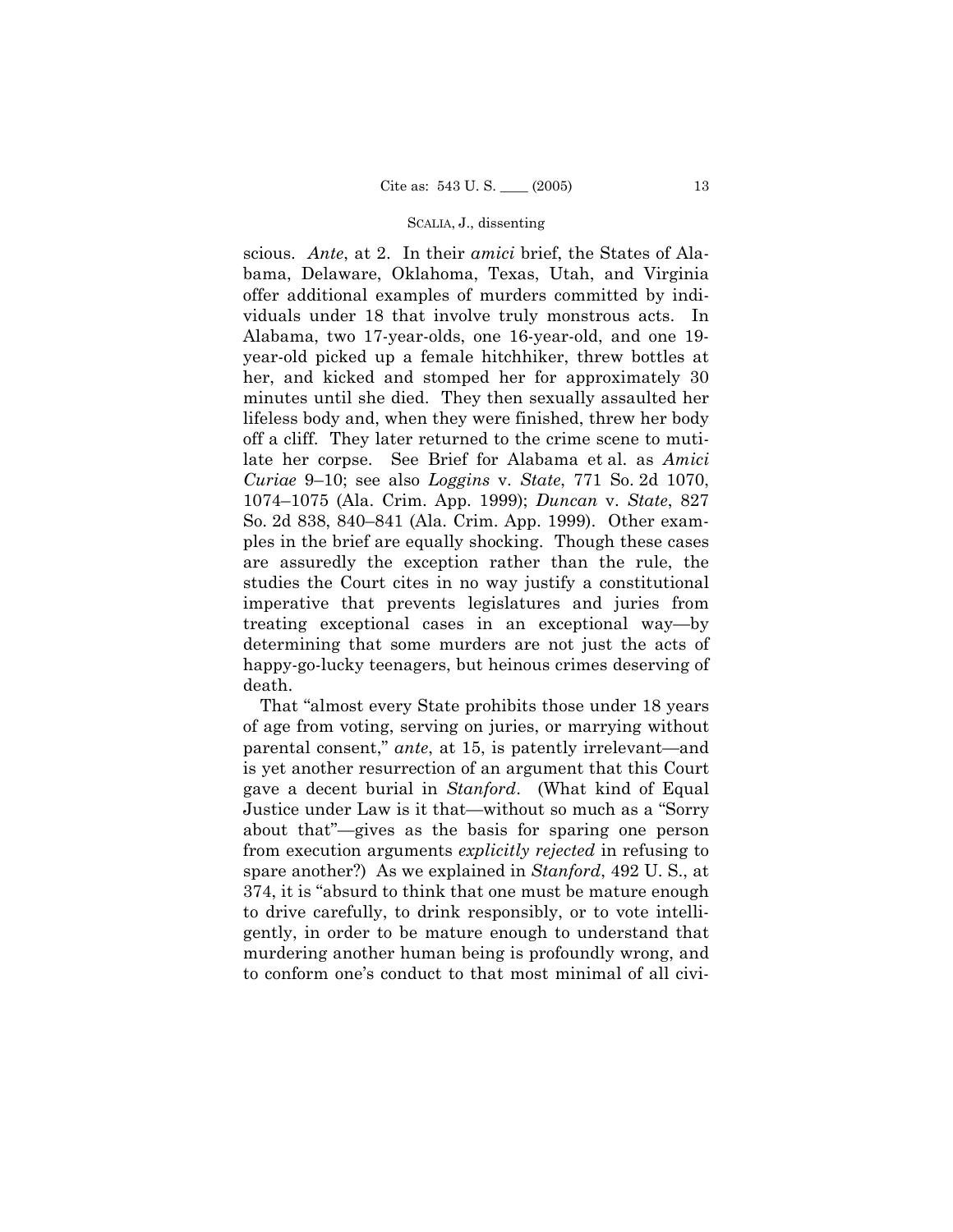scious. *Ante*, at 2. In their *amici* brief, the States of Alabama, Delaware, Oklahoma, Texas, Utah, and Virginia offer additional examples of murders committed by individuals under 18 that involve truly monstrous acts. In Alabama, two 17-year-olds, one 16-year-old, and one 19-year-old picked up a female hitchhiker, threw bottles at her, and kicked and stomped her for approximately 30 minutes until she died. They then sexually assaulted her lifeless body and, when they were finished, threw her body off a cliff. They later returned to the crime scene to mutilate her corpse. See Brief for Alabama et al. as *Amici Curiae* 9–10; see also *Loggins* v. *State*, 771 So. 2d 1070, 1074–1075 (Ala. Crim. App. 1999); *Duncan* v. *State*, 827 So. 2d 838, 840–841 (Ala. Crim. App. 1999). Other examples in the brief are equally shocking. Though these cases are assuredly the exception rather than the rule, the studies the Court cites in no way justify a constitutional imperative that prevents legislatures and juries from treating exceptional cases in an exceptional way—by determining that some murders are not just the acts of happy-go-lucky teenagers, but heinous crimes deserving of death.

That "almost every State prohibits those under 18 years of age from voting, serving on juries, or marrying without parental consent," *ante*, at 15, is patently irrelevant—and is yet another resurrection of an argument that this Court gave a decent burial in *Stanford*. (What kind of Equal Justice under Law is it that—without so much as a "Sorry about that"—gives as the basis for sparing one person from execution arguments *explicitly rejected* in refusing to spare another?) As we explained in *Stanford*, 492 U. S., at 374, it is "absurd to think that one must be mature enough to drive carefully, to drink responsibly, or to vote intelligently, in order to be mature enough to understand that murdering another human being is profoundly wrong, and to conform one's conduct to that most minimal of all civi-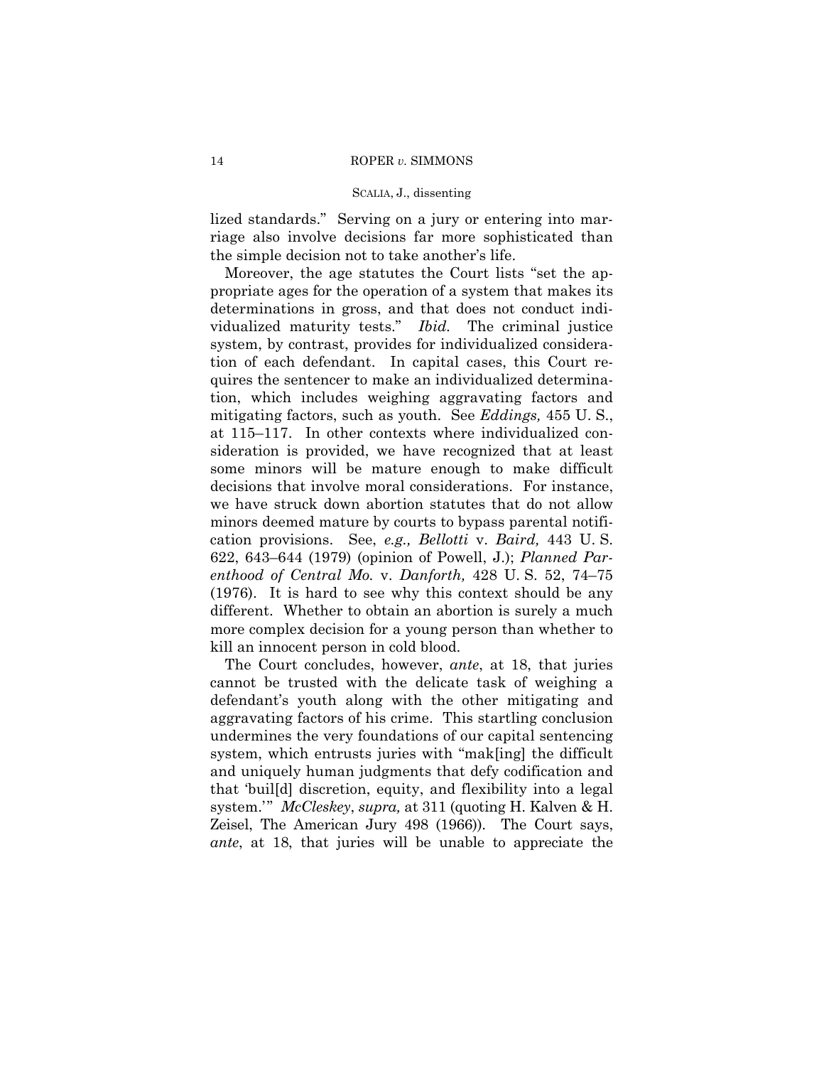lized standards." Serving on a jury or entering into marriage also involve decisions far more sophisticated than the simple decision not to take another's life.

Moreover, the age statutes the Court lists "set the appropriate ages for the operation of a system that makes its determinations in gross, and that does not conduct individualized maturity tests." *Ibid.* The criminal justice system, by contrast, provides for individualized consideration of each defendant. In capital cases, this Court requires the sentencer to make an individualized determination, which includes weighing aggravating factors and mitigating factors, such as youth. See *Eddings,* 455 U. S., at 115–117. In other contexts where individualized consideration is provided, we have recognized that at least some minors will be mature enough to make difficult decisions that involve moral considerations. For instance, we have struck down abortion statutes that do not allow minors deemed mature by courts to bypass parental notification provisions. See, *e.g., Bellotti* v. *Baird,* 443 U. S. 622, 643–644 (1979) (opinion of Powell, J.); *Planned Parenthood of Central Mo.* v. *Danforth,* 428 U. S. 52, 74–75 (1976). It is hard to see why this context should be any different. Whether to obtain an abortion is surely a much more complex decision for a young person than whether to kill an innocent person in cold blood.

The Court concludes, however, *ante*, at 18, that juries cannot be trusted with the delicate task of weighing a defendant's youth along with the other mitigating and aggravating factors of his crime. This startling conclusion undermines the very foundations of our capital sentencing system, which entrusts juries with "mak[ing] the difficult and uniquely human judgments that defy codification and that 'buil[d] discretion, equity, and flexibility into a legal system.'" *McCleskey*, *supra,* at 311 (quoting H. Kalven & H. Zeisel, The American Jury 498 (1966)). The Court says, *ante*, at 18, that juries will be unable to appreciate the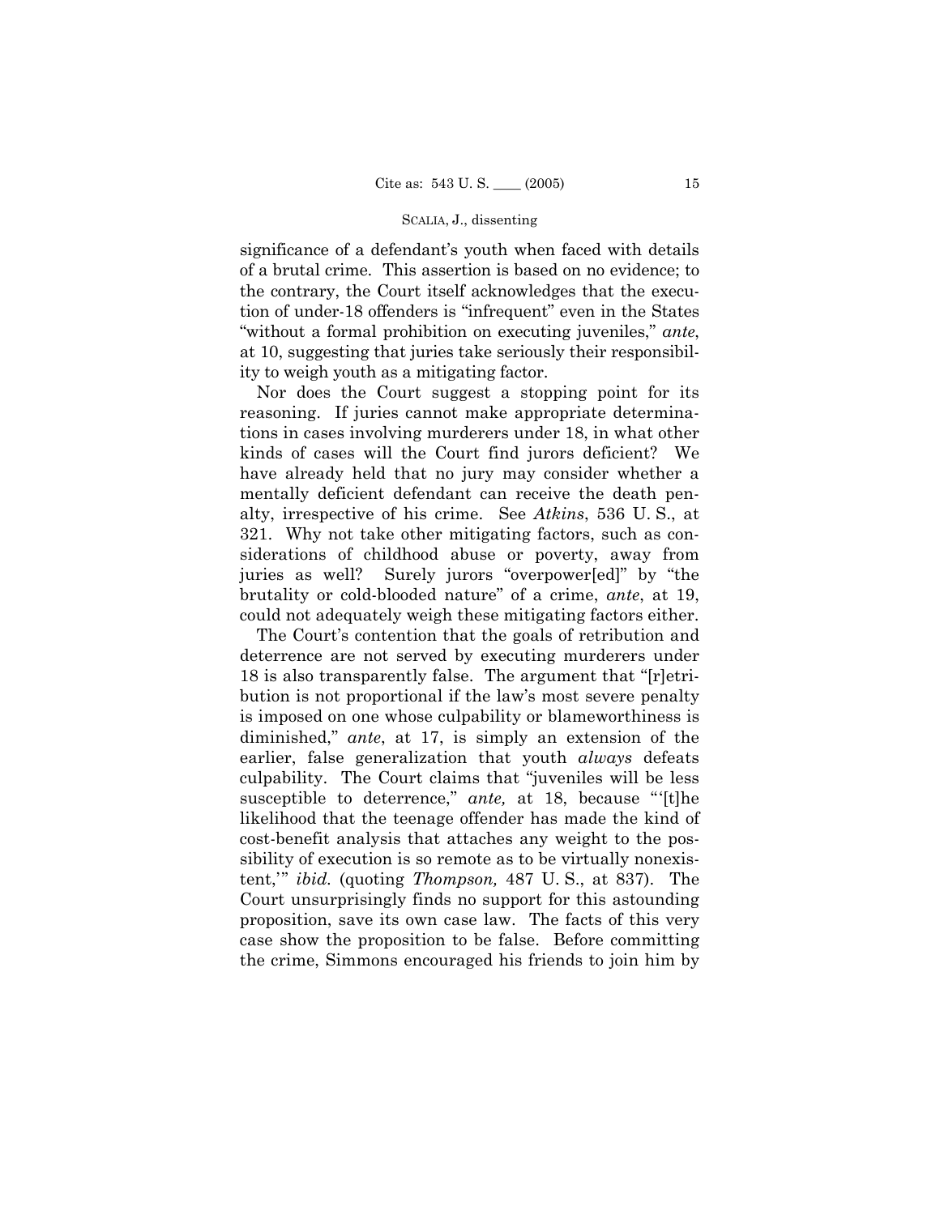significance of a defendant's youth when faced with details of a brutal crime. This assertion is based on no evidence; to the contrary, the Court itself acknowledges that the execution of under-18 offenders is "infrequent" even in the States "without a formal prohibition on executing juveniles," *ante*, at 10, suggesting that juries take seriously their responsibility to weigh youth as a mitigating factor.

Nor does the Court suggest a stopping point for its reasoning. If juries cannot make appropriate determinations in cases involving murderers under 18, in what other kinds of cases will the Court find jurors deficient? We have already held that no jury may consider whether a mentally deficient defendant can receive the death penalty, irrespective of his crime. See *Atkins*, 536 U. S., at 321. Why not take other mitigating factors, such as considerations of childhood abuse or poverty, away from juries as well? Surely jurors "overpower[ed]" by "the brutality or cold-blooded nature" of a crime, *ante*, at 19, could not adequately weigh these mitigating factors either.

The Court's contention that the goals of retribution and deterrence are not served by executing murderers under 18 is also transparently false. The argument that "[r]etribution is not proportional if the law's most severe penalty is imposed on one whose culpability or blameworthiness is diminished," *ante*, at 17, is simply an extension of the earlier, false generalization that youth *always* defeats culpability. The Court claims that "juveniles will be less susceptible to deterrence," *ante,* at 18, because "'[t]he likelihood that the teenage offender has made the kind of cost-benefit analysis that attaches any weight to the possibility of execution is so remote as to be virtually nonexistent,'" *ibid.* (quoting *Thompson,* 487 U. S., at 837). The Court unsurprisingly finds no support for this astounding proposition, save its own case law. The facts of this very case show the proposition to be false. Before committing the crime, Simmons encouraged his friends to join him by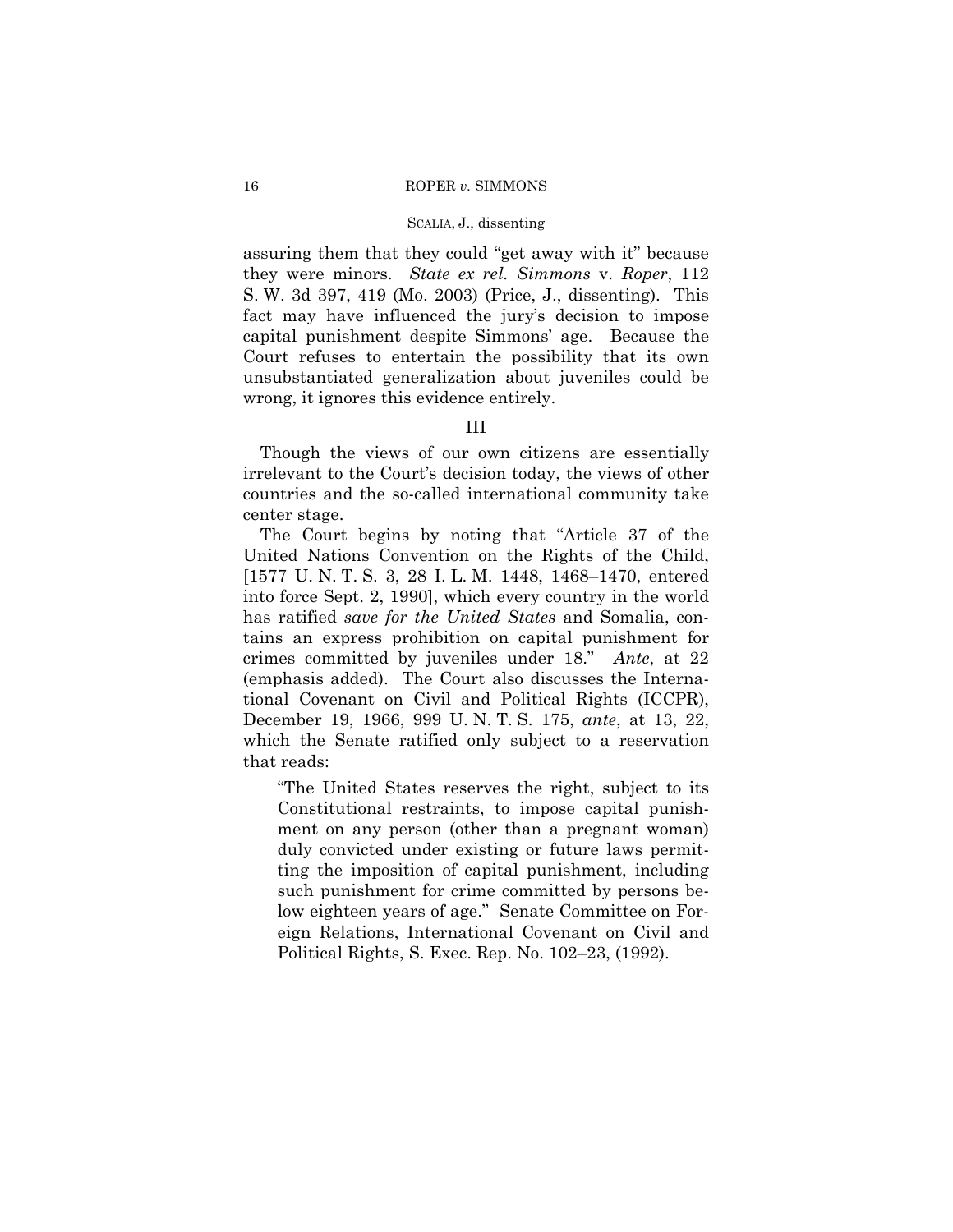assuring them that they could "get away with it" because they were minors. *State ex rel. Simmons* v. *Roper*, 112 S. W. 3d 397, 419 (Mo. 2003) (Price, J., dissenting). This fact may have influenced the jury's decision to impose capital punishment despite Simmons' age. Because the Court refuses to entertain the possibility that its own unsubstantiated generalization about juveniles could be wrong, it ignores this evidence entirely.

## III

Though the views of our own citizens are essentially irrelevant to the Court's decision today, the views of other countries and the so-called international community take center stage.

The Court begins by noting that "Article 37 of the United Nations Convention on the Rights of the Child, [1577 U. N. T. S. 3, 28 I. L. M. 1448, 1468–1470, entered into force Sept. 2, 1990], which every country in the world has ratified *save for the United States* and Somalia, contains an express prohibition on capital punishment for crimes committed by juveniles under 18." *Ante*, at 22 (emphasis added). The Court also discusses the International Covenant on Civil and Political Rights (ICCPR), December 19, 1966, 999 U. N. T. S. 175, *ante*, at 13, 22, which the Senate ratified only subject to a reservation that reads:

> "The United States reserves the right, subject to its Constitutional restraints, to impose capital punishment on any person (other than a pregnant woman) duly convicted under existing or future laws permitting the imposition of capital punishment, including such punishment for crime committed by persons below eighteen years of age." Senate Committee on Foreign Relations, International Covenant on Civil and Political Rights, S. Exec. Rep. No. 102–23, (1992).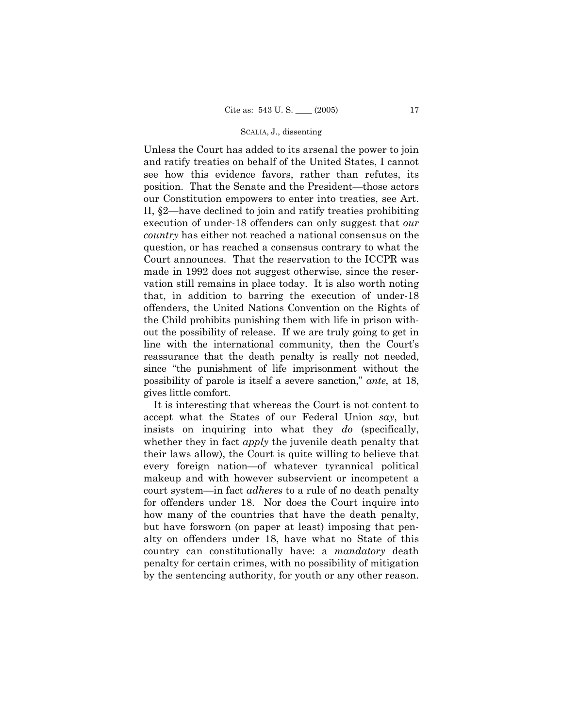Unless the Court has added to its arsenal the power to join and ratify treaties on behalf of the United States, I cannot see how this evidence favors, rather than refutes, its position. That the Senate and the President—those actors our Constitution empowers to enter into treaties, see Art. II, §2—have declined to join and ratify treaties prohibiting execution of under-18 offenders can only suggest that *our country* has either not reached a national consensus on the question, or has reached a consensus contrary to what the Court announces. That the reservation to the ICCPR was made in 1992 does not suggest otherwise, since the reservation still remains in place today. It is also worth noting that, in addition to barring the execution of under-18 offenders, the United Nations Convention on the Rights of the Child prohibits punishing them with life in prison without the possibility of release. If we are truly going to get in line with the international community, then the Court's reassurance that the death penalty is really not needed, since "the punishment of life imprisonment without the possibility of parole is itself a severe sanction," *ante*, at 18, gives little comfort.

It is interesting that whereas the Court is not content to accept what the States of our Federal Union *say*, but insists on inquiring into what they *do* (specifically, whether they in fact *apply* the juvenile death penalty that their laws allow), the Court is quite willing to believe that every foreign nation—of whatever tyrannical political makeup and with however subservient or incompetent a court system—in fact *adheres* to a rule of no death penalty for offenders under 18. Nor does the Court inquire into how many of the countries that have the death penalty, but have forsworn (on paper at least) imposing that penalty on offenders under 18, have what no State of this country can constitutionally have: a *mandatory* death penalty for certain crimes, with no possibility of mitigation by the sentencing authority, for youth or any other reason.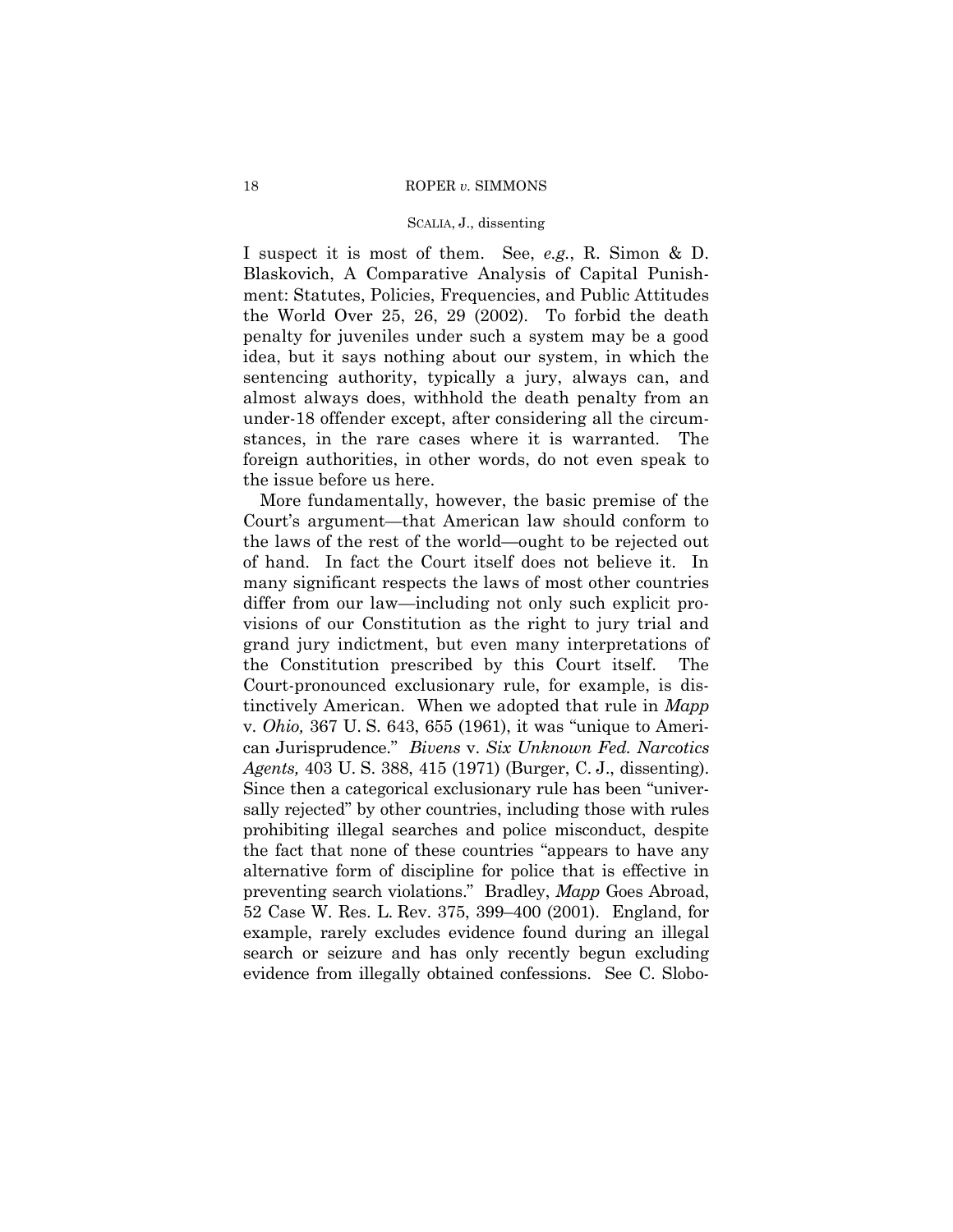I suspect it is most of them. See, *e.g.*, R. Simon & D. Blaskovich, A Comparative Analysis of Capital Punishment: Statutes, Policies, Frequencies, and Public Attitudes the World Over 25, 26, 29 (2002). To forbid the death penalty for juveniles under such a system may be a good idea, but it says nothing about our system, in which the sentencing authority, typically a jury, always can, and almost always does, withhold the death penalty from an under-18 offender except, after considering all the circumstances, in the rare cases where it is warranted. The foreign authorities, in other words, do not even speak to the issue before us here.

More fundamentally, however, the basic premise of the Court's argument—that American law should conform to the laws of the rest of the world—ought to be rejected out of hand. In fact the Court itself does not believe it. In many significant respects the laws of most other countries differ from our law—including not only such explicit provisions of our Constitution as the right to jury trial and grand jury indictment, but even many interpretations of the Constitution prescribed by this Court itself. The Court-pronounced exclusionary rule, for example, is distinctively American. When we adopted that rule in *Mapp* v. *Ohio,* 367 U. S. 643, 655 (1961), it was "unique to American Jurisprudence." *Bivens* v. *Six Unknown Fed. Narcotics Agents,* 403 U. S. 388, 415 (1971) (Burger, C. J., dissenting). Since then a categorical exclusionary rule has been "universally rejected" by other countries, including those with rules prohibiting illegal searches and police misconduct, despite the fact that none of these countries "appears to have any alternative form of discipline for police that is effective in preventing search violations." Bradley, *Mapp* Goes Abroad, 52 Case W. Res. L. Rev. 375, 399–400 (2001). England, for example, rarely excludes evidence found during an illegal search or seizure and has only recently begun excluding evidence from illegally obtained confessions. See C. Slobo-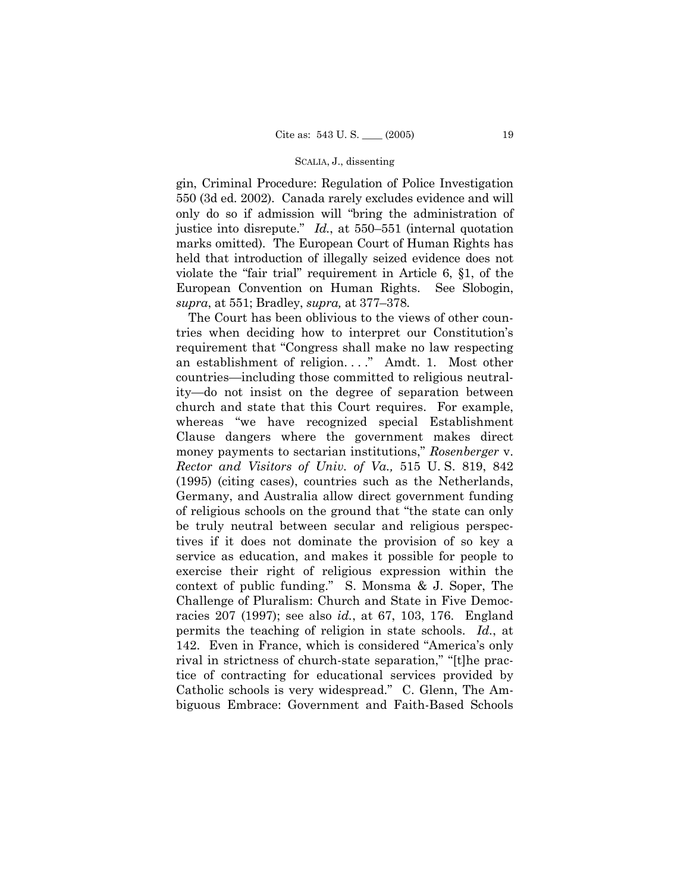gin, Criminal Procedure: Regulation of Police Investigation 550 (3d ed. 2002). Canada rarely excludes evidence and will only do so if admission will "bring the administration of justice into disrepute." *Id.*, at 550–551 (internal quotation marks omitted). The European Court of Human Rights has held that introduction of illegally seized evidence does not violate the "fair trial" requirement in Article 6, §1, of the European Convention on Human Rights. See Slobogin, *supra*, at 551; Bradley, *supra,* at 377–378.

The Court has been oblivious to the views of other countries when deciding how to interpret our Constitution's requirement that "Congress shall make no law respecting an establishment of religion. . . ." Amdt. 1. Most other countries—including those committed to religious neutrality—do not insist on the degree of separation between church and state that this Court requires. For example, whereas "we have recognized special Establishment Clause dangers where the government makes direct money payments to sectarian institutions," *Rosenberger* v. *Rector and Visitors of Univ. of Va.,* 515 U. S. 819, 842 (1995) (citing cases), countries such as the Netherlands, Germany, and Australia allow direct government funding of religious schools on the ground that "the state can only be truly neutral between secular and religious perspectives if it does not dominate the provision of so key a service as education, and makes it possible for people to exercise their right of religious expression within the context of public funding." S. Monsma & J. Soper, The Challenge of Pluralism: Church and State in Five Democracies 207 (1997); see also *id.*, at 67, 103, 176. England permits the teaching of religion in state schools. *Id.*, at 142. Even in France, which is considered "America's only rival in strictness of church-state separation," "[t]he practice of contracting for educational services provided by Catholic schools is very widespread." C. Glenn, The Ambiguous Embrace: Government and Faith-Based Schools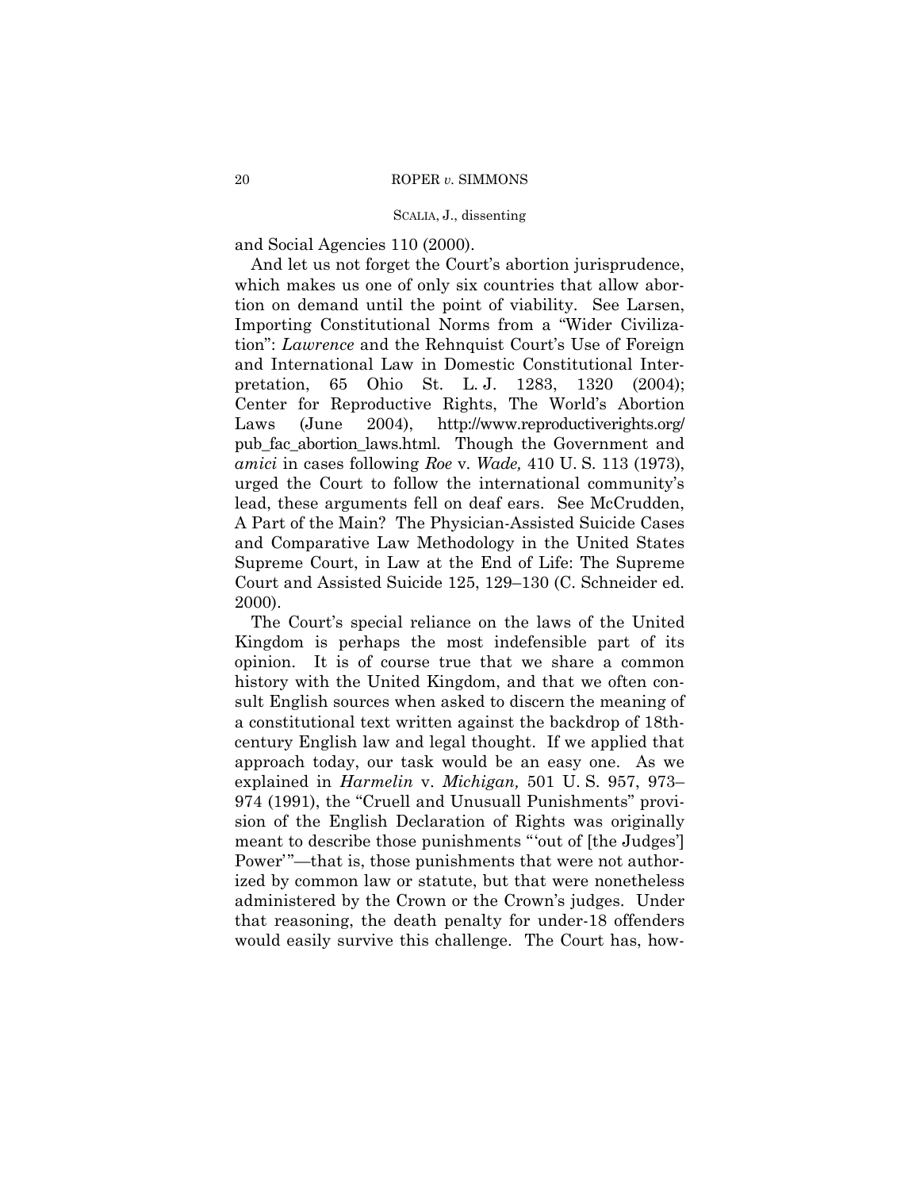and Social Agencies 110 (2000).

And let us not forget the Court's abortion jurisprudence, which makes us one of only six countries that allow abortion on demand until the point of viability. See Larsen, Importing Constitutional Norms from a "Wider Civilization": *Lawrence* and the Rehnquist Court's Use of Foreign and International Law in Domestic Constitutional Interpretation, 65 Ohio St. L. J. 1283, 1320 (2004); Center for Reproductive Rights, The World's Abortion Laws (June 2004), http://www.reproductiverights.org/pub_fac_abortion_laws.html. Though the Government and *amici* in cases following *Roe* v. *Wade,* 410 U. S. 113 (1973), urged the Court to follow the international community's lead, these arguments fell on deaf ears. See McCrudden, A Part of the Main? The Physician-Assisted Suicide Cases and Comparative Law Methodology in the United States Supreme Court, in Law at the End of Life: The Supreme Court and Assisted Suicide 125, 129–130 (C. Schneider ed. 2000).

The Court's special reliance on the laws of the United Kingdom is perhaps the most indefensible part of its opinion. It is of course true that we share a common history with the United Kingdom, and that we often consult English sources when asked to discern the meaning of a constitutional text written against the backdrop of 18th-century English law and legal thought. If we applied that approach today, our task would be an easy one. As we explained in *Harmelin* v. *Michigan,* 501 U. S. 957, 973–974 (1991), the "Cruell and Unusuall Punishments" provision of the English Declaration of Rights was originally meant to describe those punishments "'out of [the Judges'] Power'"—that is, those punishments that were not authorized by common law or statute, but that were nonetheless administered by the Crown or the Crown's judges. Under that reasoning, the death penalty for under-18 offenders would easily survive this challenge. The Court has, how-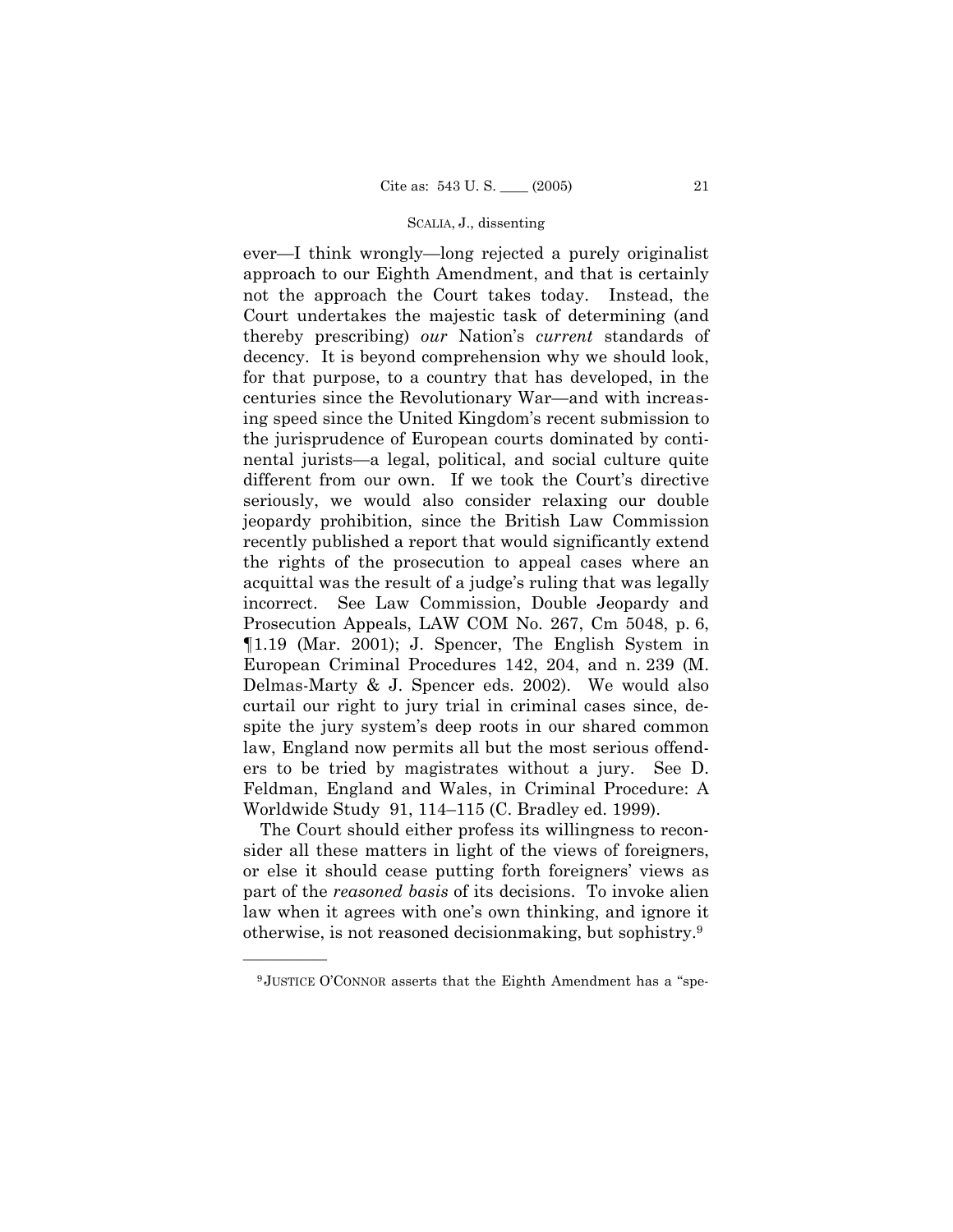ever—I think wrongly—long rejected a purely originalist approach to our Eighth Amendment, and that is certainly not the approach the Court takes today. Instead, the Court undertakes the majestic task of determining (and thereby prescribing) *our* Nation's *current* standards of decency. It is beyond comprehension why we should look, for that purpose, to a country that has developed, in the centuries since the Revolutionary War—and with increasing speed since the United Kingdom's recent submission to the jurisprudence of European courts dominated by continental jurists—a legal, political, and social culture quite different from our own. If we took the Court's directive seriously, we would also consider relaxing our double jeopardy prohibition, since the British Law Commission recently published a report that would significantly extend the rights of the prosecution to appeal cases where an acquittal was the result of a judge's ruling that was legally incorrect. See Law Commission, Double Jeopardy and Prosecution Appeals, LAW COM No. 267, Cm 5048, p. 6, ¶1.19 (Mar. 2001); J. Spencer, The English System in European Criminal Procedures 142, 204, and n. 239 (M. Delmas-Marty & J. Spencer eds. 2002). We would also curtail our right to jury trial in criminal cases since, despite the jury system's deep roots in our shared common law, England now permits all but the most serious offenders to be tried by magistrates without a jury. See D. Feldman, England and Wales, in Criminal Procedure: A Worldwide Study 91, 114–115 (C. Bradley ed. 1999).

The Court should either profess its willingness to reconsider all these matters in light of the views of foreigners, or else it should cease putting forth foreigners' views as part of the *reasoned basis* of its decisions. To invoke alien law when it agrees with one's own thinking, and ignore it otherwise, is not reasoned decisionmaking, but sophistry.[9]

---

[9] JUSTICE O'CONNOR asserts that the Eighth Amendment has a "spe-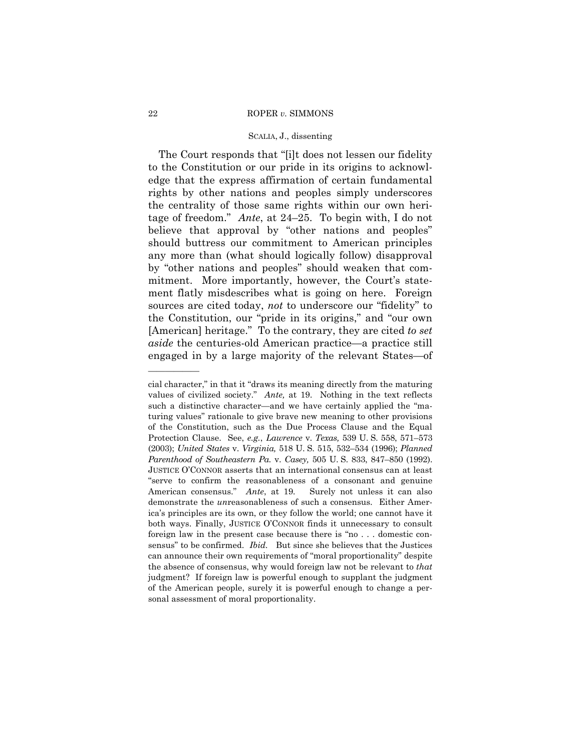The Court responds that "[i]t does not lessen our fidelity to the Constitution or our pride in its origins to acknowledge that the express affirmation of certain fundamental rights by other nations and peoples simply underscores the centrality of those same rights within our own heritage of freedom." *Ante*, at 24–25. To begin with, I do not believe that approval by "other nations and peoples" should buttress our commitment to American principles any more than (what should logically follow) disapproval by "other nations and peoples" should weaken that commitment. More importantly, however, the Court's statement flatly misdescribes what is going on here. Foreign sources are cited today, *not* to underscore our "fidelity" to the Constitution, our "pride in its origins," and "our own [American] heritage." To the contrary, they are cited *to set aside* the centuries-old American practice—a practice still engaged in by a large majority of the relevant States—of

---

cial character," in that it "draws its meaning directly from the maturing values of civilized society." *Ante,* at 19. Nothing in the text reflects such a distinctive character—and we have certainly applied the "maturing values" rationale to give brave new meaning to other provisions of the Constitution, such as the Due Process Clause and the Equal Protection Clause. See, *e.g.*, *Lawrence* v. *Texas,* 539 U. S. 558, 571–573 (2003); *United States* v. *Virginia,* 518 U. S. 515, 532–534 (1996); *Planned Parenthood of Southeastern Pa.* v. *Casey,* 505 U. S. 833, 847–850 (1992). JUSTICE O'CONNOR asserts that an international consensus can at least "serve to confirm the reasonableness of a consonant and genuine American consensus." *Ante*, at 19. Surely not unless it can also demonstrate the *un*reasonableness of such a consensus. Either America's principles are its own, or they follow the world; one cannot have it both ways. Finally, JUSTICE O'CONNOR finds it unnecessary to consult foreign law in the present case because there is "no . . . domestic consensus" to be confirmed. *Ibid*. But since she believes that the Justices can announce their own requirements of "moral proportionality" despite the absence of consensus, why would foreign law not be relevant to *that* judgment? If foreign law is powerful enough to supplant the judgment of the American people, surely it is powerful enough to change a personal assessment of moral proportionality.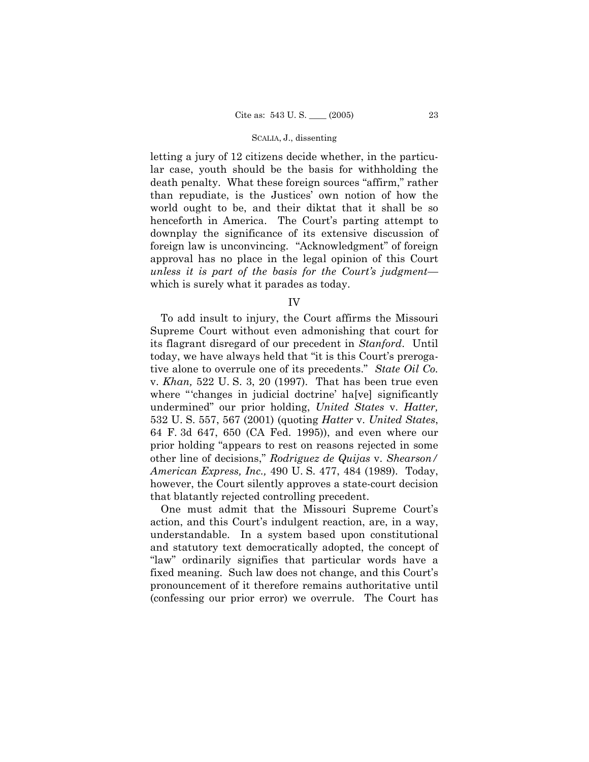letting a jury of 12 citizens decide whether, in the particular case, youth should be the basis for withholding the death penalty. What these foreign sources "affirm," rather than repudiate, is the Justices' own notion of how the world ought to be, and their diktat that it shall be so henceforth in America. The Court's parting attempt to downplay the significance of its extensive discussion of foreign law is unconvincing. "Acknowledgment" of foreign approval has no place in the legal opinion of this Court *unless it is part of the basis for the Court's judgment*—which is surely what it parades as today.

## IV

To add insult to injury, the Court affirms the Missouri Supreme Court without even admonishing that court for its flagrant disregard of our precedent in *Stanford*. Until today, we have always held that "it is this Court's prerogative alone to overrule one of its precedents." *State Oil Co.* v. *Khan,* 522 U. S. 3, 20 (1997). That has been true even where "'changes in judicial doctrine' ha[ve] significantly undermined" our prior holding, *United States* v. *Hatter,* 532 U. S. 557, 567 (2001) (quoting *Hatter* v. *United States*, 64 F. 3d 647, 650 (CA Fed. 1995)), and even where our prior holding "appears to rest on reasons rejected in some other line of decisions," *Rodriguez de Quijas* v. *Shearson/American Express, Inc.,* 490 U. S. 477, 484 (1989). Today, however, the Court silently approves a state-court decision that blatantly rejected controlling precedent.

One must admit that the Missouri Supreme Court's action, and this Court's indulgent reaction, are, in a way, understandable. In a system based upon constitutional and statutory text democratically adopted, the concept of "law" ordinarily signifies that particular words have a fixed meaning. Such law does not change, and this Court's pronouncement of it therefore remains authoritative until (confessing our prior error) we overrule. The Court has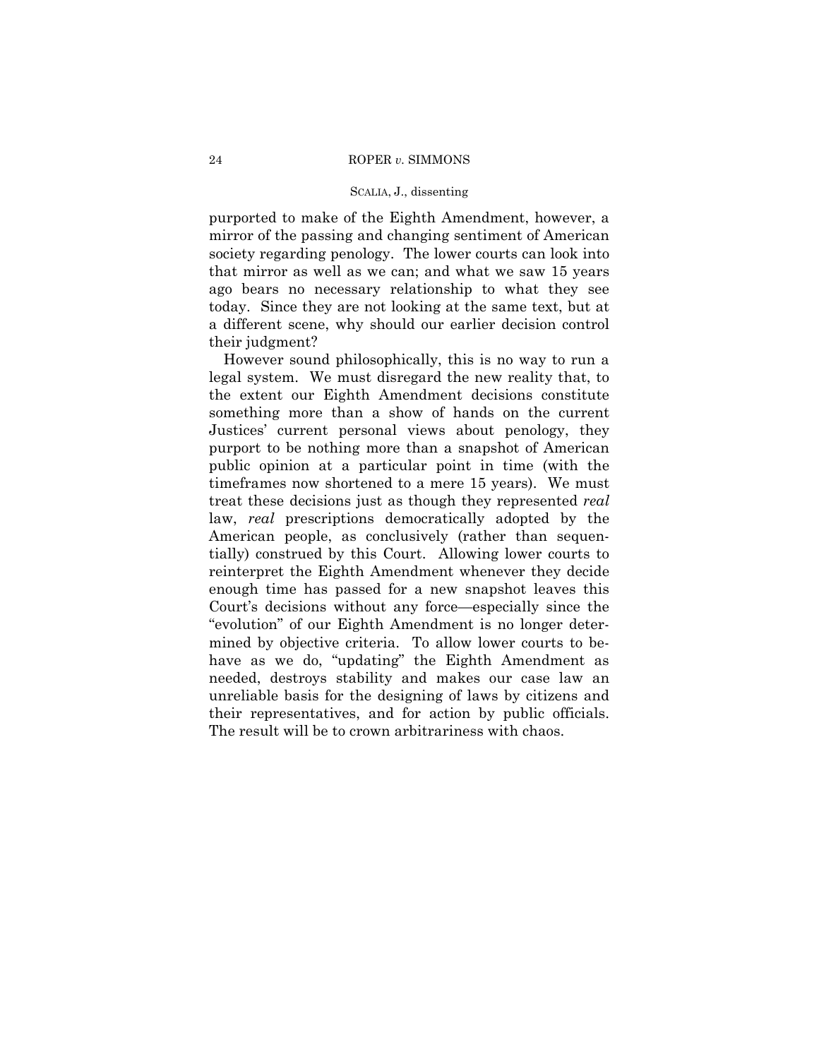purported to make of the Eighth Amendment, however, a mirror of the passing and changing sentiment of American society regarding penology. The lower courts can look into that mirror as well as we can; and what we saw 15 years ago bears no necessary relationship to what they see today. Since they are not looking at the same text, but at a different scene, why should our earlier decision control their judgment?

However sound philosophically, this is no way to run a legal system. We must disregard the new reality that, to the extent our Eighth Amendment decisions constitute something more than a show of hands on the current Justices' current personal views about penology, they purport to be nothing more than a snapshot of American public opinion at a particular point in time (with the timeframes now shortened to a mere 15 years). We must treat these decisions just as though they represented *real* law, *real* prescriptions democratically adopted by the American people, as conclusively (rather than sequentially) construed by this Court. Allowing lower courts to reinterpret the Eighth Amendment whenever they decide enough time has passed for a new snapshot leaves this Court's decisions without any force—especially since the "evolution" of our Eighth Amendment is no longer determined by objective criteria. To allow lower courts to behave as we do, "updating" the Eighth Amendment as needed, destroys stability and makes our case law an unreliable basis for the designing of laws by citizens and their representatives, and for action by public officials. The result will be to crown arbitrariness with chaos.